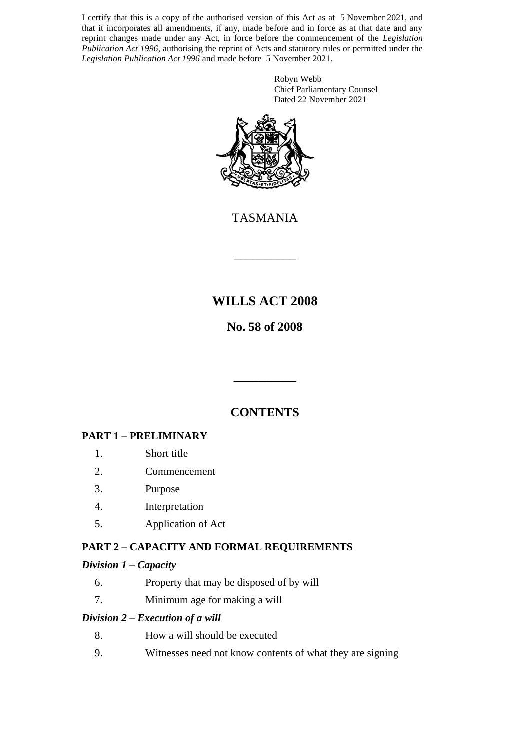I certify that this is a copy of the authorised version of this Act as at 5 November 2021, and that it incorporates all amendments, if any, made before and in force as at that date and any reprint changes made under any Act, in force before the commencement of the *Legislation Publication Act 1996*, authorising the reprint of Acts and statutory rules or permitted under the *Legislation Publication Act 1996* and made before 5 November 2021.

Robyn Webb
Chief Parliamentary Counsel
Dated 22 November 2021

TASMANIA

---

# WILLS ACT 2008

## No. 58 of 2008

---

## CONTENTS

### PART 1 – PRELIMINARY

1. Short title
2. Commencement
3. Purpose
4. Interpretation
5. Application of Act

### PART 2 – CAPACITY AND FORMAL REQUIREMENTS

#### *Division 1 – Capacity*

6. Property that may be disposed of by will
7. Minimum age for making a will

#### *Division 2 – Execution of a will*

8. How a will should be executed
9. Witnesses need not know contents of what they are signing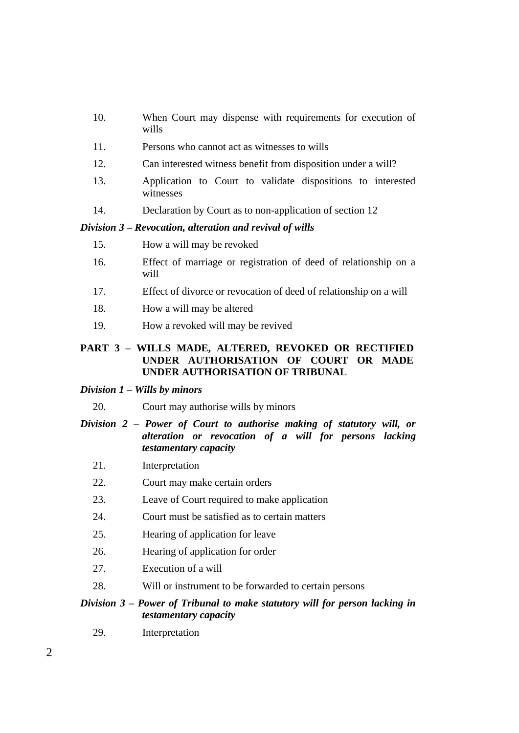10. When Court may dispense with requirements for execution of wills
11. Persons who cannot act as witnesses to wills
12. Can interested witness benefit from disposition under a will?
13. Application to Court to validate dispositions to interested witnesses
14. Declaration by Court as to non-application of section 12

***Division 3 – Revocation, alteration and revival of wills***

15. How a will may be revoked
16. Effect of marriage or registration of deed of relationship on a will
17. Effect of divorce or revocation of deed of relationship on a will
18. How a will may be altered
19. How a revoked will may be revived

**PART 3 – WILLS MADE, ALTERED, REVOKED OR RECTIFIED UNDER AUTHORISATION OF COURT OR MADE UNDER AUTHORISATION OF TRIBUNAL**

***Division 1 – Wills by minors***

20. Court may authorise wills by minors

***Division 2 – Power of Court to authorise making of statutory will, or alteration or revocation of a will for persons lacking testamentary capacity***

21. Interpretation
22. Court may make certain orders
23. Leave of Court required to make application
24. Court must be satisfied as to certain matters
25. Hearing of application for leave
26. Hearing of application for order
27. Execution of a will
28. Will or instrument to be forwarded to certain persons

***Division 3 – Power of Tribunal to make statutory will for person lacking in testamentary capacity***

29. Interpretation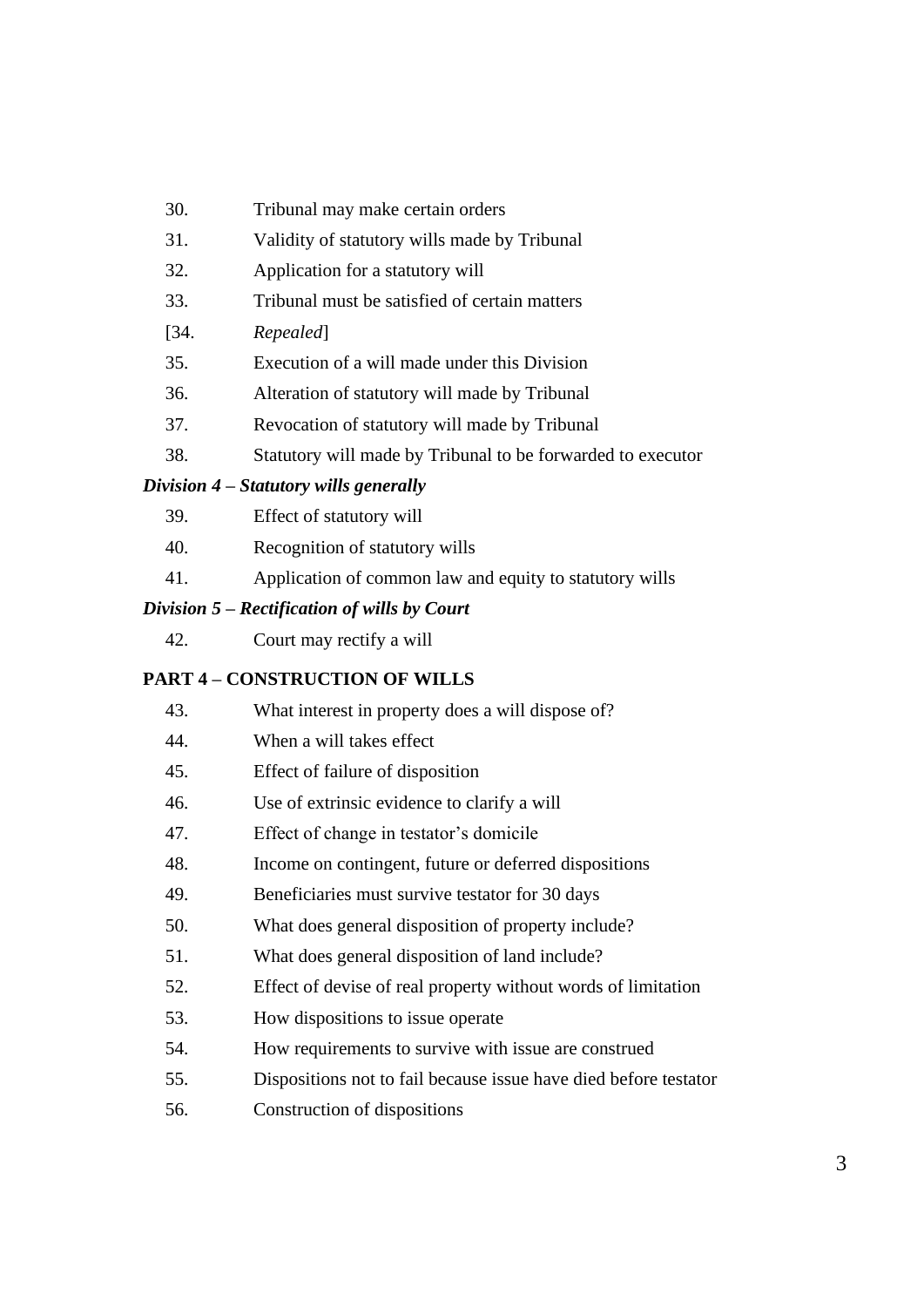30. Tribunal may make certain orders
31. Validity of statutory wills made by Tribunal
32. Application for a statutory will
33. Tribunal must be satisfied of certain matters
[34. *Repealed*]
35. Execution of a will made under this Division
36. Alteration of statutory will made by Tribunal
37. Revocation of statutory will made by Tribunal
38. Statutory will made by Tribunal to be forwarded to executor

***Division 4 – Statutory wills generally***

39. Effect of statutory will
40. Recognition of statutory wills
41. Application of common law and equity to statutory wills

***Division 5 – Rectification of wills by Court***

42. Court may rectify a will

**PART 4 – CONSTRUCTION OF WILLS**

43. What interest in property does a will dispose of?
44. When a will takes effect
45. Effect of failure of disposition
46. Use of extrinsic evidence to clarify a will
47. Effect of change in testator's domicile
48. Income on contingent, future or deferred dispositions
49. Beneficiaries must survive testator for 30 days
50. What does general disposition of property include?
51. What does general disposition of land include?
52. Effect of devise of real property without words of limitation
53. How dispositions to issue operate
54. How requirements to survive with issue are construed
55. Dispositions not to fail because issue have died before testator
56. Construction of dispositions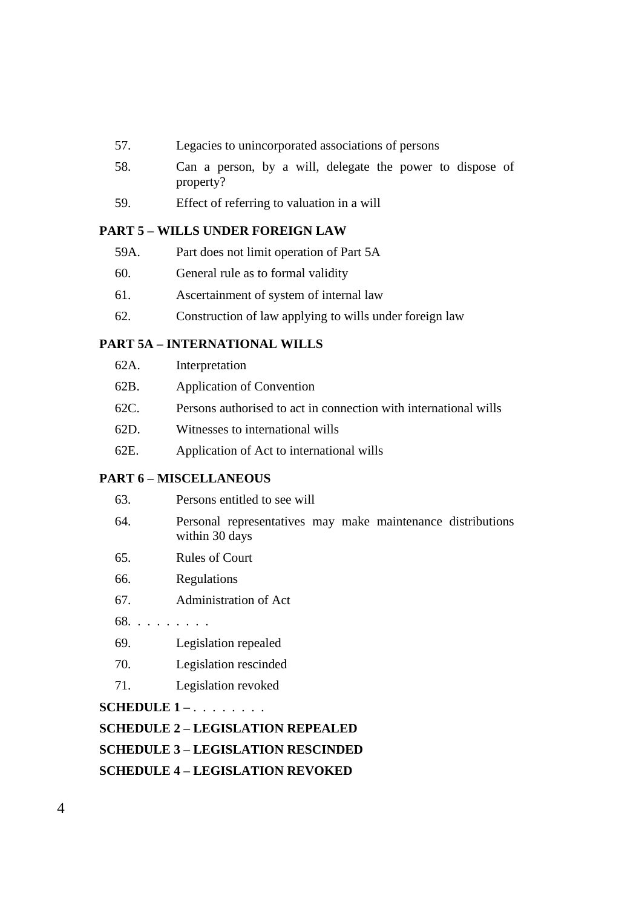57. Legacies to unincorporated associations of persons

58. Can a person, by a will, delegate the power to dispose of property?

59. Effect of referring to valuation in a will

**PART 5 – WILLS UNDER FOREIGN LAW**

59A. Part does not limit operation of Part 5A

60. General rule as to formal validity

61. Ascertainment of system of internal law

62. Construction of law applying to wills under foreign law

**PART 5A – INTERNATIONAL WILLS**

62A. Interpretation

62B. Application of Convention

62C. Persons authorised to act in connection with international wills

62D. Witnesses to international wills

62E. Application of Act to international wills

**PART 6 – MISCELLANEOUS**

63. Persons entitled to see will

64. Personal representatives may make maintenance distributions within 30 days

65. Rules of Court

66. Regulations

67. Administration of Act

68. . . . . . . . .

69. Legislation repealed

70. Legislation rescinded

71. Legislation revoked

**SCHEDULE 1 –** . . . . . . . .

**SCHEDULE 2 – LEGISLATION REPEALED**

**SCHEDULE 3 – LEGISLATION RESCINDED**

**SCHEDULE 4 – LEGISLATION REVOKED**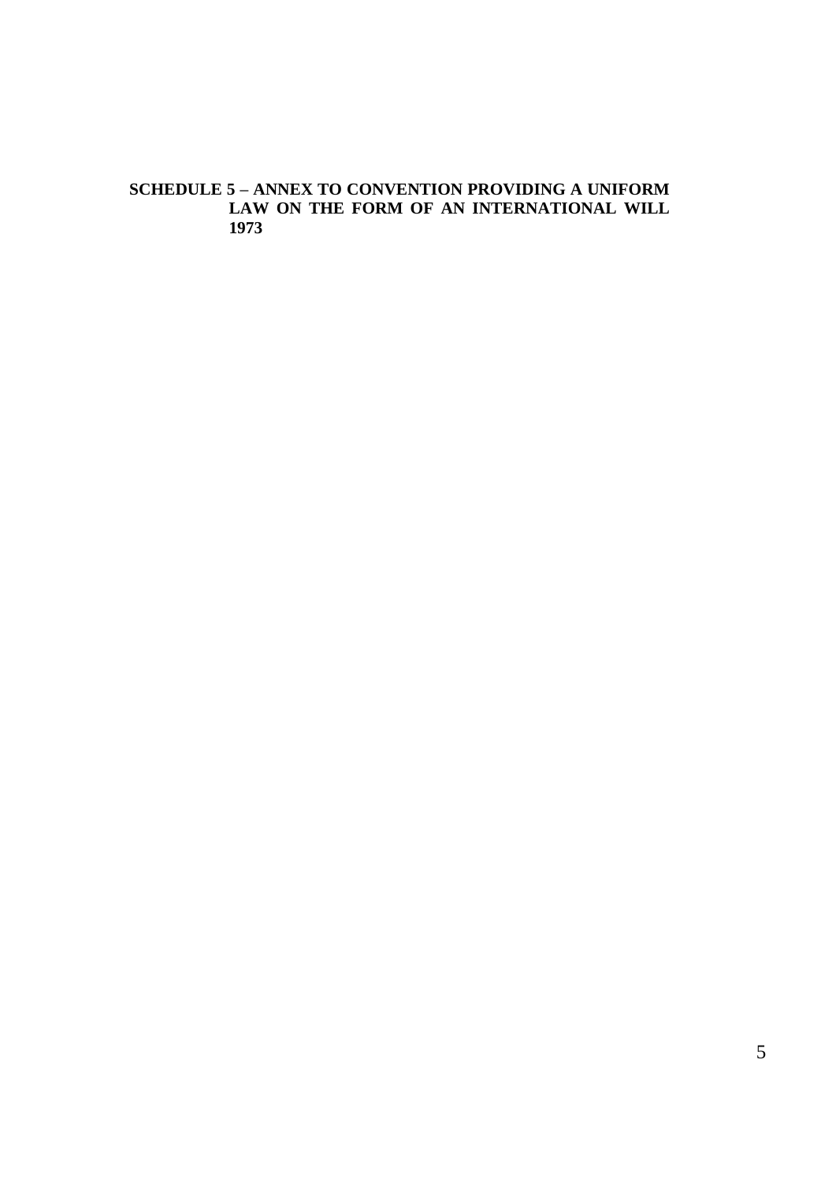# SCHEDULE 5 – ANNEX TO CONVENTION PROVIDING A UNIFORM LAW ON THE FORM OF AN INTERNATIONAL WILL 1973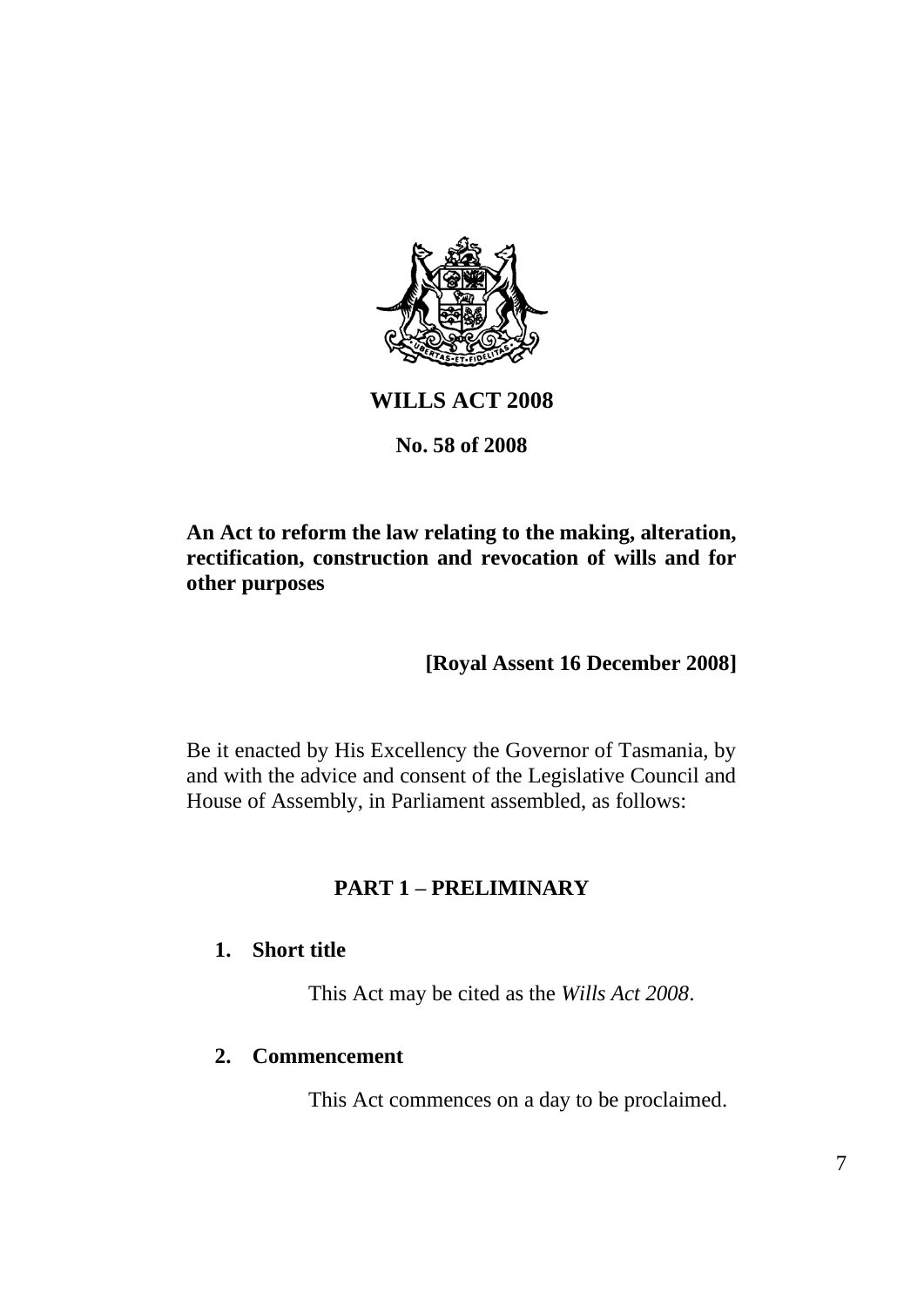# WILLS ACT 2008

**No. 58 of 2008**

**An Act to reform the law relating to the making, alteration, rectification, construction and revocation of wills and for other purposes**

**[Royal Assent 16 December 2008]**

Be it enacted by His Excellency the Governor of Tasmania, by and with the advice and consent of the Legislative Council and House of Assembly, in Parliament assembled, as follows:

## PART 1 – PRELIMINARY

### 1. Short title

This Act may be cited as the *Wills Act 2008*.

### 2. Commencement

This Act commences on a day to be proclaimed.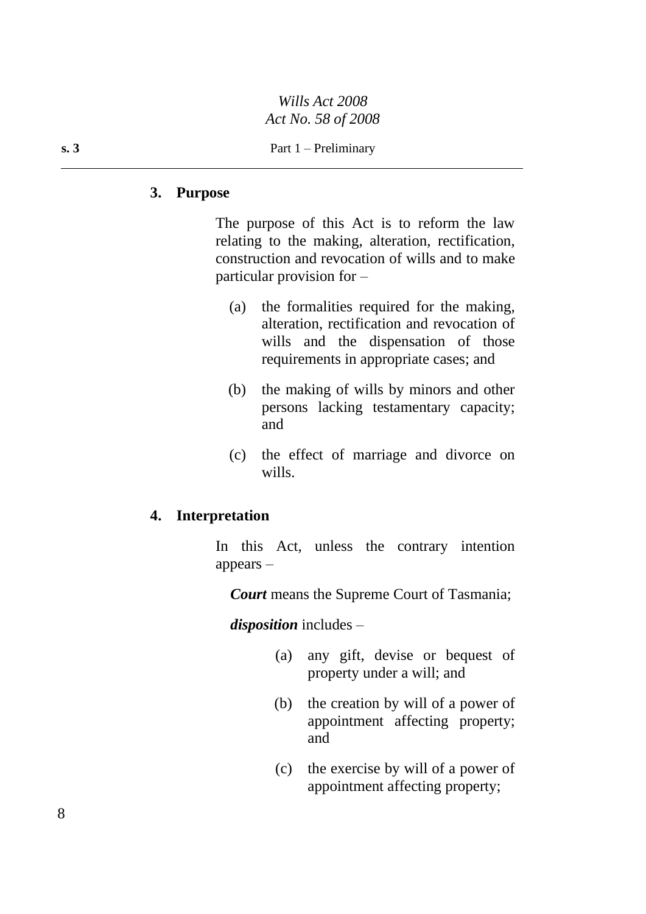## 3. Purpose

The purpose of this Act is to reform the law relating to the making, alteration, rectification, construction and revocation of wills and to make particular provision for –

(a) the formalities required for the making, alteration, rectification and revocation of wills and the dispensation of those requirements in appropriate cases; and

(b) the making of wills by minors and other persons lacking testamentary capacity; and

(c) the effect of marriage and divorce on wills.

## 4. Interpretation

In this Act, unless the contrary intention appears –

***Court*** means the Supreme Court of Tasmania;

***disposition*** includes –

(a) any gift, devise or bequest of property under a will; and

(b) the creation by will of a power of appointment affecting property; and

(c) the exercise by will of a power of appointment affecting property;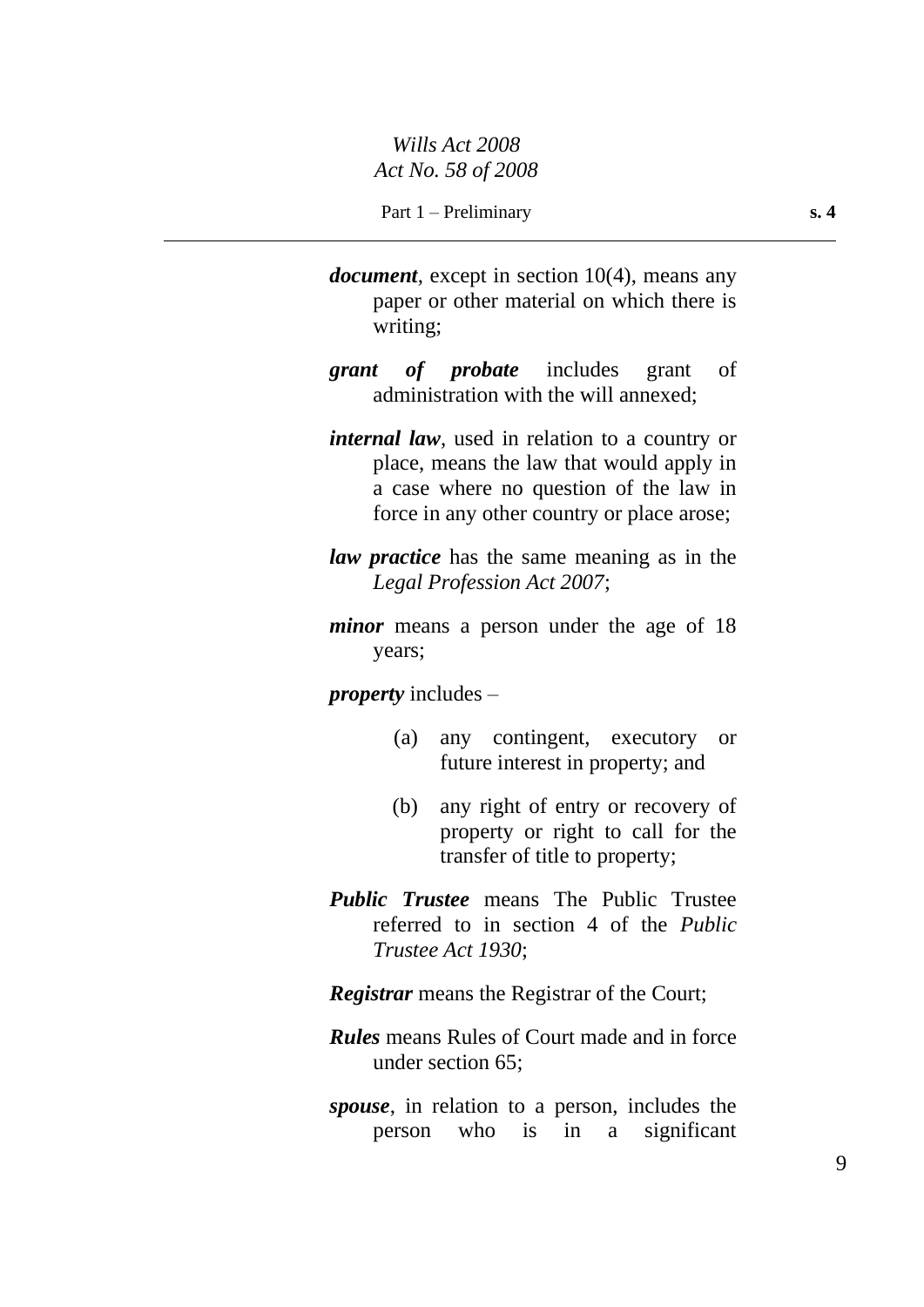***document***, except in section 10(4), means any paper or other material on which there is writing;

***grant of probate*** includes grant of administration with the will annexed;

***internal law***, used in relation to a country or place, means the law that would apply in a case where no question of the law in force in any other country or place arose;

***law practice*** has the same meaning as in the *Legal Profession Act 2007*;

***minor*** means a person under the age of 18 years;

***property*** includes –

(a) any contingent, executory or future interest in property; and

(b) any right of entry or recovery of property or right to call for the transfer of title to property;

***Public Trustee*** means The Public Trustee referred to in section 4 of the *Public Trustee Act 1930*;

***Registrar*** means the Registrar of the Court;

***Rules*** means Rules of Court made and in force under section 65;

***spouse***, in relation to a person, includes the person who is in a significant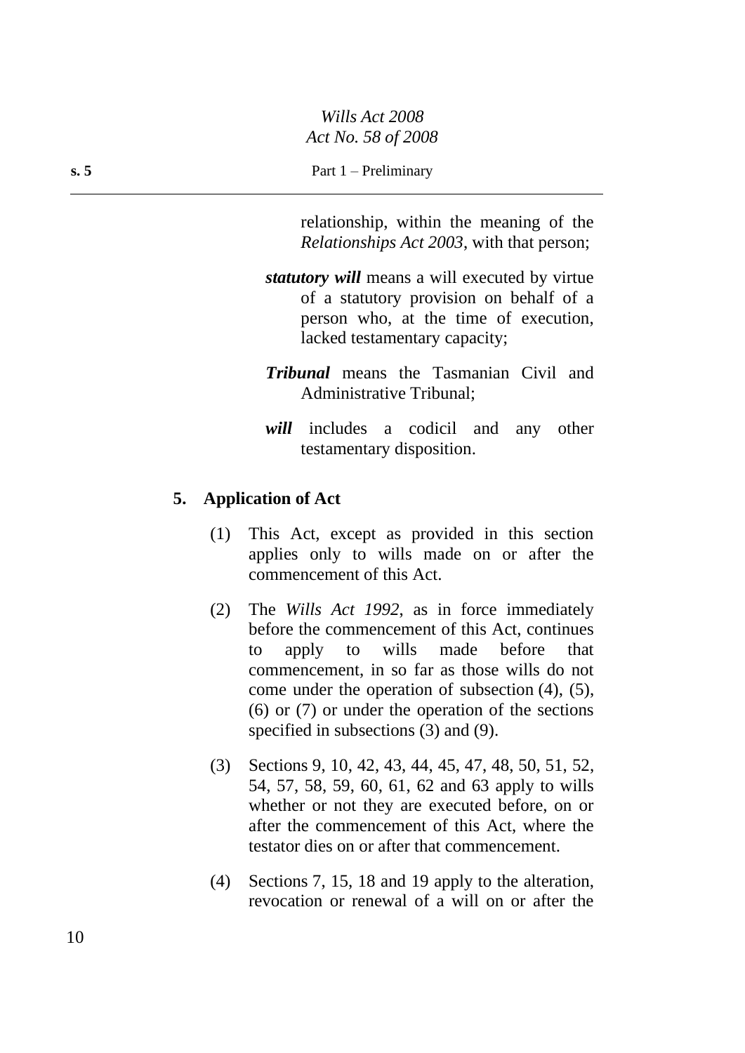relationship, within the meaning of the *Relationships Act 2003*, with that person;

***statutory will*** means a will executed by virtue of a statutory provision on behalf of a person who, at the time of execution, lacked testamentary capacity;

***Tribunal*** means the Tasmanian Civil and Administrative Tribunal;

***will*** includes a codicil and any other testamentary disposition.

## 5. Application of Act

(1) This Act, except as provided in this section applies only to wills made on or after the commencement of this Act.

(2) The *Wills Act 1992*, as in force immediately before the commencement of this Act, continues to apply to wills made before that commencement, in so far as those wills do not come under the operation of subsection (4), (5), (6) or (7) or under the operation of the sections specified in subsections (3) and (9).

(3) Sections 9, 10, 42, 43, 44, 45, 47, 48, 50, 51, 52, 54, 57, 58, 59, 60, 61, 62 and 63 apply to wills whether or not they are executed before, on or after the commencement of this Act, where the testator dies on or after that commencement.

(4) Sections 7, 15, 18 and 19 apply to the alteration, revocation or renewal of a will on or after the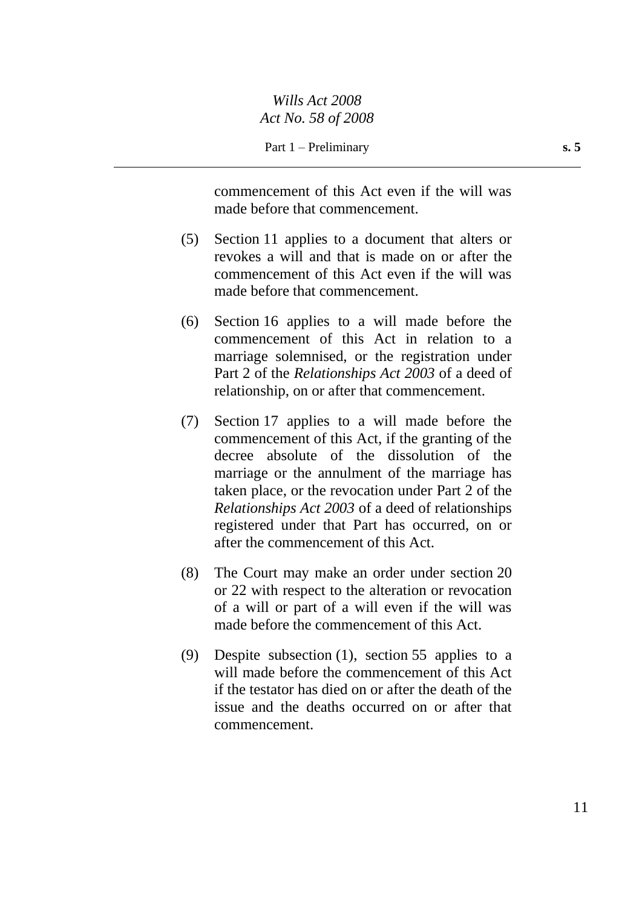commencement of this Act even if the will was made before that commencement.

(5) Section 11 applies to a document that alters or revokes a will and that is made on or after the commencement of this Act even if the will was made before that commencement.

(6) Section 16 applies to a will made before the commencement of this Act in relation to a marriage solemnised, or the registration under Part 2 of the *Relationships Act 2003* of a deed of relationship, on or after that commencement.

(7) Section 17 applies to a will made before the commencement of this Act, if the granting of the decree absolute of the dissolution of the marriage or the annulment of the marriage has taken place, or the revocation under Part 2 of the *Relationships Act 2003* of a deed of relationships registered under that Part has occurred, on or after the commencement of this Act.

(8) The Court may make an order under section 20 or 22 with respect to the alteration or revocation of a will or part of a will even if the will was made before the commencement of this Act.

(9) Despite subsection (1), section 55 applies to a will made before the commencement of this Act if the testator has died on or after the death of the issue and the deaths occurred on or after that commencement.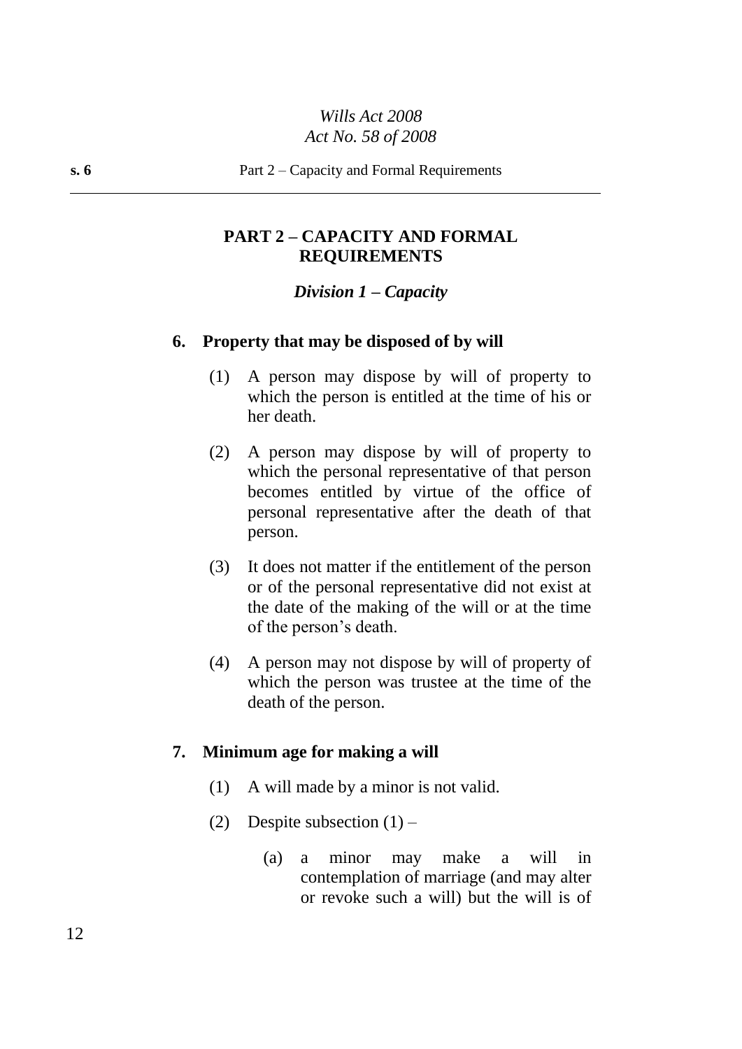## PART 2 – CAPACITY AND FORMAL REQUIREMENTS

### *Division 1 – Capacity*

#### 6. Property that may be disposed of by will

(1) A person may dispose by will of property to which the person is entitled at the time of his or her death.

(2) A person may dispose by will of property to which the personal representative of that person becomes entitled by virtue of the office of personal representative after the death of that person.

(3) It does not matter if the entitlement of the person or of the personal representative did not exist at the date of the making of the will or at the time of the person's death.

(4) A person may not dispose by will of property of which the person was trustee at the time of the death of the person.

#### 7. Minimum age for making a will

(1) A will made by a minor is not valid.

(2) Despite subsection (1) –

(a) a minor may make a will in contemplation of marriage (and may alter or revoke such a will) but the will is of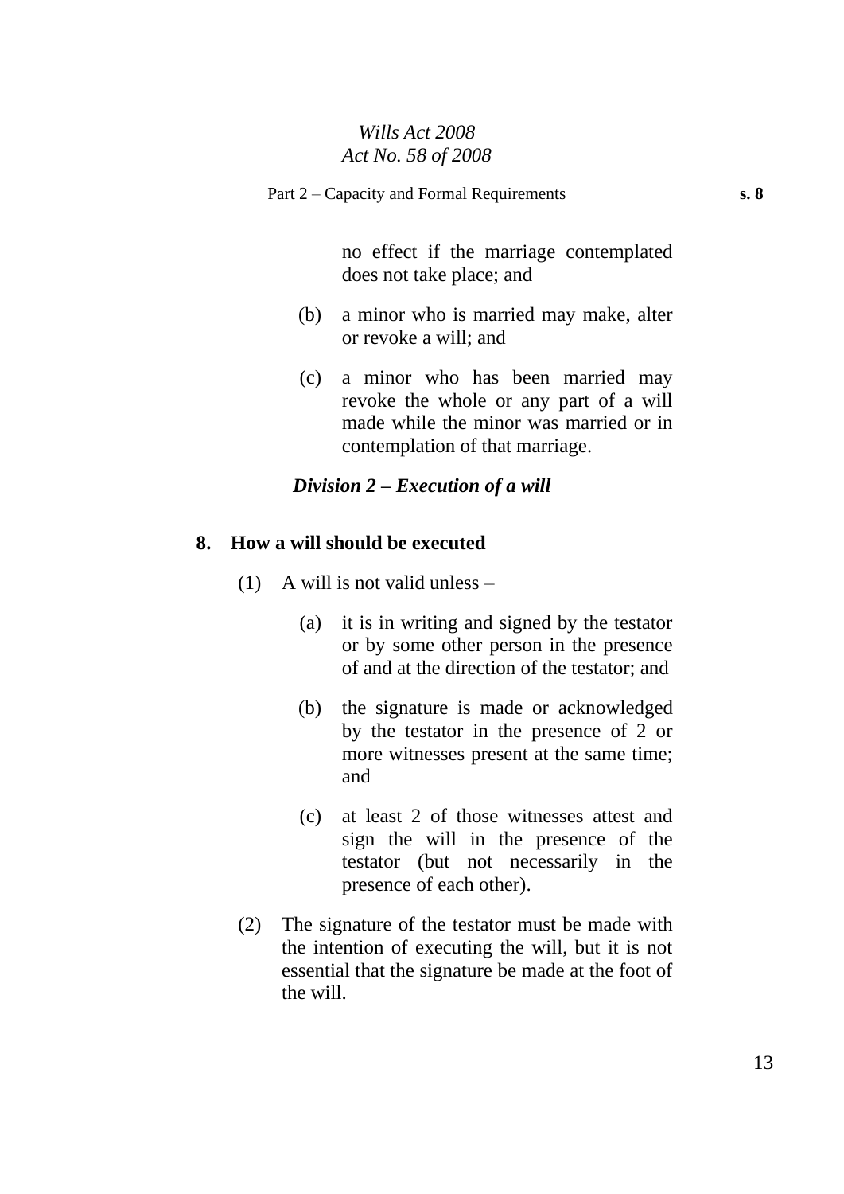no effect if the marriage contemplated does not take place; and

(b) a minor who is married may make, alter or revoke a will; and

(c) a minor who has been married may revoke the whole or any part of a will made while the minor was married or in contemplation of that marriage.

### *Division 2 – Execution of a will*

#### 8. How a will should be executed

(1) A will is not valid unless –

(a) it is in writing and signed by the testator or by some other person in the presence of and at the direction of the testator; and

(b) the signature is made or acknowledged by the testator in the presence of 2 or more witnesses present at the same time; and

(c) at least 2 of those witnesses attest and sign the will in the presence of the testator (but not necessarily in the presence of each other).

(2) The signature of the testator must be made with the intention of executing the will, but it is not essential that the signature be made at the foot of the will.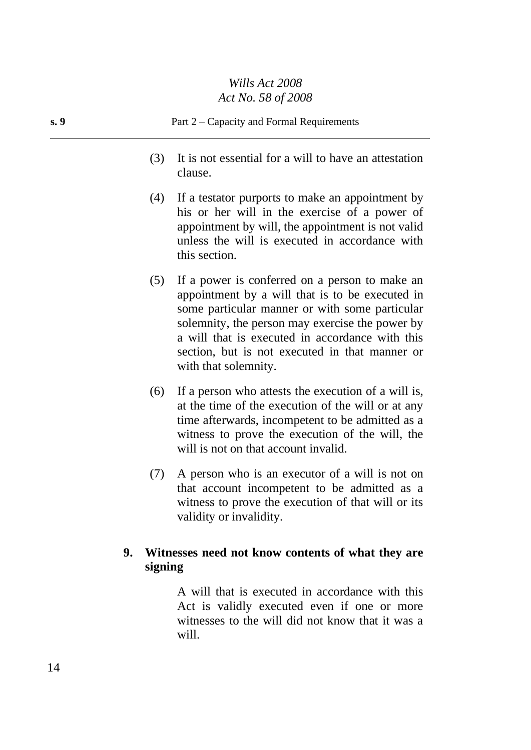(3) It is not essential for a will to have an attestation clause.

(4) If a testator purports to make an appointment by his or her will in the exercise of a power of appointment by will, the appointment is not valid unless the will is executed in accordance with this section.

(5) If a power is conferred on a person to make an appointment by a will that is to be executed in some particular manner or with some particular solemnity, the person may exercise the power by a will that is executed in accordance with this section, but is not executed in that manner or with that solemnity.

(6) If a person who attests the execution of a will is, at the time of the execution of the will or at any time afterwards, incompetent to be admitted as a witness to prove the execution of the will, the will is not on that account invalid.

(7) A person who is an executor of a will is not on that account incompetent to be admitted as a witness to prove the execution of that will or its validity or invalidity.

### 9. Witnesses need not know contents of what they are signing

A will that is executed in accordance with this Act is validly executed even if one or more witnesses to the will did not know that it was a will.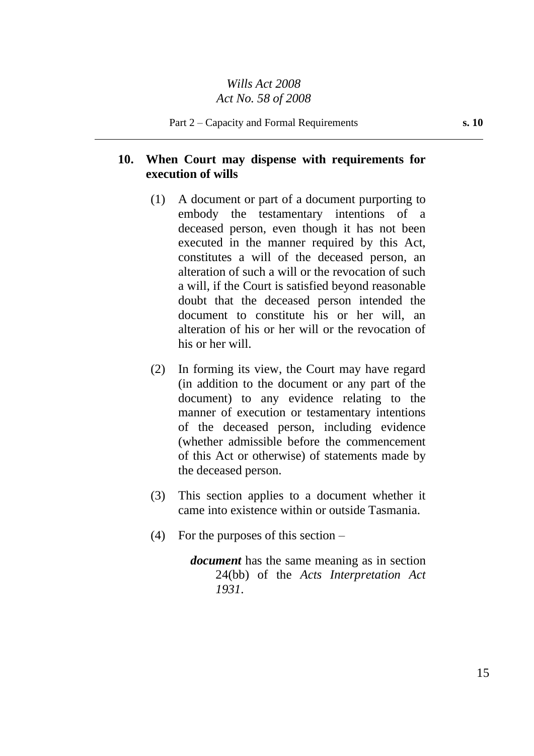## 10. When Court may dispense with requirements for execution of wills

(1) A document or part of a document purporting to embody the testamentary intentions of a deceased person, even though it has not been executed in the manner required by this Act, constitutes a will of the deceased person, an alteration of such a will or the revocation of such a will, if the Court is satisfied beyond reasonable doubt that the deceased person intended the document to constitute his or her will, an alteration of his or her will or the revocation of his or her will.

(2) In forming its view, the Court may have regard (in addition to the document or any part of the document) to any evidence relating to the manner of execution or testamentary intentions of the deceased person, including evidence (whether admissible before the commencement of this Act or otherwise) of statements made by the deceased person.

(3) This section applies to a document whether it came into existence within or outside Tasmania.

(4) For the purposes of this section –

***document*** has the same meaning as in section 24(bb) of the *Acts Interpretation Act 1931*.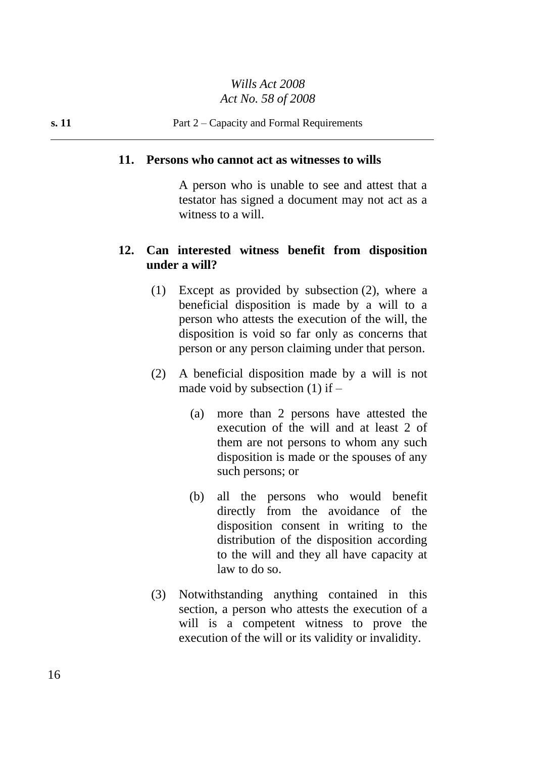**11. Persons who cannot act as witnesses to wills**

A person who is unable to see and attest that a testator has signed a document may not act as a witness to a will.

**12. Can interested witness benefit from disposition under a will?**

(1) Except as provided by subsection (2), where a beneficial disposition is made by a will to a person who attests the execution of the will, the disposition is void so far only as concerns that person or any person claiming under that person.

(2) A beneficial disposition made by a will is not made void by subsection (1) if –

(a) more than 2 persons have attested the execution of the will and at least 2 of them are not persons to whom any such disposition is made or the spouses of any such persons; or

(b) all the persons who would benefit directly from the avoidance of the disposition consent in writing to the distribution of the disposition according to the will and they all have capacity at law to do so.

(3) Notwithstanding anything contained in this section, a person who attests the execution of a will is a competent witness to prove the execution of the will or its validity or invalidity.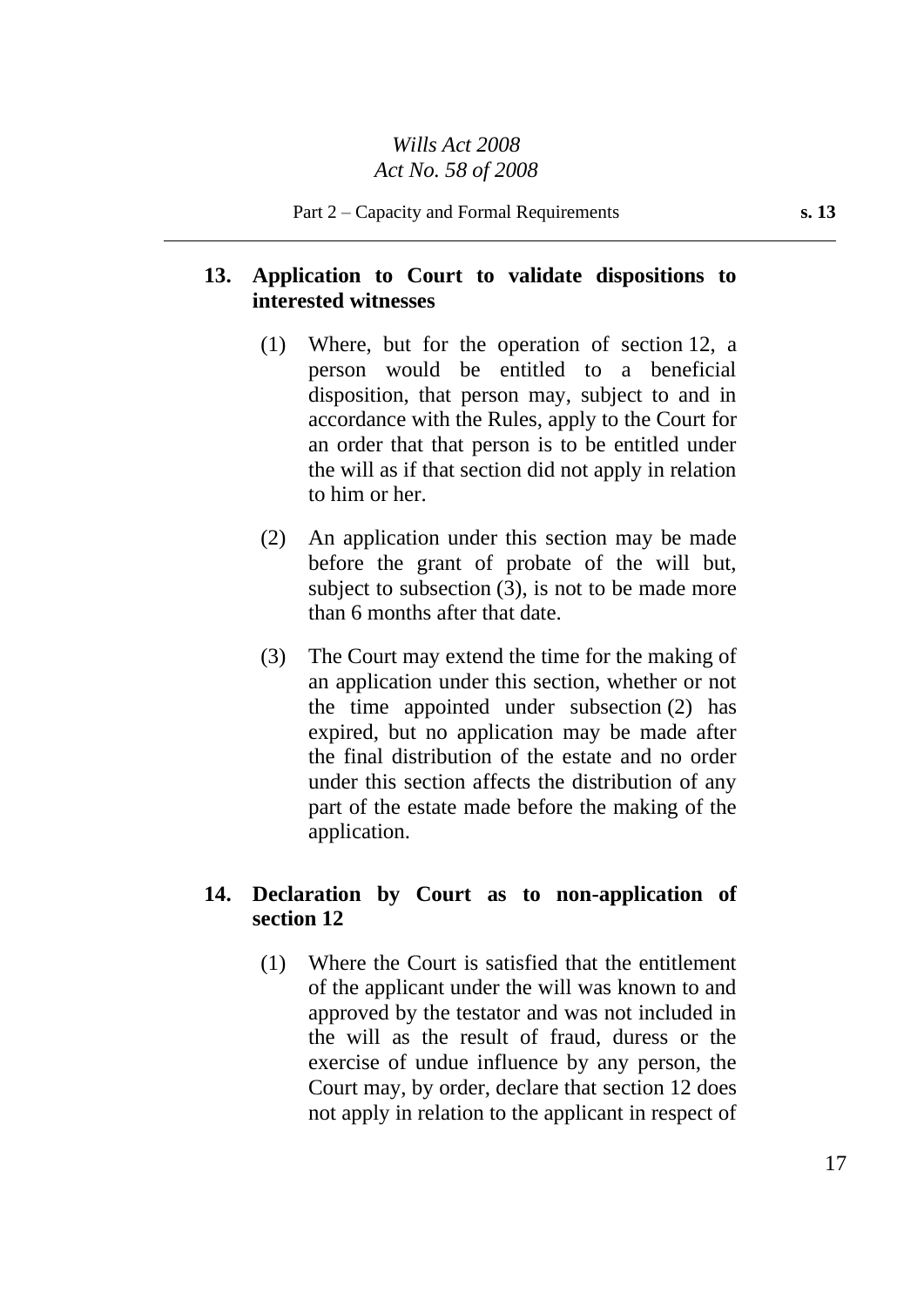## 13. Application to Court to validate dispositions to interested witnesses

(1) Where, but for the operation of section 12, a person would be entitled to a beneficial disposition, that person may, subject to and in accordance with the Rules, apply to the Court for an order that that person is to be entitled under the will as if that section did not apply in relation to him or her.

(2) An application under this section may be made before the grant of probate of the will but, subject to subsection (3), is not to be made more than 6 months after that date.

(3) The Court may extend the time for the making of an application under this section, whether or not the time appointed under subsection (2) has expired, but no application may be made after the final distribution of the estate and no order under this section affects the distribution of any part of the estate made before the making of the application.

## 14. Declaration by Court as to non-application of section 12

(1) Where the Court is satisfied that the entitlement of the applicant under the will was known to and approved by the testator and was not included in the will as the result of fraud, duress or the exercise of undue influence by any person, the Court may, by order, declare that section 12 does not apply in relation to the applicant in respect of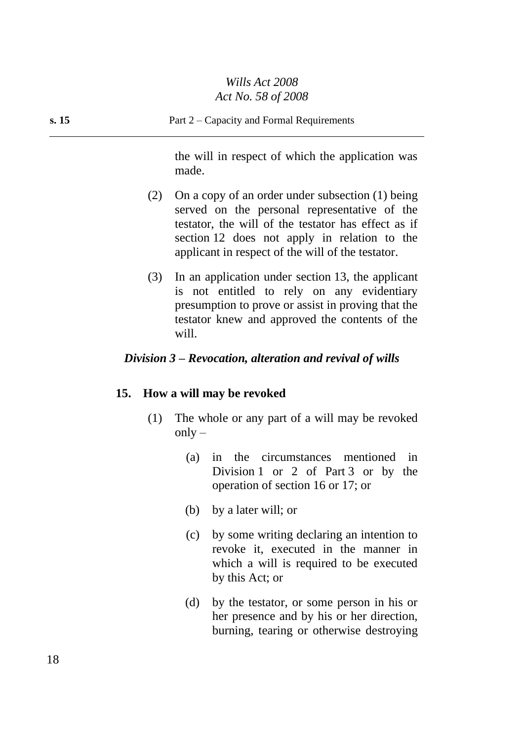the will in respect of which the application was made.

(2) On a copy of an order under subsection (1) being served on the personal representative of the testator, the will of the testator has effect as if section 12 does not apply in relation to the applicant in respect of the will of the testator.

(3) In an application under section 13, the applicant is not entitled to rely on any evidentiary presumption to prove or assist in proving that the testator knew and approved the contents of the will.

### *Division 3 – Revocation, alteration and revival of wills*

#### 15. How a will may be revoked

(1) The whole or any part of a will may be revoked only –

(a) in the circumstances mentioned in Division 1 or 2 of Part 3 or by the operation of section 16 or 17; or

(b) by a later will; or

(c) by some writing declaring an intention to revoke it, executed in the manner in which a will is required to be executed by this Act; or

(d) by the testator, or some person in his or her presence and by his or her direction, burning, tearing or otherwise destroying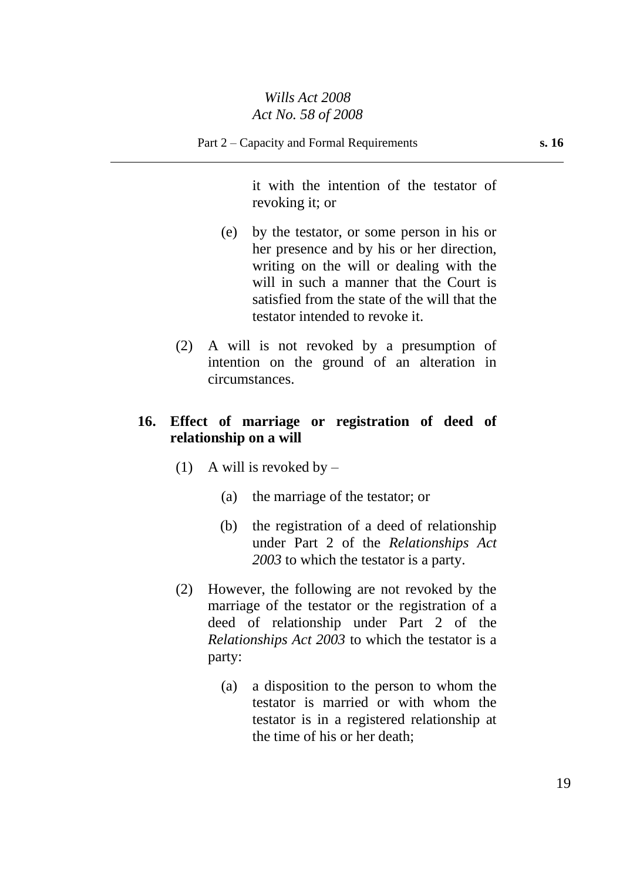it with the intention of the testator of revoking it; or

(e) by the testator, or some person in his or her presence and by his or her direction, writing on the will or dealing with the will in such a manner that the Court is satisfied from the state of the will that the testator intended to revoke it.

(2) A will is not revoked by a presumption of intention on the ground of an alteration in circumstances.

**16. Effect of marriage or registration of deed of relationship on a will**

(1) A will is revoked by –

(a) the marriage of the testator; or

(b) the registration of a deed of relationship under Part 2 of the *Relationships Act 2003* to which the testator is a party.

(2) However, the following are not revoked by the marriage of the testator or the registration of a deed of relationship under Part 2 of the *Relationships Act 2003* to which the testator is a party:

(a) a disposition to the person to whom the testator is married or with whom the testator is in a registered relationship at the time of his or her death;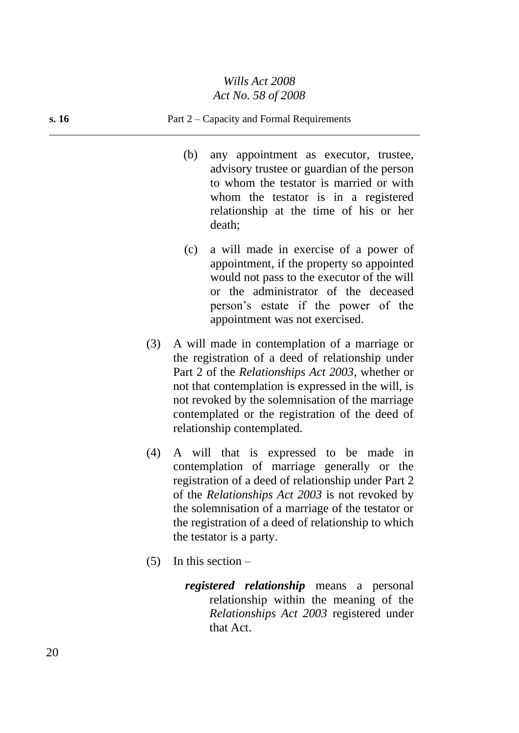(b) any appointment as executor, trustee, advisory trustee or guardian of the person to whom the testator is married or with whom the testator is in a registered relationship at the time of his or her death;

(c) a will made in exercise of a power of appointment, if the property so appointed would not pass to the executor of the will or the administrator of the deceased person's estate if the power of the appointment was not exercised.

(3) A will made in contemplation of a marriage or the registration of a deed of relationship under Part 2 of the *Relationships Act 2003*, whether or not that contemplation is expressed in the will, is not revoked by the solemnisation of the marriage contemplated or the registration of the deed of relationship contemplated.

(4) A will that is expressed to be made in contemplation of marriage generally or the registration of a deed of relationship under Part 2 of the *Relationships Act 2003* is not revoked by the solemnisation of a marriage of the testator or the registration of a deed of relationship to which the testator is a party.

(5) In this section –

***registered relationship*** means a personal relationship within the meaning of the *Relationships Act 2003* registered under that Act.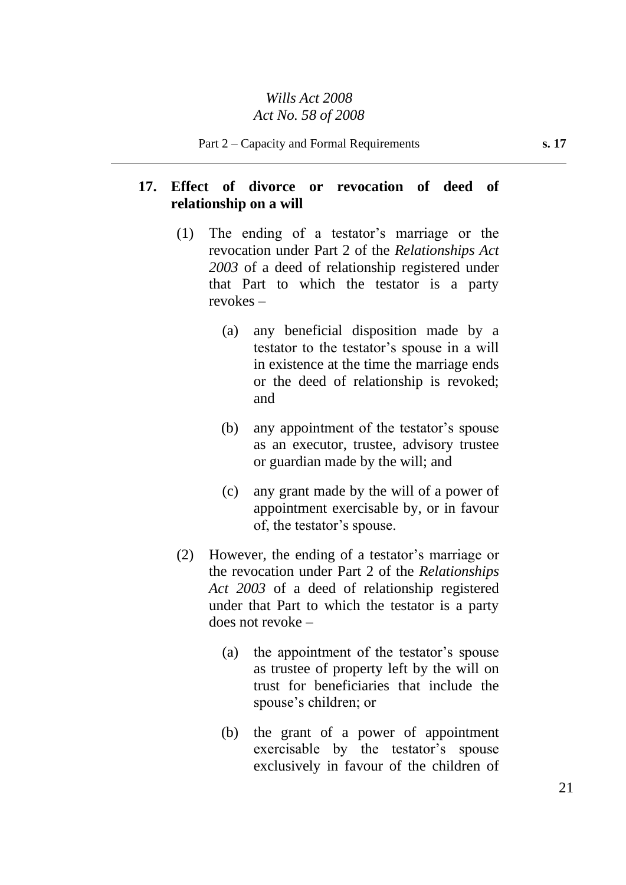## 17. Effect of divorce or revocation of deed of relationship on a will

(1) The ending of a testator's marriage or the revocation under Part 2 of the *Relationships Act 2003* of a deed of relationship registered under that Part to which the testator is a party revokes –

(a) any beneficial disposition made by a testator to the testator's spouse in a will in existence at the time the marriage ends or the deed of relationship is revoked; and

(b) any appointment of the testator's spouse as an executor, trustee, advisory trustee or guardian made by the will; and

(c) any grant made by the will of a power of appointment exercisable by, or in favour of, the testator's spouse.

(2) However, the ending of a testator's marriage or the revocation under Part 2 of the *Relationships Act 2003* of a deed of relationship registered under that Part to which the testator is a party does not revoke –

(a) the appointment of the testator's spouse as trustee of property left by the will on trust for beneficiaries that include the spouse's children; or

(b) the grant of a power of appointment exercisable by the testator's spouse exclusively in favour of the children of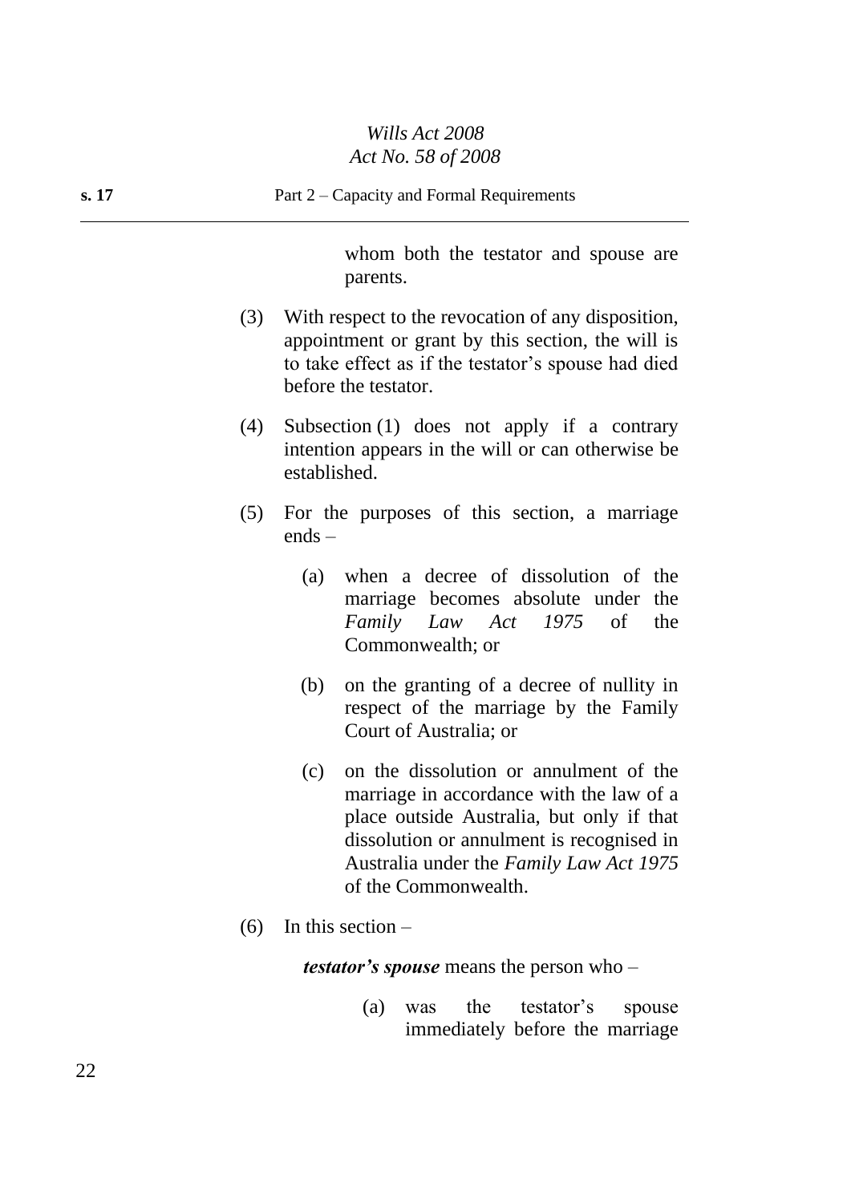whom both the testator and spouse are parents.

(3) With respect to the revocation of any disposition, appointment or grant by this section, the will is to take effect as if the testator's spouse had died before the testator.

(4) Subsection (1) does not apply if a contrary intention appears in the will or can otherwise be established.

(5) For the purposes of this section, a marriage ends –

(a) when a decree of dissolution of the marriage becomes absolute under the *Family Law Act 1975* of the Commonwealth; or

(b) on the granting of a decree of nullity in respect of the marriage by the Family Court of Australia; or

(c) on the dissolution or annulment of the marriage in accordance with the law of a place outside Australia, but only if that dissolution or annulment is recognised in Australia under the *Family Law Act 1975* of the Commonwealth.

(6) In this section –

***testator's spouse*** means the person who –

(a) was the testator's spouse immediately before the marriage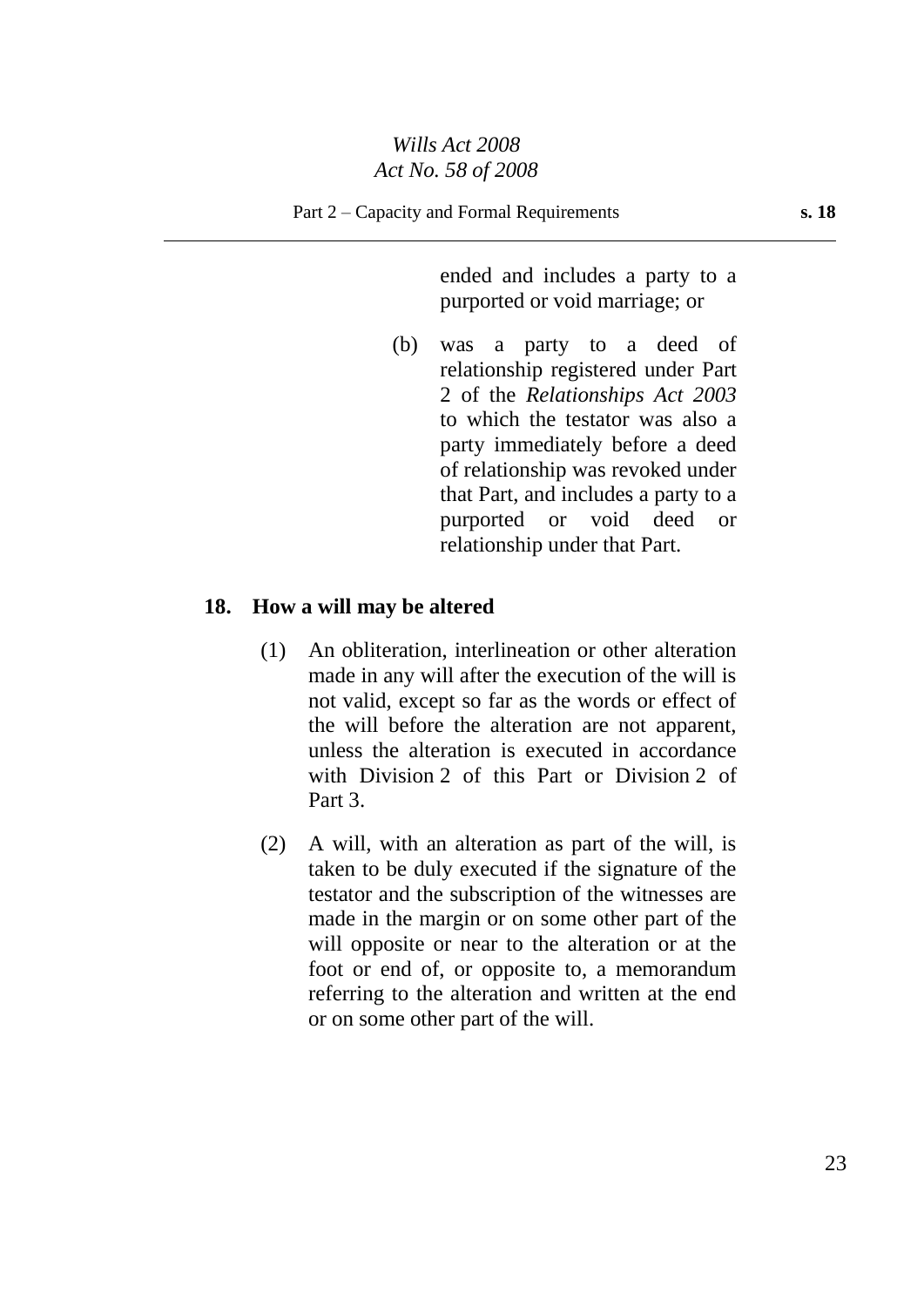ended and includes a party to a purported or void marriage; or

(b) was a party to a deed of relationship registered under Part 2 of the *Relationships Act 2003* to which the testator was also a party immediately before a deed of relationship was revoked under that Part, and includes a party to a purported or void deed or relationship under that Part.

## 18. How a will may be altered

(1) An obliteration, interlineation or other alteration made in any will after the execution of the will is not valid, except so far as the words or effect of the will before the alteration are not apparent, unless the alteration is executed in accordance with Division 2 of this Part or Division 2 of Part 3.

(2) A will, with an alteration as part of the will, is taken to be duly executed if the signature of the testator and the subscription of the witnesses are made in the margin or on some other part of the will opposite or near to the alteration or at the foot or end of, or opposite to, a memorandum referring to the alteration and written at the end or on some other part of the will.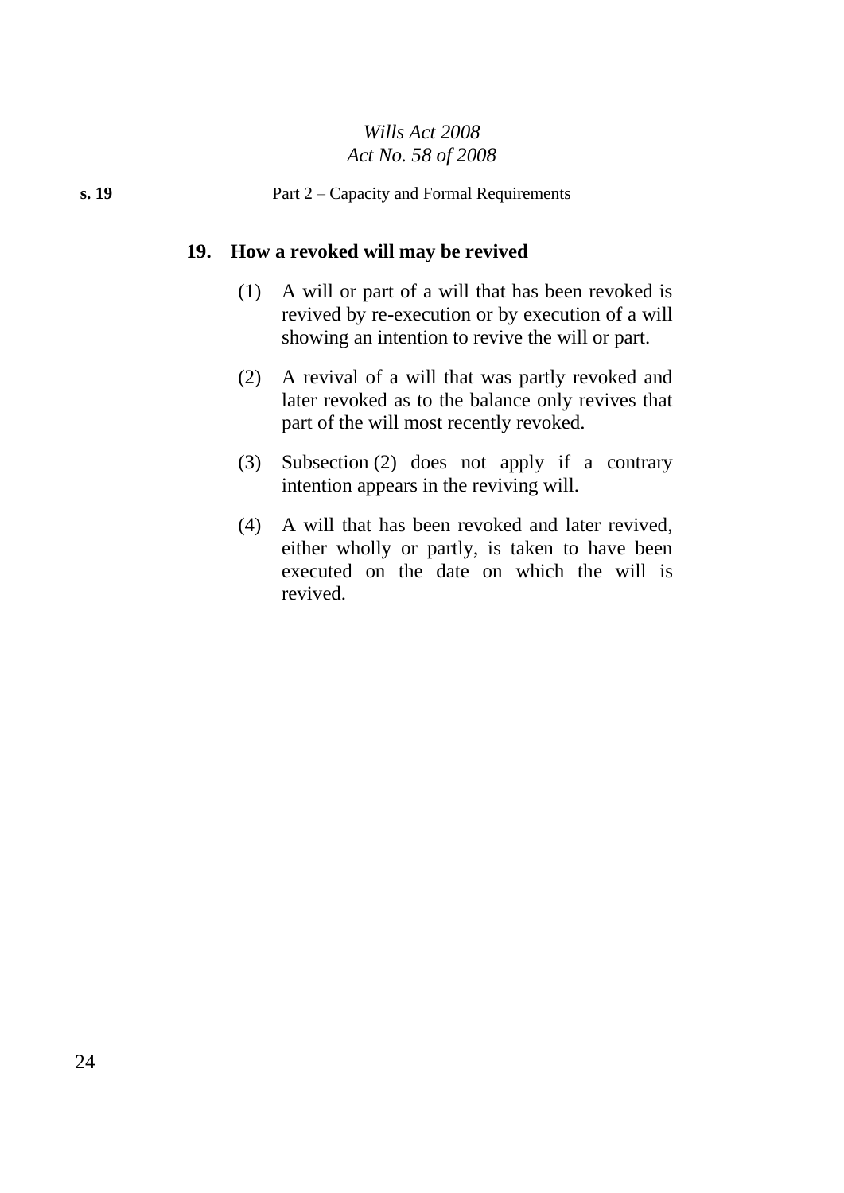## 19. How a revoked will may be revived

(1) A will or part of a will that has been revoked is revived by re-execution or by execution of a will showing an intention to revive the will or part.

(2) A revival of a will that was partly revoked and later revoked as to the balance only revives that part of the will most recently revoked.

(3) Subsection (2) does not apply if a contrary intention appears in the reviving will.

(4) A will that has been revoked and later revived, either wholly or partly, is taken to have been executed on the date on which the will is revived.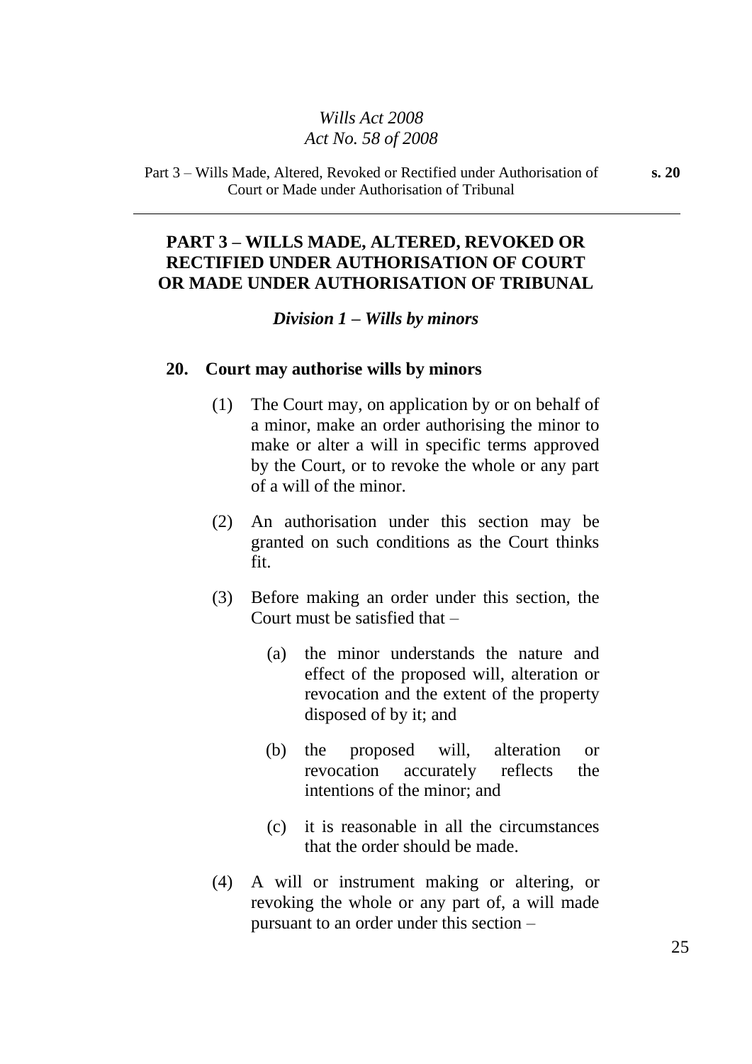## PART 3 – WILLS MADE, ALTERED, REVOKED OR RECTIFIED UNDER AUTHORISATION OF COURT OR MADE UNDER AUTHORISATION OF TRIBUNAL

### *Division 1 – Wills by minors*

**20. Court may authorise wills by minors**

(1) The Court may, on application by or on behalf of a minor, make an order authorising the minor to make or alter a will in specific terms approved by the Court, or to revoke the whole or any part of a will of the minor.

(2) An authorisation under this section may be granted on such conditions as the Court thinks fit.

(3) Before making an order under this section, the Court must be satisfied that –

(a) the minor understands the nature and effect of the proposed will, alteration or revocation and the extent of the property disposed of by it; and

(b) the proposed will, alteration or revocation accurately reflects the intentions of the minor; and

(c) it is reasonable in all the circumstances that the order should be made.

(4) A will or instrument making or altering, or revoking the whole or any part of, a will made pursuant to an order under this section –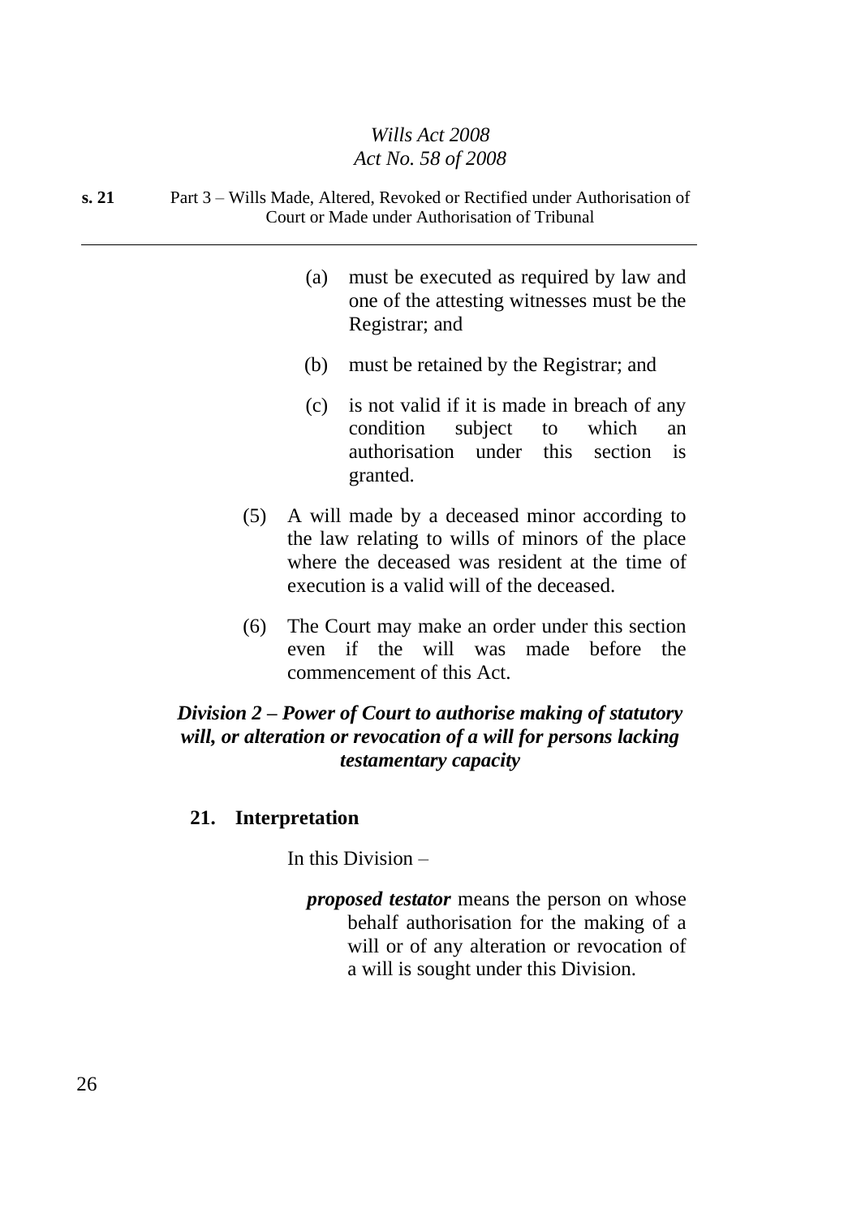(a) must be executed as required by law and one of the attesting witnesses must be the Registrar; and

(b) must be retained by the Registrar; and

(c) is not valid if it is made in breach of any condition subject to which an authorisation under this section is granted.

(5) A will made by a deceased minor according to the law relating to wills of minors of the place where the deceased was resident at the time of execution is a valid will of the deceased.

(6) The Court may make an order under this section even if the will was made before the commencement of this Act.

### *Division 2 – Power of Court to authorise making of statutory will, or alteration or revocation of a will for persons lacking testamentary capacity*

**21. Interpretation**

In this Division –

***proposed testator*** means the person on whose behalf authorisation for the making of a will or of any alteration or revocation of a will is sought under this Division.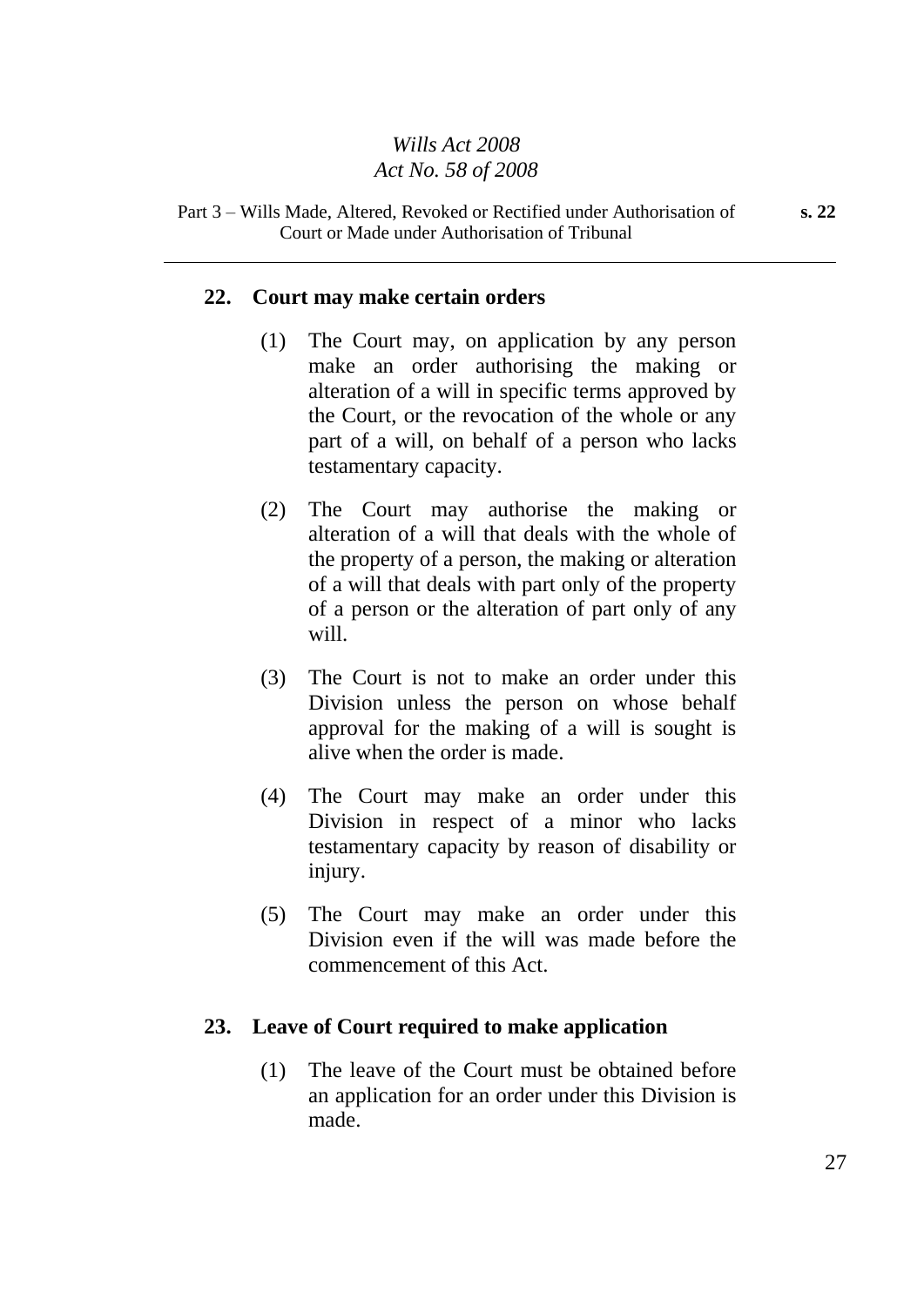## 22. Court may make certain orders

(1) The Court may, on application by any person make an order authorising the making or alteration of a will in specific terms approved by the Court, or the revocation of the whole or any part of a will, on behalf of a person who lacks testamentary capacity.

(2) The Court may authorise the making or alteration of a will that deals with the whole of the property of a person, the making or alteration of a will that deals with part only of the property of a person or the alteration of part only of any will.

(3) The Court is not to make an order under this Division unless the person on whose behalf approval for the making of a will is sought is alive when the order is made.

(4) The Court may make an order under this Division in respect of a minor who lacks testamentary capacity by reason of disability or injury.

(5) The Court may make an order under this Division even if the will was made before the commencement of this Act.

## 23. Leave of Court required to make application

(1) The leave of the Court must be obtained before an application for an order under this Division is made.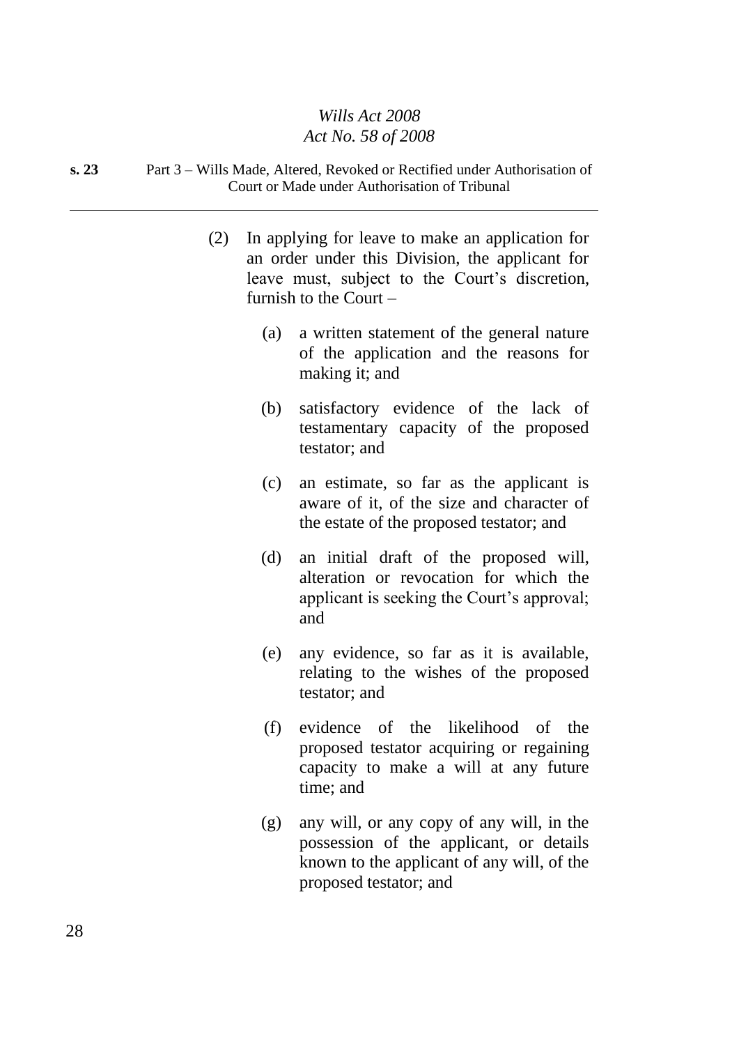(2) In applying for leave to make an application for an order under this Division, the applicant for leave must, subject to the Court's discretion, furnish to the Court –

(a) a written statement of the general nature of the application and the reasons for making it; and

(b) satisfactory evidence of the lack of testamentary capacity of the proposed testator; and

(c) an estimate, so far as the applicant is aware of it, of the size and character of the estate of the proposed testator; and

(d) an initial draft of the proposed will, alteration or revocation for which the applicant is seeking the Court's approval; and

(e) any evidence, so far as it is available, relating to the wishes of the proposed testator; and

(f) evidence of the likelihood of the proposed testator acquiring or regaining capacity to make a will at any future time; and

(g) any will, or any copy of any will, in the possession of the applicant, or details known to the applicant of any will, of the proposed testator; and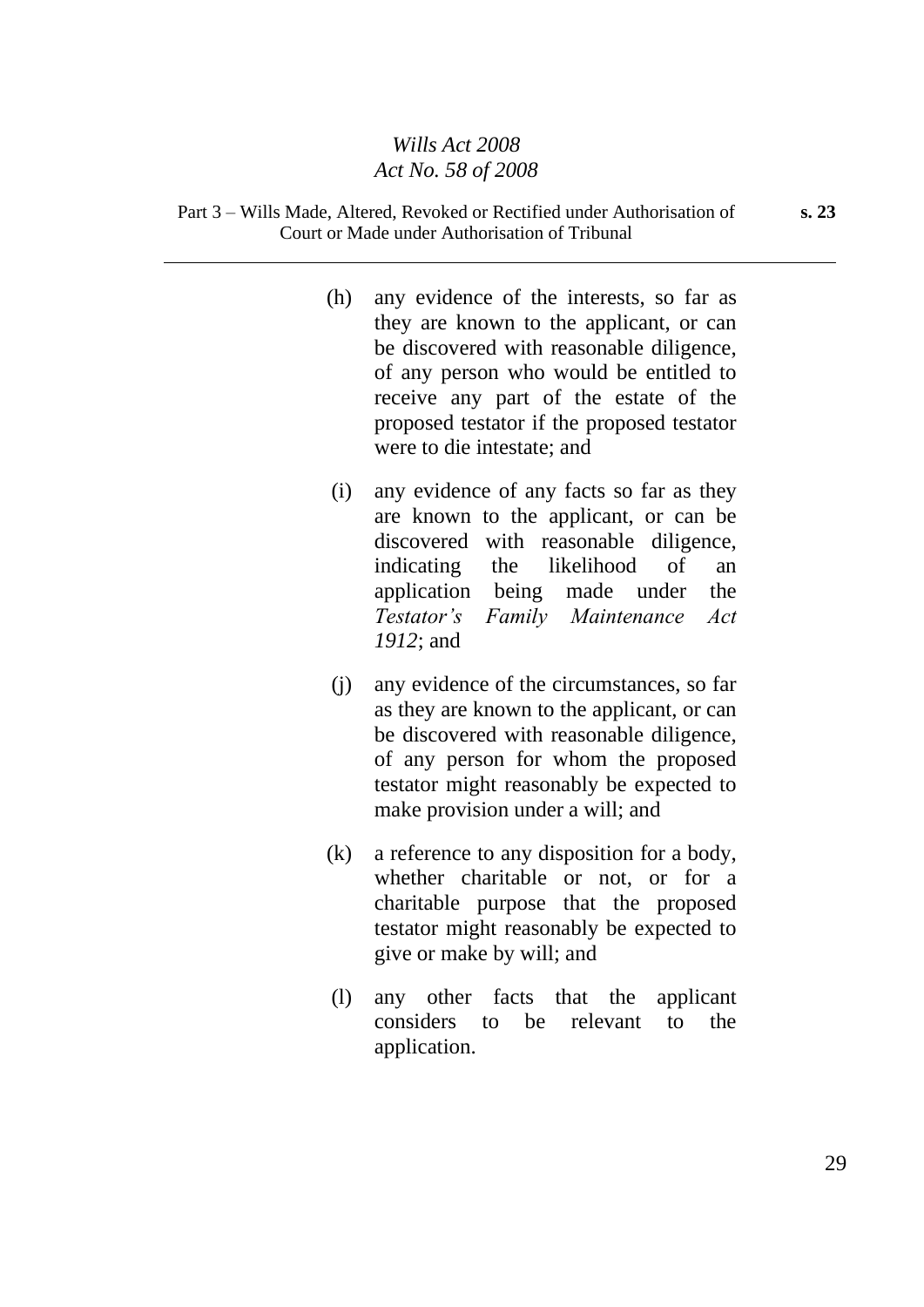(h) any evidence of the interests, so far as they are known to the applicant, or can be discovered with reasonable diligence, of any person who would be entitled to receive any part of the estate of the proposed testator if the proposed testator were to die intestate; and

(i) any evidence of any facts so far as they are known to the applicant, or can be discovered with reasonable diligence, indicating the likelihood of an application being made under the *Testator's Family Maintenance Act 1912*; and

(j) any evidence of the circumstances, so far as they are known to the applicant, or can be discovered with reasonable diligence, of any person for whom the proposed testator might reasonably be expected to make provision under a will; and

(k) a reference to any disposition for a body, whether charitable or not, or for a charitable purpose that the proposed testator might reasonably be expected to give or make by will; and

(l) any other facts that the applicant considers to be relevant to the application.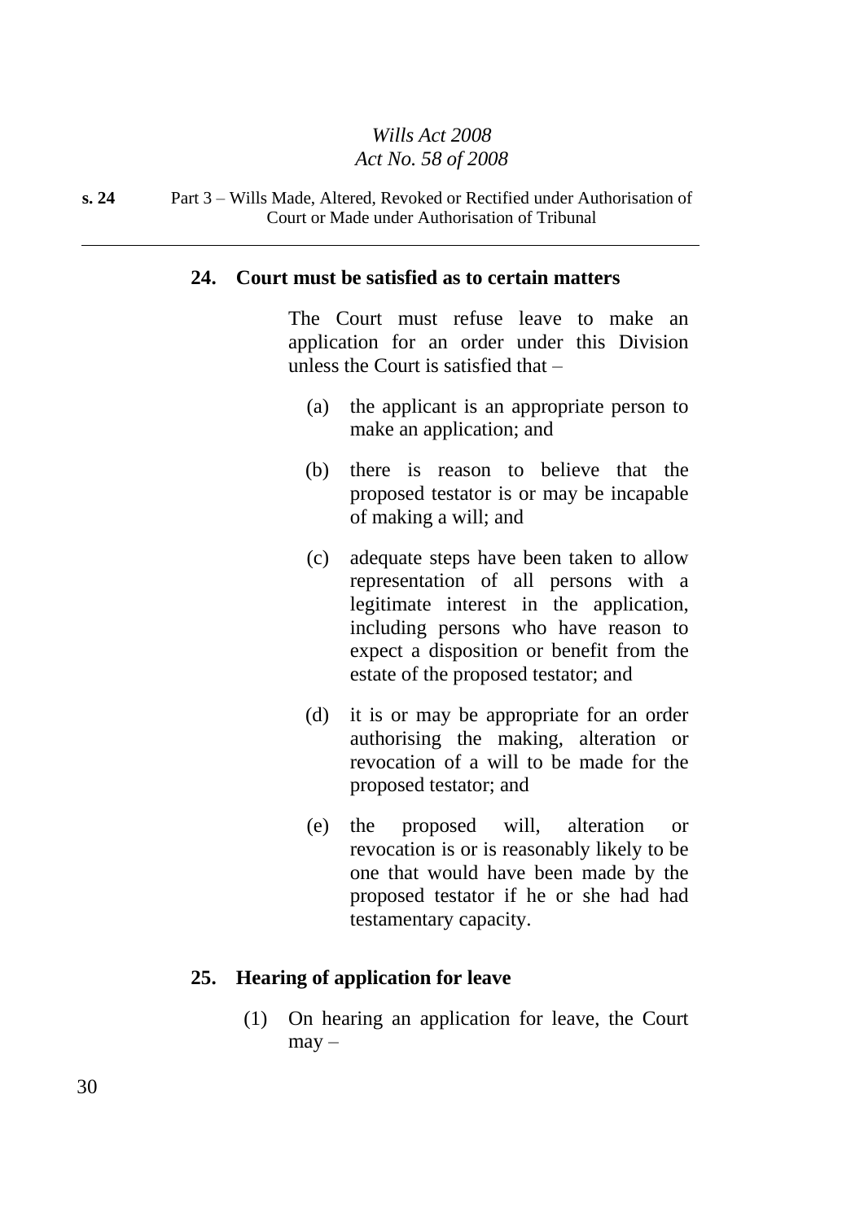## 24. Court must be satisfied as to certain matters

The Court must refuse leave to make an application for an order under this Division unless the Court is satisfied that –

(a) the applicant is an appropriate person to make an application; and

(b) there is reason to believe that the proposed testator is or may be incapable of making a will; and

(c) adequate steps have been taken to allow representation of all persons with a legitimate interest in the application, including persons who have reason to expect a disposition or benefit from the estate of the proposed testator; and

(d) it is or may be appropriate for an order authorising the making, alteration or revocation of a will to be made for the proposed testator; and

(e) the proposed will, alteration or revocation is or is reasonably likely to be one that would have been made by the proposed testator if he or she had had testamentary capacity.

## 25. Hearing of application for leave

(1) On hearing an application for leave, the Court may –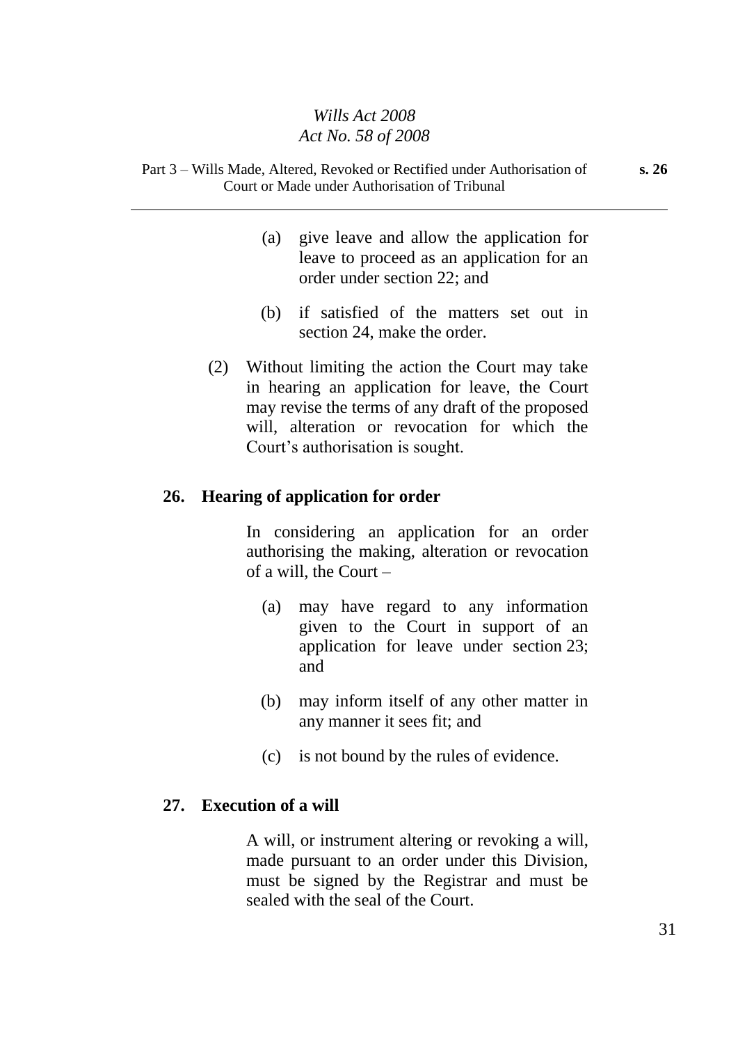(a) give leave and allow the application for leave to proceed as an application for an order under section 22; and

(b) if satisfied of the matters set out in section 24, make the order.

(2) Without limiting the action the Court may take in hearing an application for leave, the Court may revise the terms of any draft of the proposed will, alteration or revocation for which the Court's authorisation is sought.

### 26. Hearing of application for order

In considering an application for an order authorising the making, alteration or revocation of a will, the Court –

(a) may have regard to any information given to the Court in support of an application for leave under section 23; and

(b) may inform itself of any other matter in any manner it sees fit; and

(c) is not bound by the rules of evidence.

### 27. Execution of a will

A will, or instrument altering or revoking a will, made pursuant to an order under this Division, must be signed by the Registrar and must be sealed with the seal of the Court.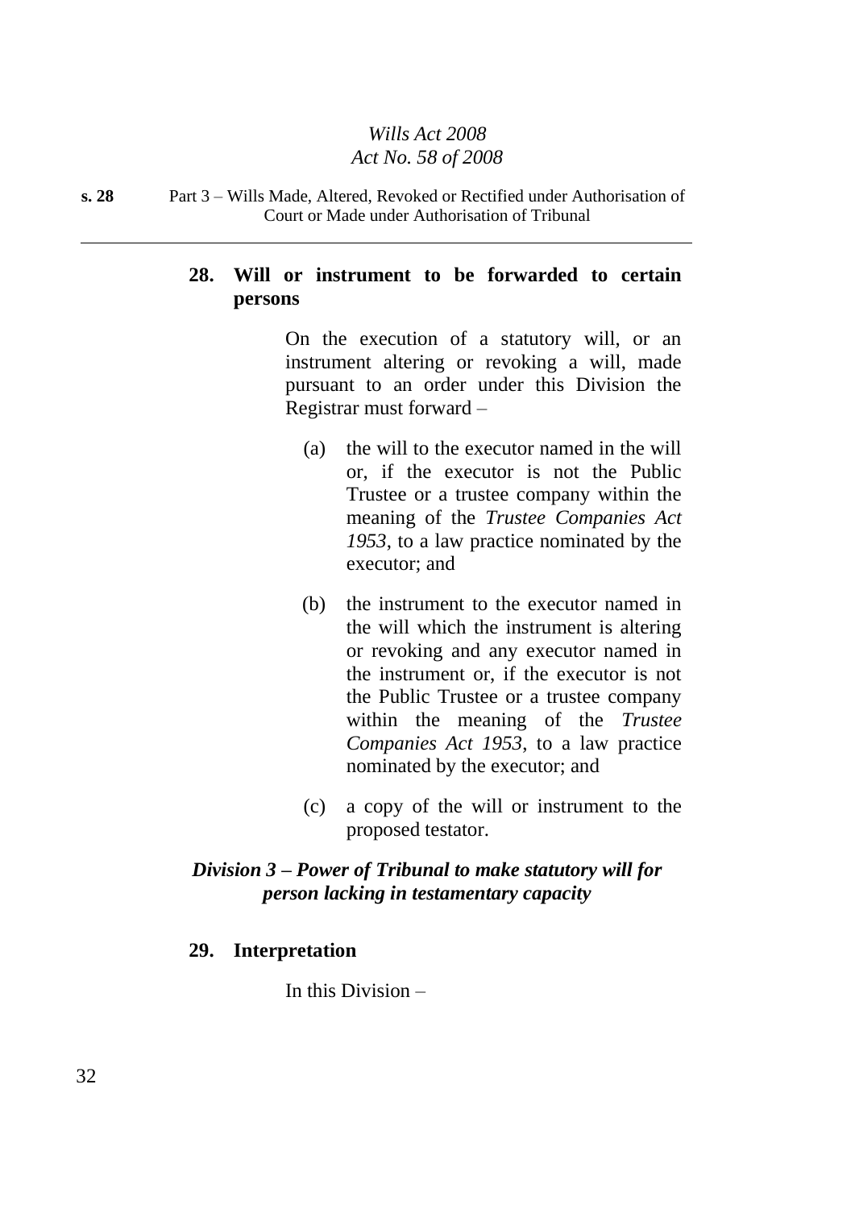## 28. Will or instrument to be forwarded to certain persons

On the execution of a statutory will, or an instrument altering or revoking a will, made pursuant to an order under this Division the Registrar must forward –

(a) the will to the executor named in the will or, if the executor is not the Public Trustee or a trustee company within the meaning of the *Trustee Companies Act 1953*, to a law practice nominated by the executor; and

(b) the instrument to the executor named in the will which the instrument is altering or revoking and any executor named in the instrument or, if the executor is not the Public Trustee or a trustee company within the meaning of the *Trustee Companies Act 1953*, to a law practice nominated by the executor; and

(c) a copy of the will or instrument to the proposed testator.

### *Division 3 – Power of Tribunal to make statutory will for person lacking in testamentary capacity*

## 29. Interpretation

In this Division –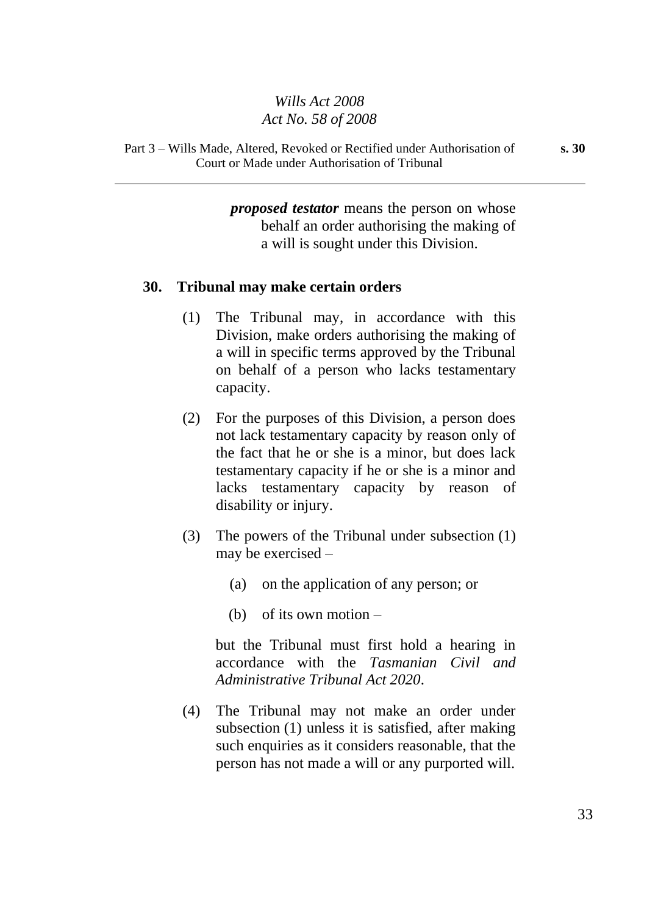***proposed testator*** means the person on whose behalf an order authorising the making of a will is sought under this Division.

## 30. Tribunal may make certain orders

(1) The Tribunal may, in accordance with this Division, make orders authorising the making of a will in specific terms approved by the Tribunal on behalf of a person who lacks testamentary capacity.

(2) For the purposes of this Division, a person does not lack testamentary capacity by reason only of the fact that he or she is a minor, but does lack testamentary capacity if he or she is a minor and lacks testamentary capacity by reason of disability or injury.

(3) The powers of the Tribunal under subsection (1) may be exercised –

(a) on the application of any person; or

(b) of its own motion –

but the Tribunal must first hold a hearing in accordance with the *Tasmanian Civil and Administrative Tribunal Act 2020*.

(4) The Tribunal may not make an order under subsection (1) unless it is satisfied, after making such enquiries as it considers reasonable, that the person has not made a will or any purported will.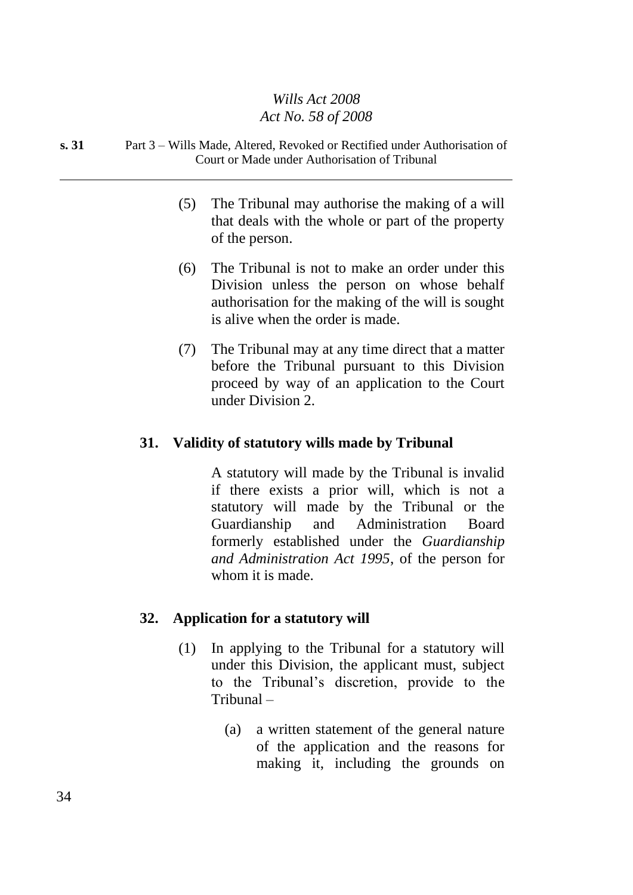(5) The Tribunal may authorise the making of a will that deals with the whole or part of the property of the person.

(6) The Tribunal is not to make an order under this Division unless the person on whose behalf authorisation for the making of the will is sought is alive when the order is made.

(7) The Tribunal may at any time direct that a matter before the Tribunal pursuant to this Division proceed by way of an application to the Court under Division 2.

### 31. Validity of statutory wills made by Tribunal

A statutory will made by the Tribunal is invalid if there exists a prior will, which is not a statutory will made by the Tribunal or the Guardianship and Administration Board formerly established under the *Guardianship and Administration Act 1995*, of the person for whom it is made.

### 32. Application for a statutory will

(1) In applying to the Tribunal for a statutory will under this Division, the applicant must, subject to the Tribunal's discretion, provide to the Tribunal –

(a) a written statement of the general nature of the application and the reasons for making it, including the grounds on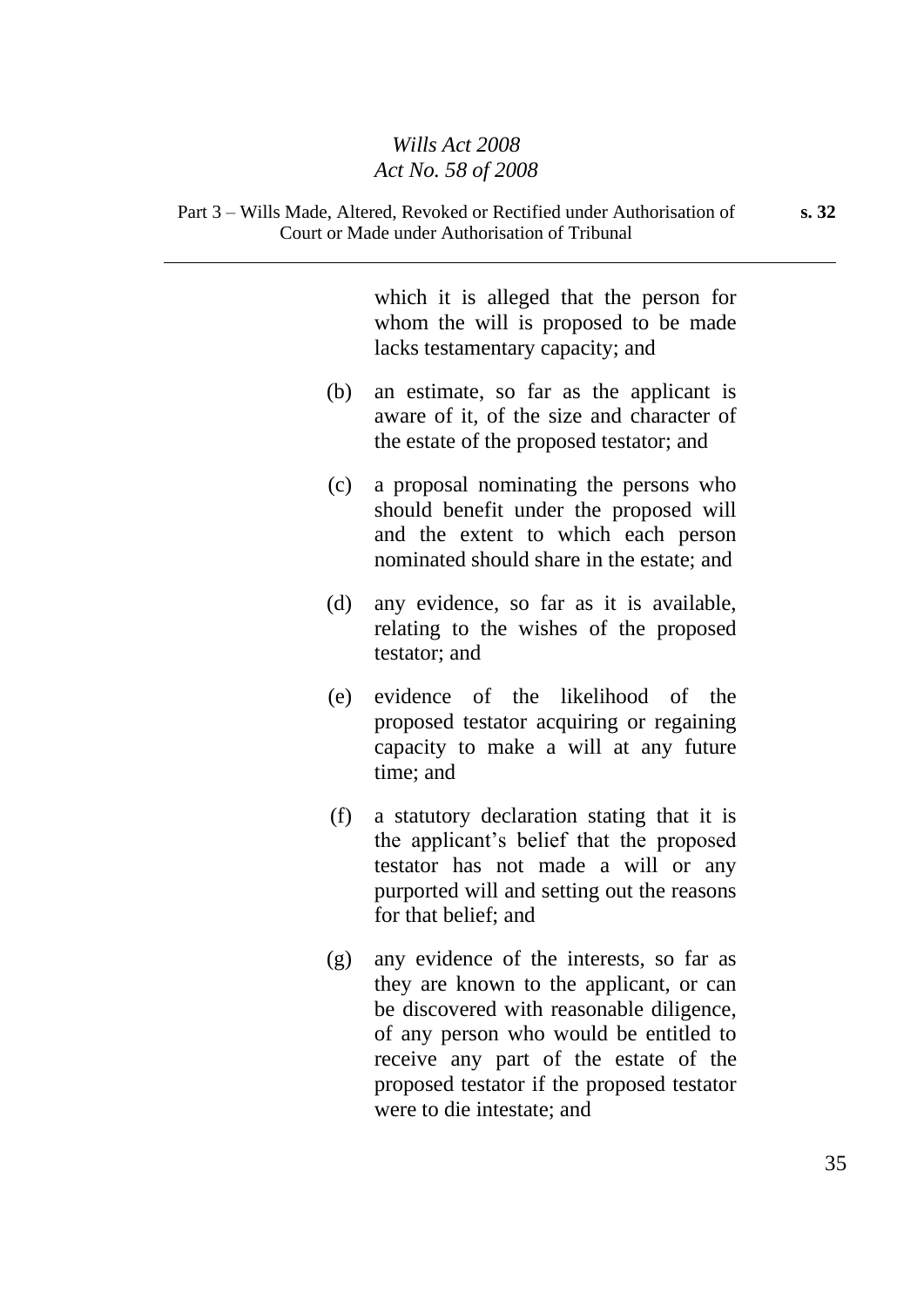which it is alleged that the person for whom the will is proposed to be made lacks testamentary capacity; and

(b) an estimate, so far as the applicant is aware of it, of the size and character of the estate of the proposed testator; and

(c) a proposal nominating the persons who should benefit under the proposed will and the extent to which each person nominated should share in the estate; and

(d) any evidence, so far as it is available, relating to the wishes of the proposed testator; and

(e) evidence of the likelihood of the proposed testator acquiring or regaining capacity to make a will at any future time; and

(f) a statutory declaration stating that it is the applicant's belief that the proposed testator has not made a will or any purported will and setting out the reasons for that belief; and

(g) any evidence of the interests, so far as they are known to the applicant, or can be discovered with reasonable diligence, of any person who would be entitled to receive any part of the estate of the proposed testator if the proposed testator were to die intestate; and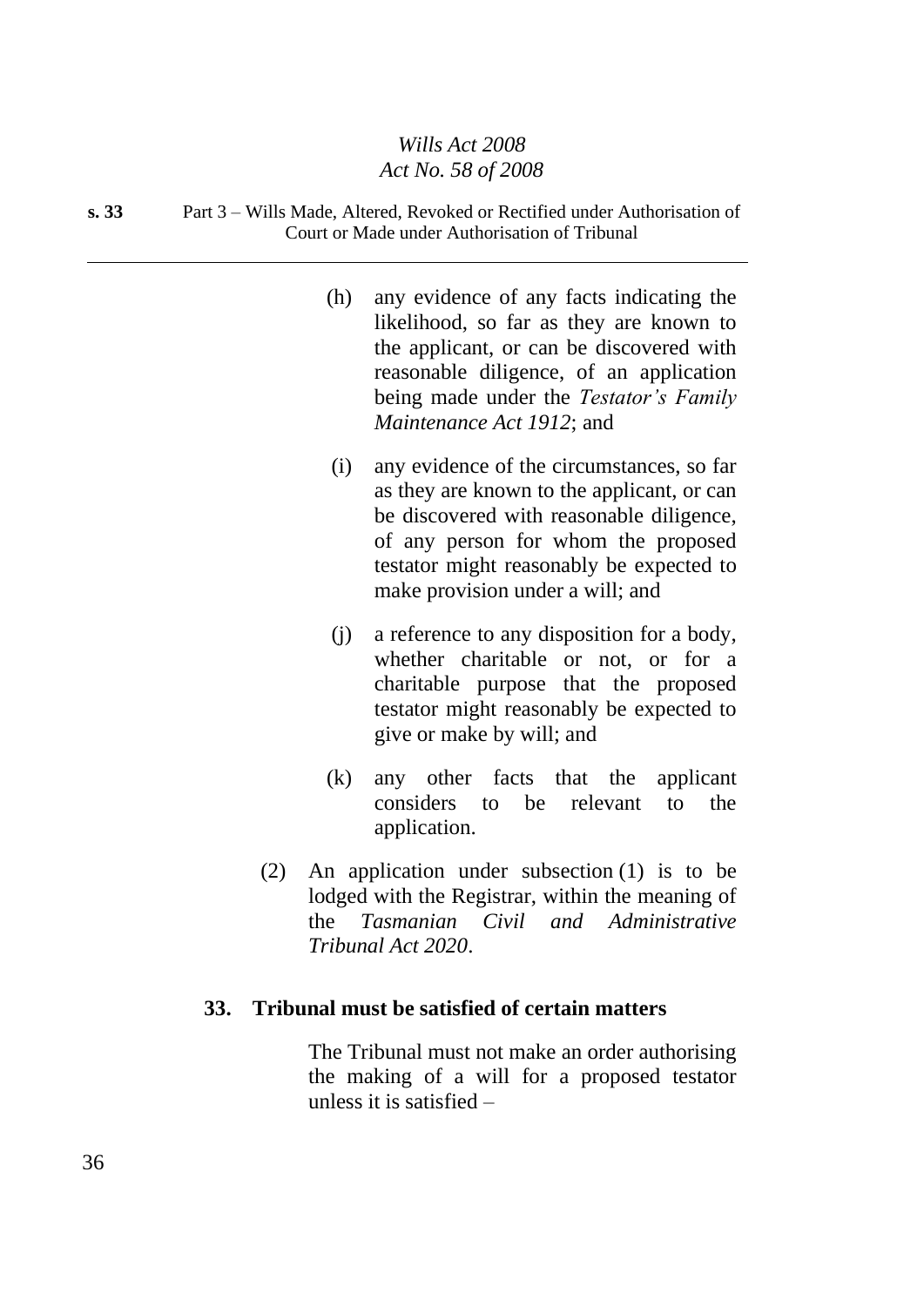(h) any evidence of any facts indicating the likelihood, so far as they are known to the applicant, or can be discovered with reasonable diligence, of an application being made under the *Testator's Family Maintenance Act 1912*; and

(i) any evidence of the circumstances, so far as they are known to the applicant, or can be discovered with reasonable diligence, of any person for whom the proposed testator might reasonably be expected to make provision under a will; and

(j) a reference to any disposition for a body, whether charitable or not, or for a charitable purpose that the proposed testator might reasonably be expected to give or make by will; and

(k) any other facts that the applicant considers to be relevant to the application.

(2) An application under subsection (1) is to be lodged with the Registrar, within the meaning of the *Tasmanian Civil and Administrative Tribunal Act 2020*.

**33. Tribunal must be satisfied of certain matters**

The Tribunal must not make an order authorising the making of a will for a proposed testator unless it is satisfied –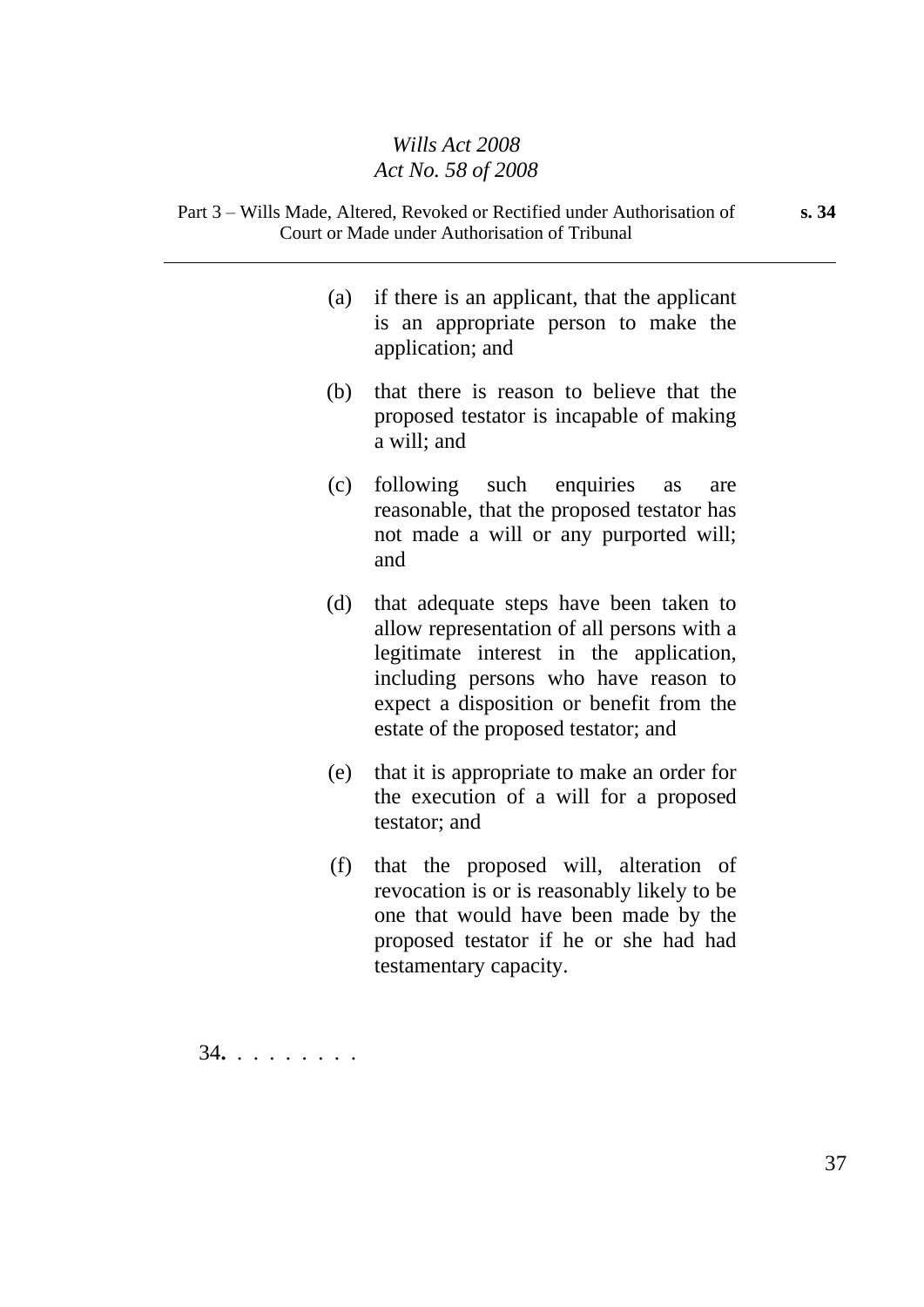(a) if there is an applicant, that the applicant is an appropriate person to make the application; and

(b) that there is reason to believe that the proposed testator is incapable of making a will; and

(c) following such enquiries as are reasonable, that the proposed testator has not made a will or any purported will; and

(d) that adequate steps have been taken to allow representation of all persons with a legitimate interest in the application, including persons who have reason to expect a disposition or benefit from the estate of the proposed testator; and

(e) that it is appropriate to make an order for the execution of a will for a proposed testator; and

(f) that the proposed will, alteration of revocation is or is reasonably likely to be one that would have been made by the proposed testator if he or she had had testamentary capacity.

34**.** . . . . . . . .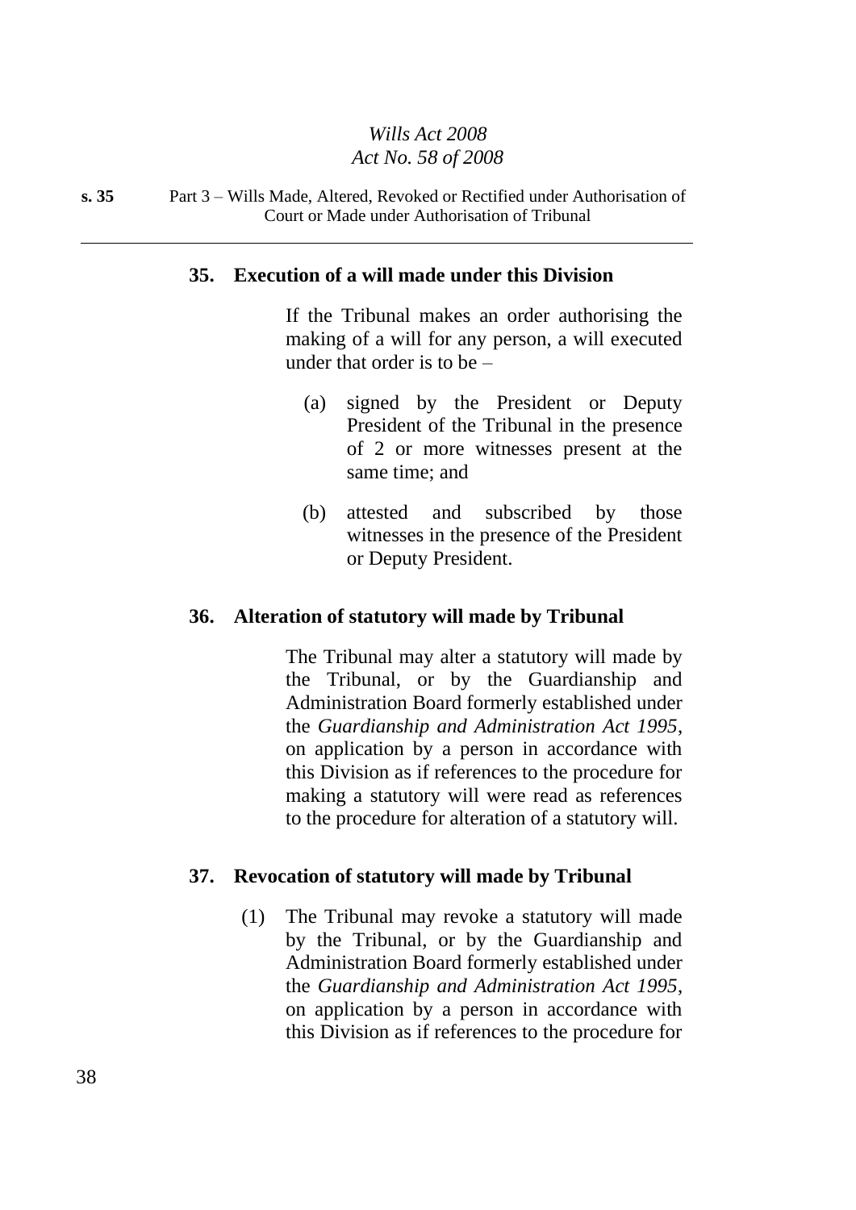## 35. Execution of a will made under this Division

If the Tribunal makes an order authorising the making of a will for any person, a will executed under that order is to be –

(a) signed by the President or Deputy President of the Tribunal in the presence of 2 or more witnesses present at the same time; and

(b) attested and subscribed by those witnesses in the presence of the President or Deputy President.

## 36. Alteration of statutory will made by Tribunal

The Tribunal may alter a statutory will made by the Tribunal, or by the Guardianship and Administration Board formerly established under the *Guardianship and Administration Act 1995*, on application by a person in accordance with this Division as if references to the procedure for making a statutory will were read as references to the procedure for alteration of a statutory will.

## 37. Revocation of statutory will made by Tribunal

(1) The Tribunal may revoke a statutory will made by the Tribunal, or by the Guardianship and Administration Board formerly established under the *Guardianship and Administration Act 1995*, on application by a person in accordance with this Division as if references to the procedure for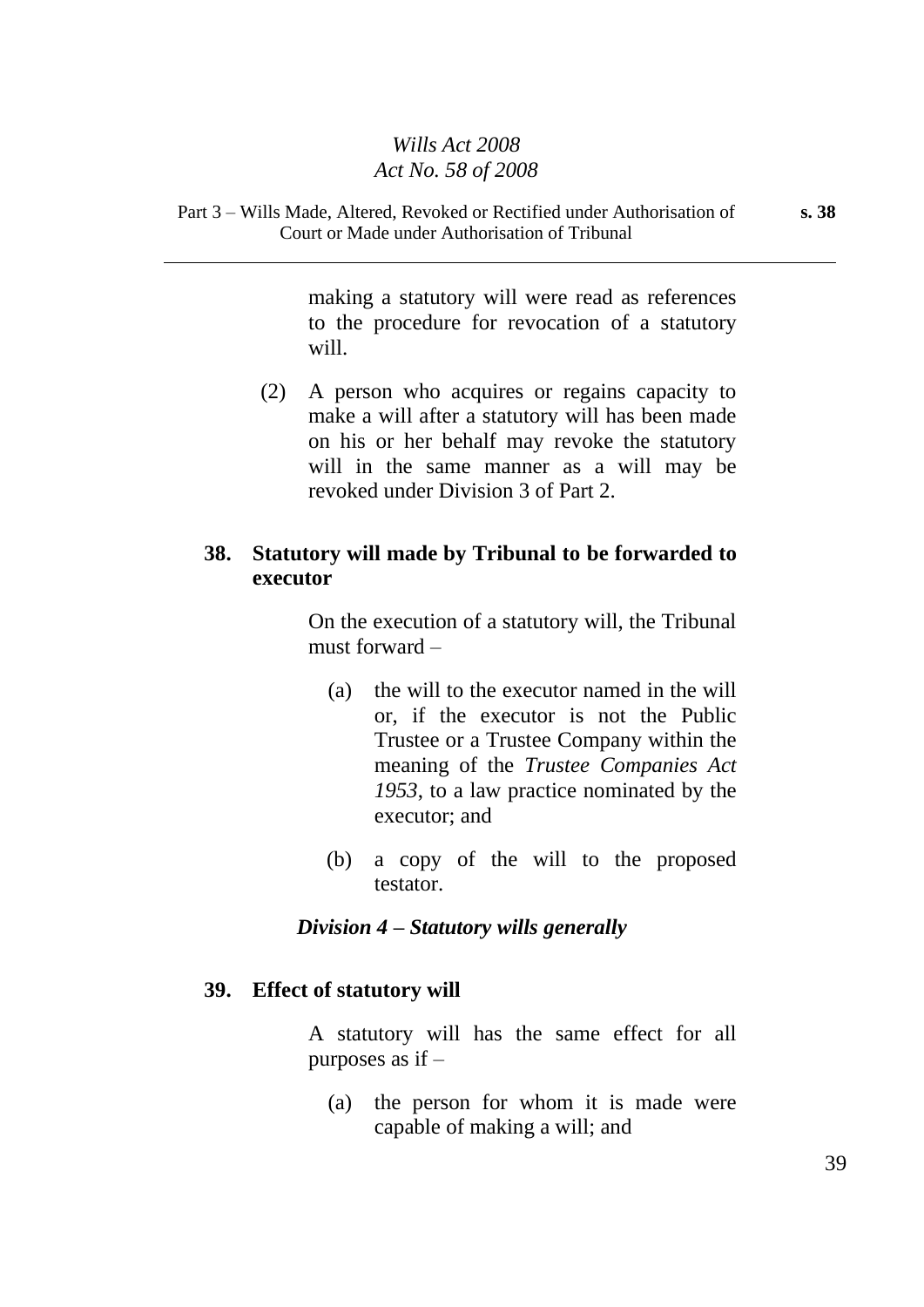making a statutory will were read as references to the procedure for revocation of a statutory will.

(2) A person who acquires or regains capacity to make a will after a statutory will has been made on his or her behalf may revoke the statutory will in the same manner as a will may be revoked under Division 3 of Part 2.

## 38. Statutory will made by Tribunal to be forwarded to executor

On the execution of a statutory will, the Tribunal must forward –

(a) the will to the executor named in the will or, if the executor is not the Public Trustee or a Trustee Company within the meaning of the *Trustee Companies Act 1953*, to a law practice nominated by the executor; and

(b) a copy of the will to the proposed testator.

### *Division 4 – Statutory wills generally*

## 39. Effect of statutory will

A statutory will has the same effect for all purposes as if –

(a) the person for whom it is made were capable of making a will; and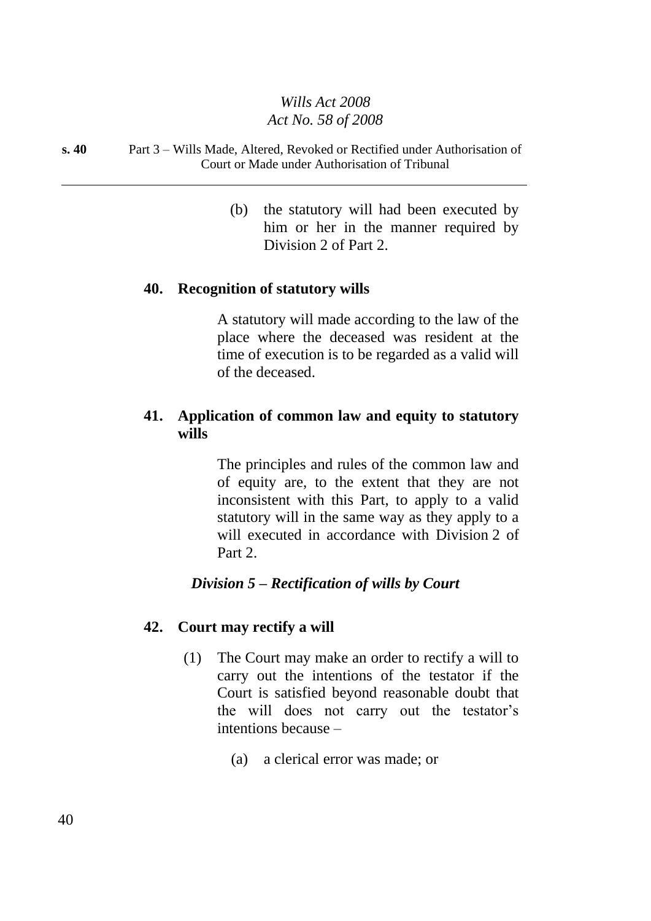(b) the statutory will had been executed by him or her in the manner required by Division 2 of Part 2.

### 40. Recognition of statutory wills

A statutory will made according to the law of the place where the deceased was resident at the time of execution is to be regarded as a valid will of the deceased.

### 41. Application of common law and equity to statutory wills

The principles and rules of the common law and of equity are, to the extent that they are not inconsistent with this Part, to apply to a valid statutory will in the same way as they apply to a will executed in accordance with Division 2 of Part 2.

## *Division 5 – Rectification of wills by Court*

### 42. Court may rectify a will

(1) The Court may make an order to rectify a will to carry out the intentions of the testator if the Court is satisfied beyond reasonable doubt that the will does not carry out the testator's intentions because –

(a) a clerical error was made; or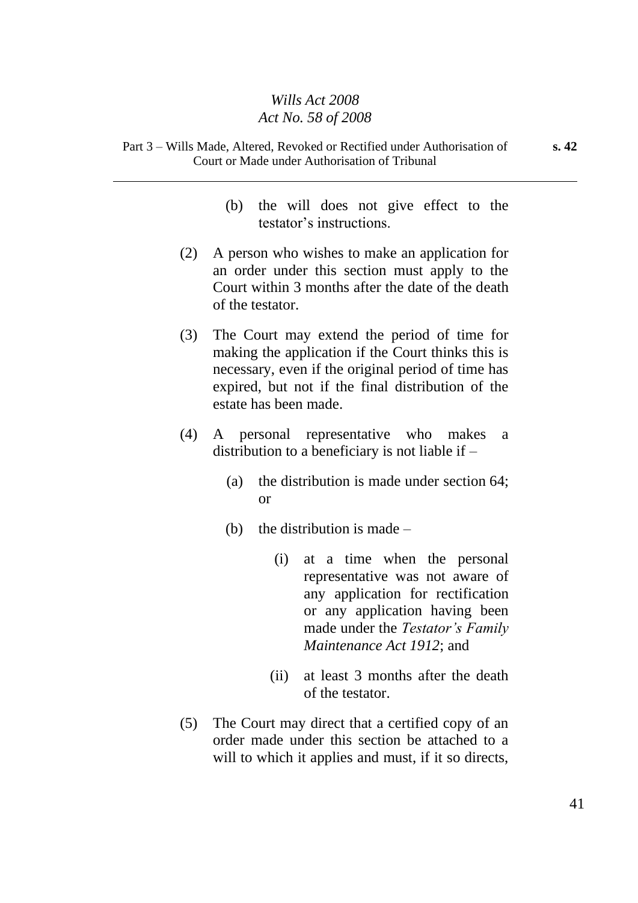(b) the will does not give effect to the testator's instructions.

(2) A person who wishes to make an application for an order under this section must apply to the Court within 3 months after the date of the death of the testator.

(3) The Court may extend the period of time for making the application if the Court thinks this is necessary, even if the original period of time has expired, but not if the final distribution of the estate has been made.

(4) A personal representative who makes a distribution to a beneficiary is not liable if –

(a) the distribution is made under section 64; or

(b) the distribution is made –

(i) at a time when the personal representative was not aware of any application for rectification or any application having been made under the *Testator's Family Maintenance Act 1912*; and

(ii) at least 3 months after the death of the testator.

(5) The Court may direct that a certified copy of an order made under this section be attached to a will to which it applies and must, if it so directs,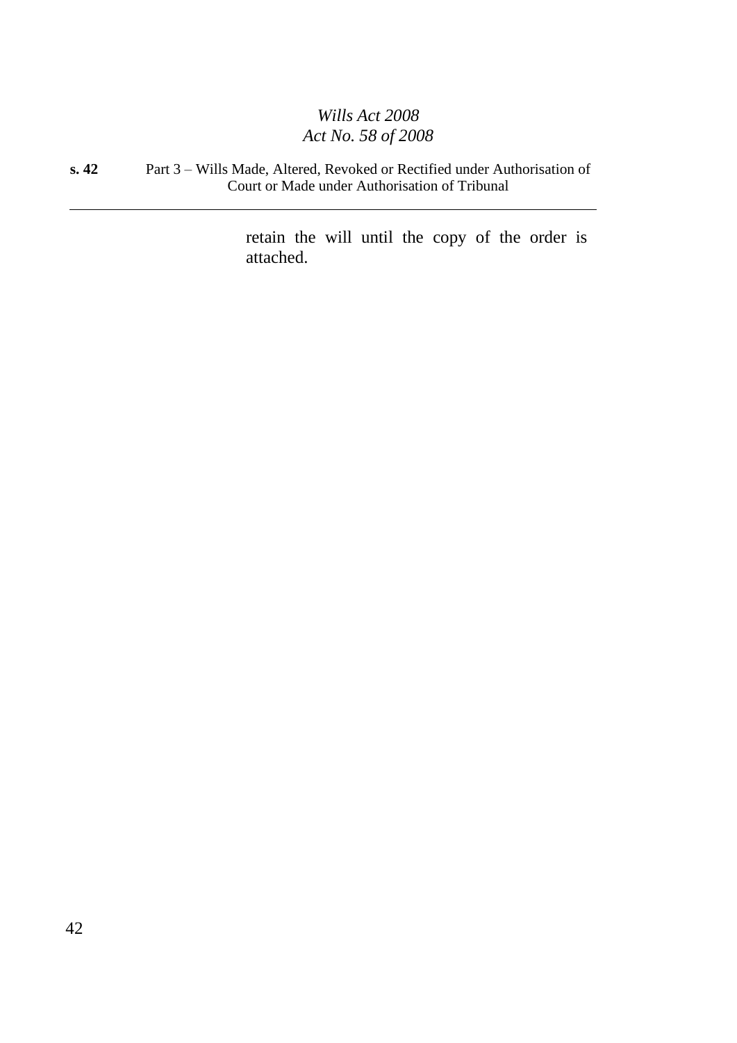retain the will until the copy of the order is attached.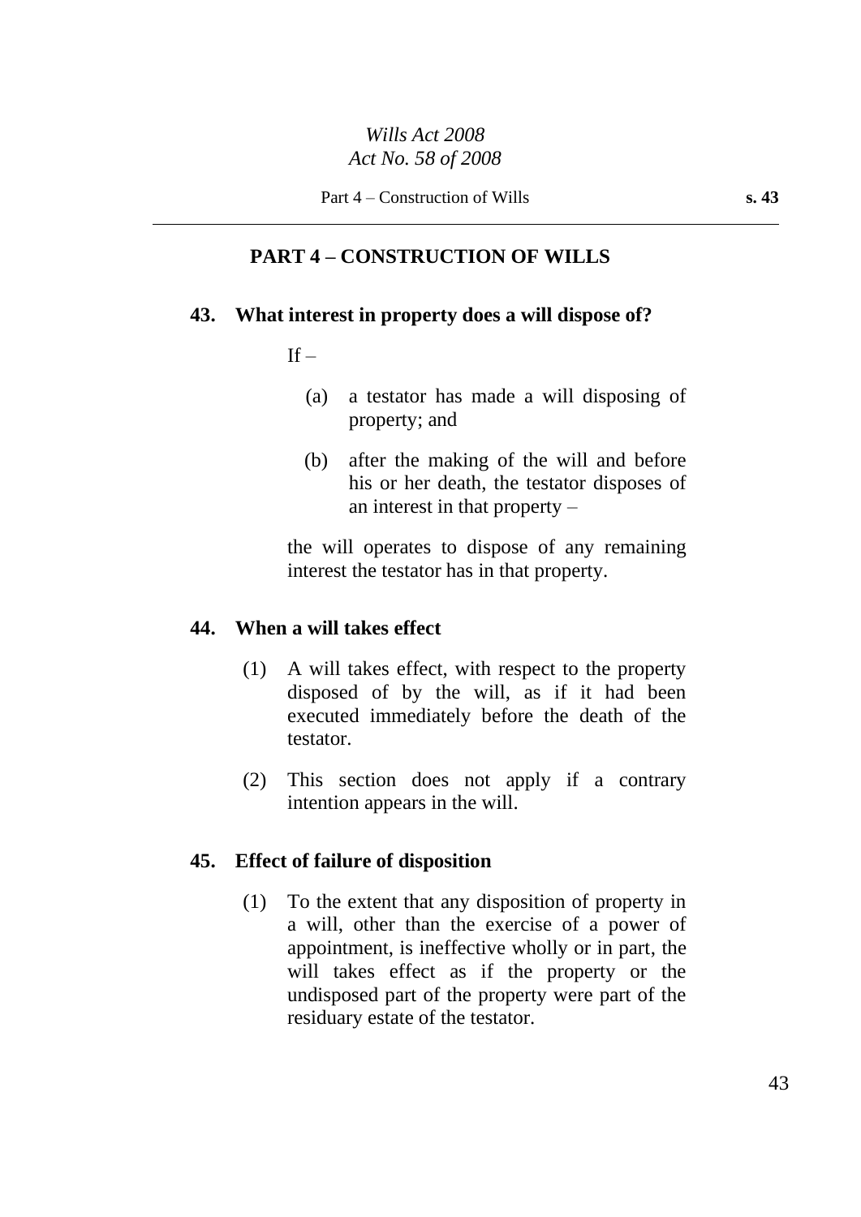## PART 4 – CONSTRUCTION OF WILLS

### 43. What interest in property does a will dispose of?

If –

(a) a testator has made a will disposing of property; and

(b) after the making of the will and before his or her death, the testator disposes of an interest in that property –

the will operates to dispose of any remaining interest the testator has in that property.

### 44. When a will takes effect

(1) A will takes effect, with respect to the property disposed of by the will, as if it had been executed immediately before the death of the testator.

(2) This section does not apply if a contrary intention appears in the will.

### 45. Effect of failure of disposition

(1) To the extent that any disposition of property in a will, other than the exercise of a power of appointment, is ineffective wholly or in part, the will takes effect as if the property or the undisposed part of the property were part of the residuary estate of the testator.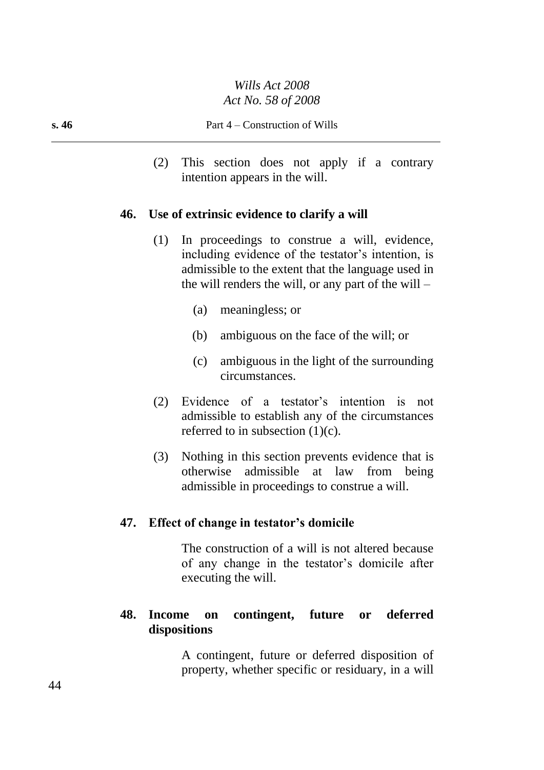(2) This section does not apply if a contrary intention appears in the will.

### 46. Use of extrinsic evidence to clarify a will

(1) In proceedings to construe a will, evidence, including evidence of the testator's intention, is admissible to the extent that the language used in the will renders the will, or any part of the will –

(a) meaningless; or

(b) ambiguous on the face of the will; or

(c) ambiguous in the light of the surrounding circumstances.

(2) Evidence of a testator's intention is not admissible to establish any of the circumstances referred to in subsection (1)(c).

(3) Nothing in this section prevents evidence that is otherwise admissible at law from being admissible in proceedings to construe a will.

### 47. Effect of change in testator's domicile

The construction of a will is not altered because of any change in the testator's domicile after executing the will.

### 48. Income on contingent, future or deferred dispositions

A contingent, future or deferred disposition of property, whether specific or residuary, in a will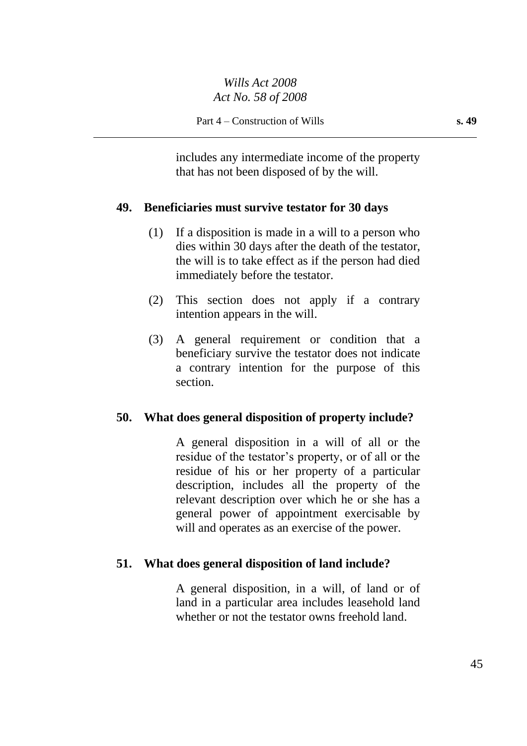includes any intermediate income of the property that has not been disposed of by the will.

## 49. Beneficiaries must survive testator for 30 days

(1) If a disposition is made in a will to a person who dies within 30 days after the death of the testator, the will is to take effect as if the person had died immediately before the testator.

(2) This section does not apply if a contrary intention appears in the will.

(3) A general requirement or condition that a beneficiary survive the testator does not indicate a contrary intention for the purpose of this section.

## 50. What does general disposition of property include?

A general disposition in a will of all or the residue of the testator's property, or of all or the residue of his or her property of a particular description, includes all the property of the relevant description over which he or she has a general power of appointment exercisable by will and operates as an exercise of the power.

## 51. What does general disposition of land include?

A general disposition, in a will, of land or of land in a particular area includes leasehold land whether or not the testator owns freehold land.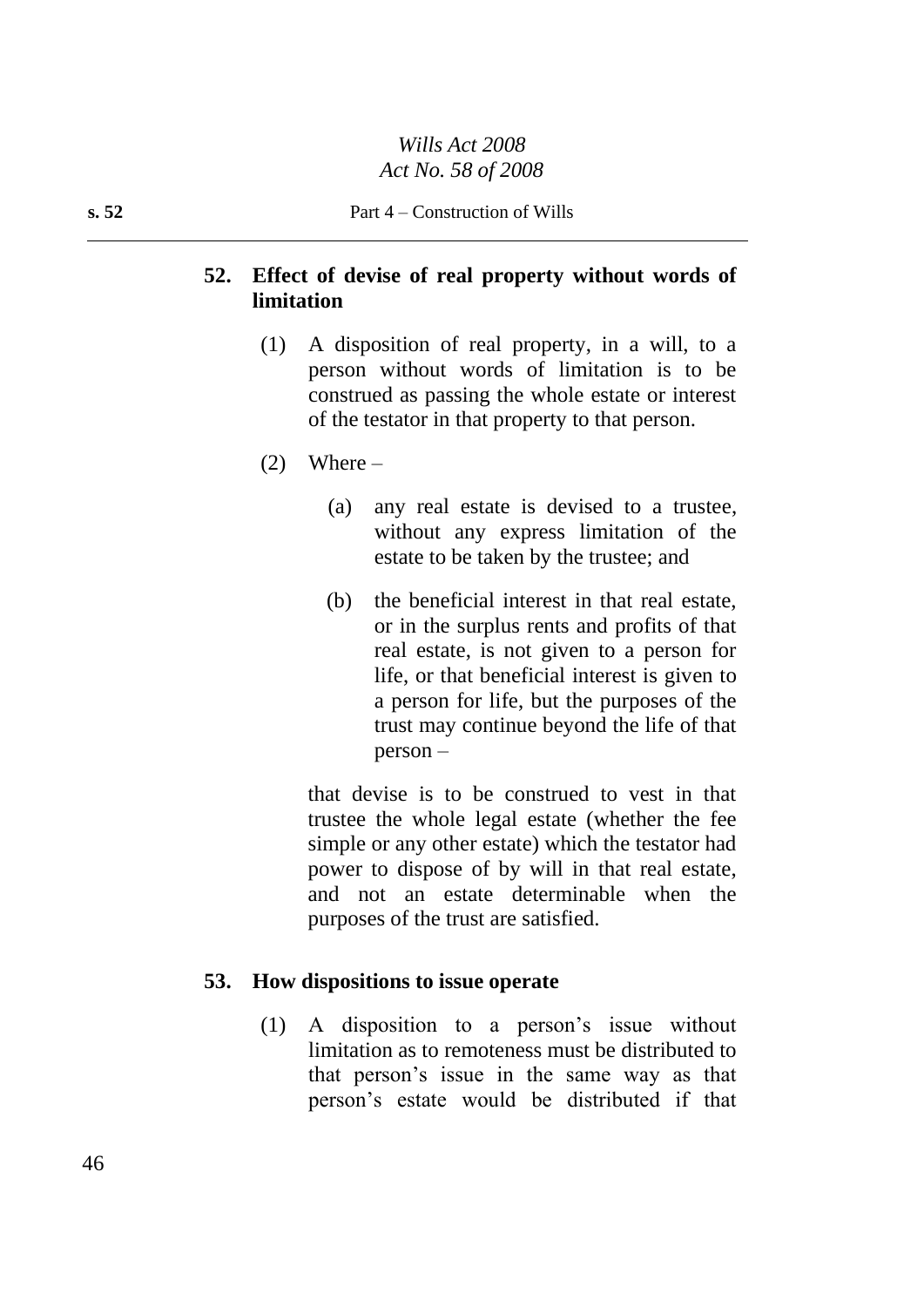## 52. Effect of devise of real property without words of limitation

(1) A disposition of real property, in a will, to a person without words of limitation is to be construed as passing the whole estate or interest of the testator in that property to that person.

(2) Where –

(a) any real estate is devised to a trustee, without any express limitation of the estate to be taken by the trustee; and

(b) the beneficial interest in that real estate, or in the surplus rents and profits of that real estate, is not given to a person for life, or that beneficial interest is given to a person for life, but the purposes of the trust may continue beyond the life of that person –

that devise is to be construed to vest in that trustee the whole legal estate (whether the fee simple or any other estate) which the testator had power to dispose of by will in that real estate, and not an estate determinable when the purposes of the trust are satisfied.

## 53. How dispositions to issue operate

(1) A disposition to a person's issue without limitation as to remoteness must be distributed to that person's issue in the same way as that person's estate would be distributed if that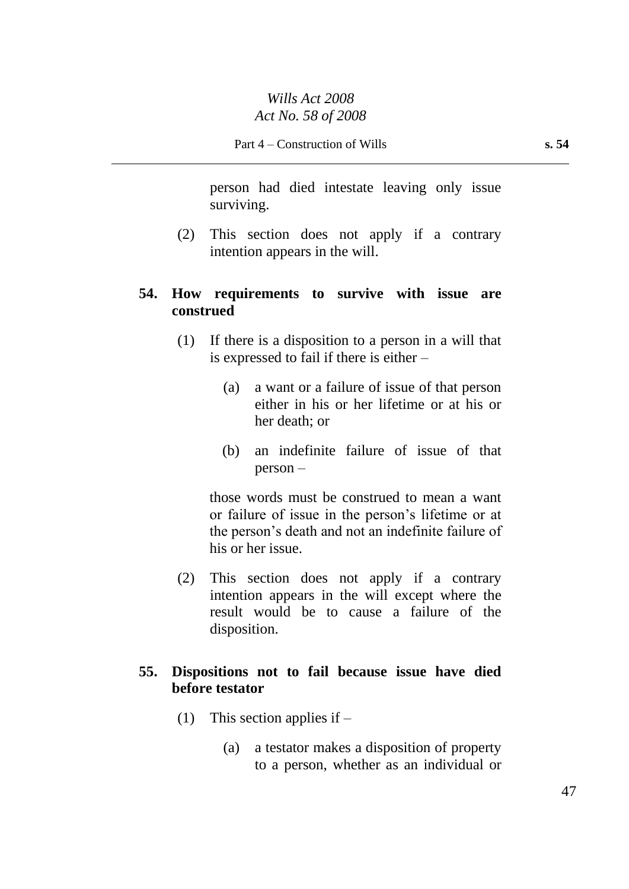person had died intestate leaving only issue surviving.

(2) This section does not apply if a contrary intention appears in the will.

### 54. How requirements to survive with issue are construed

(1) If there is a disposition to a person in a will that is expressed to fail if there is either –

(a) a want or a failure of issue of that person either in his or her lifetime or at his or her death; or

(b) an indefinite failure of issue of that person –

those words must be construed to mean a want or failure of issue in the person's lifetime or at the person's death and not an indefinite failure of his or her issue.

(2) This section does not apply if a contrary intention appears in the will except where the result would be to cause a failure of the disposition.

### 55. Dispositions not to fail because issue have died before testator

(1) This section applies if –

(a) a testator makes a disposition of property to a person, whether as an individual or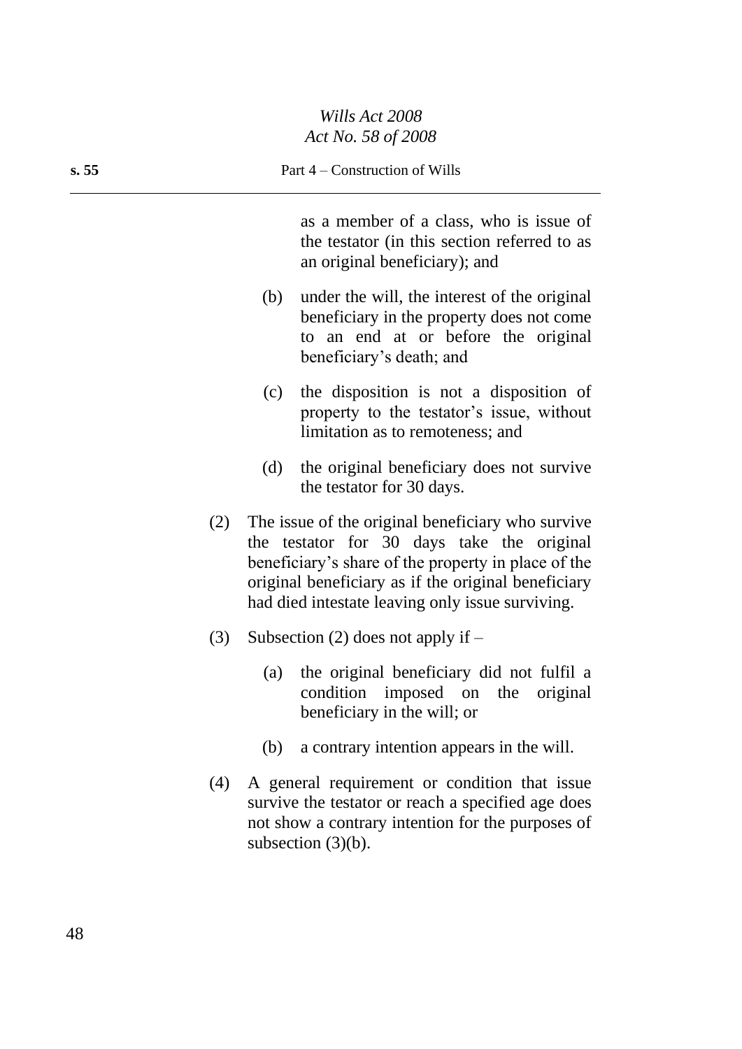as a member of a class, who is issue of the testator (in this section referred to as an original beneficiary); and

(b) under the will, the interest of the original beneficiary in the property does not come to an end at or before the original beneficiary's death; and

(c) the disposition is not a disposition of property to the testator's issue, without limitation as to remoteness; and

(d) the original beneficiary does not survive the testator for 30 days.

(2) The issue of the original beneficiary who survive the testator for 30 days take the original beneficiary's share of the property in place of the original beneficiary as if the original beneficiary had died intestate leaving only issue surviving.

(3) Subsection (2) does not apply if –

(a) the original beneficiary did not fulfil a condition imposed on the original beneficiary in the will; or

(b) a contrary intention appears in the will.

(4) A general requirement or condition that issue survive the testator or reach a specified age does not show a contrary intention for the purposes of subsection (3)(b).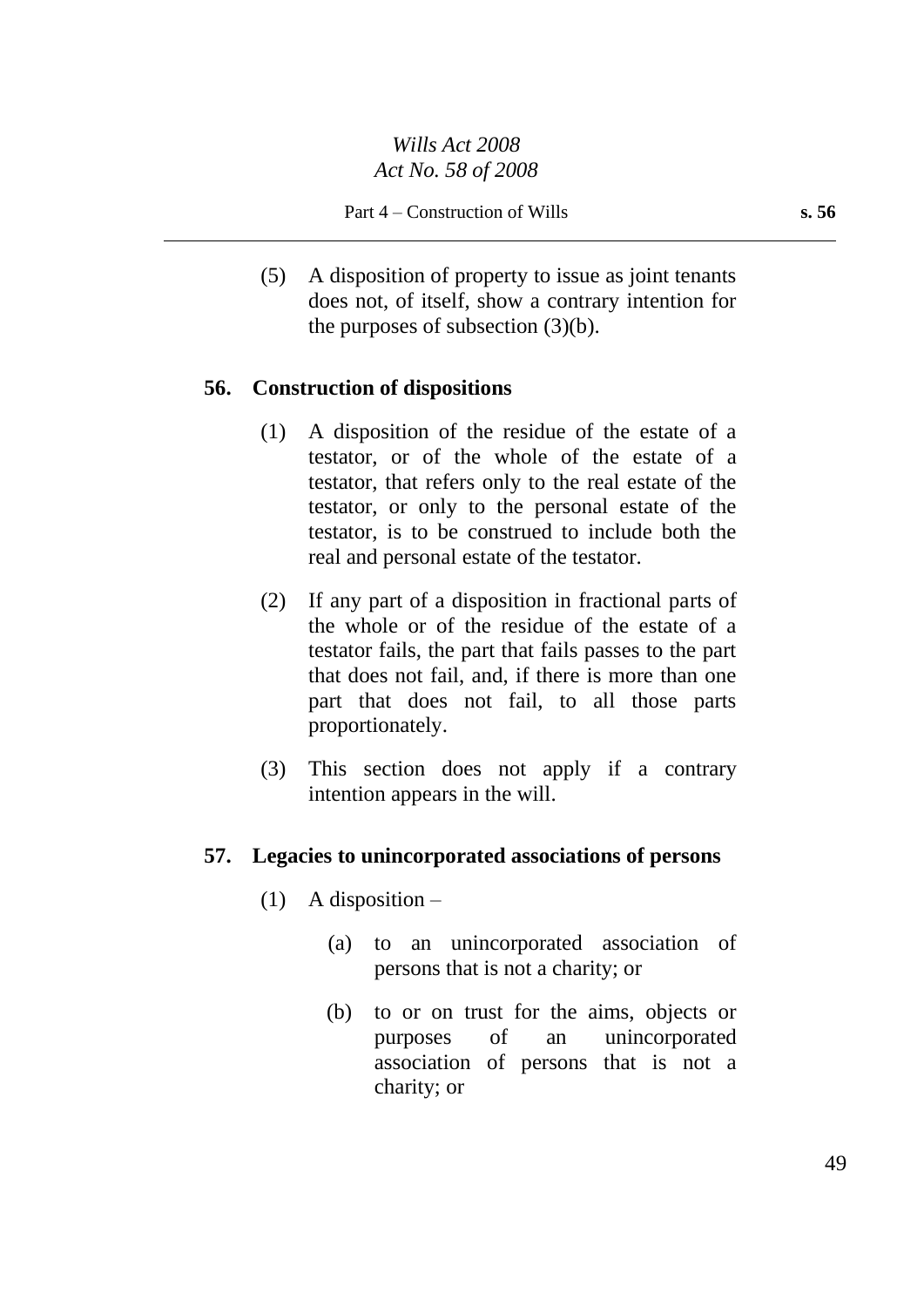(5) A disposition of property to issue as joint tenants does not, of itself, show a contrary intention for the purposes of subsection (3)(b).

### 56. Construction of dispositions

(1) A disposition of the residue of the estate of a testator, or of the whole of the estate of a testator, that refers only to the real estate of the testator, or only to the personal estate of the testator, is to be construed to include both the real and personal estate of the testator.

(2) If any part of a disposition in fractional parts of the whole or of the residue of the estate of a testator fails, the part that fails passes to the part that does not fail, and, if there is more than one part that does not fail, to all those parts proportionately.

(3) This section does not apply if a contrary intention appears in the will.

### 57. Legacies to unincorporated associations of persons

(1) A disposition –

(a) to an unincorporated association of persons that is not a charity; or

(b) to or on trust for the aims, objects or purposes of an unincorporated association of persons that is not a charity; or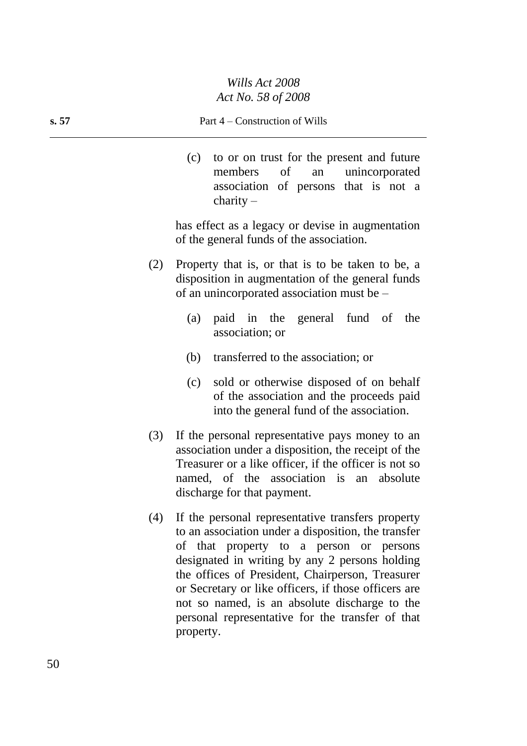(c) to or on trust for the present and future members of an unincorporated association of persons that is not a charity –

has effect as a legacy or devise in augmentation of the general funds of the association.

(2) Property that is, or that is to be taken to be, a disposition in augmentation of the general funds of an unincorporated association must be –

(a) paid in the general fund of the association; or

(b) transferred to the association; or

(c) sold or otherwise disposed of on behalf of the association and the proceeds paid into the general fund of the association.

(3) If the personal representative pays money to an association under a disposition, the receipt of the Treasurer or a like officer, if the officer is not so named, of the association is an absolute discharge for that payment.

(4) If the personal representative transfers property to an association under a disposition, the transfer of that property to a person or persons designated in writing by any 2 persons holding the offices of President, Chairperson, Treasurer or Secretary or like officers, if those officers are not so named, is an absolute discharge to the personal representative for the transfer of that property.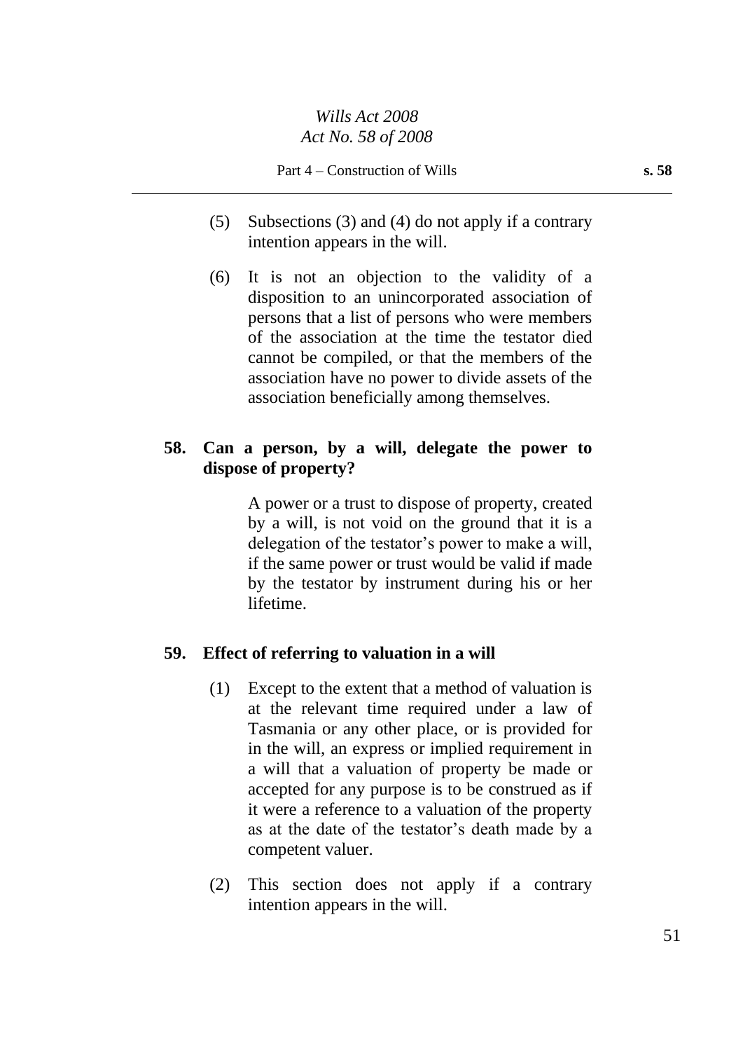(5) Subsections (3) and (4) do not apply if a contrary intention appears in the will.

(6) It is not an objection to the validity of a disposition to an unincorporated association of persons that a list of persons who were members of the association at the time the testator died cannot be compiled, or that the members of the association have no power to divide assets of the association beneficially among themselves.

**58. Can a person, by a will, delegate the power to dispose of property?**

A power or a trust to dispose of property, created by a will, is not void on the ground that it is a delegation of the testator's power to make a will, if the same power or trust would be valid if made by the testator by instrument during his or her lifetime.

**59. Effect of referring to valuation in a will**

(1) Except to the extent that a method of valuation is at the relevant time required under a law of Tasmania or any other place, or is provided for in the will, an express or implied requirement in a will that a valuation of property be made or accepted for any purpose is to be construed as if it were a reference to a valuation of the property as at the date of the testator's death made by a competent valuer.

(2) This section does not apply if a contrary intention appears in the will.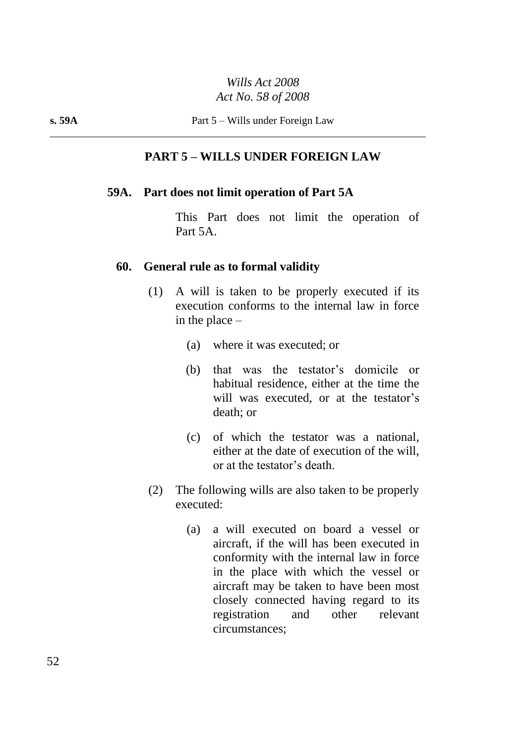## PART 5 – WILLS UNDER FOREIGN LAW

### 59A. Part does not limit operation of Part 5A

This Part does not limit the operation of Part 5A.

### 60. General rule as to formal validity

(1) A will is taken to be properly executed if its execution conforms to the internal law in force in the place –

(a) where it was executed; or

(b) that was the testator's domicile or habitual residence, either at the time the will was executed, or at the testator's death; or

(c) of which the testator was a national, either at the date of execution of the will, or at the testator's death.

(2) The following wills are also taken to be properly executed:

(a) a will executed on board a vessel or aircraft, if the will has been executed in conformity with the internal law in force in the place with which the vessel or aircraft may be taken to have been most closely connected having regard to its registration and other relevant circumstances;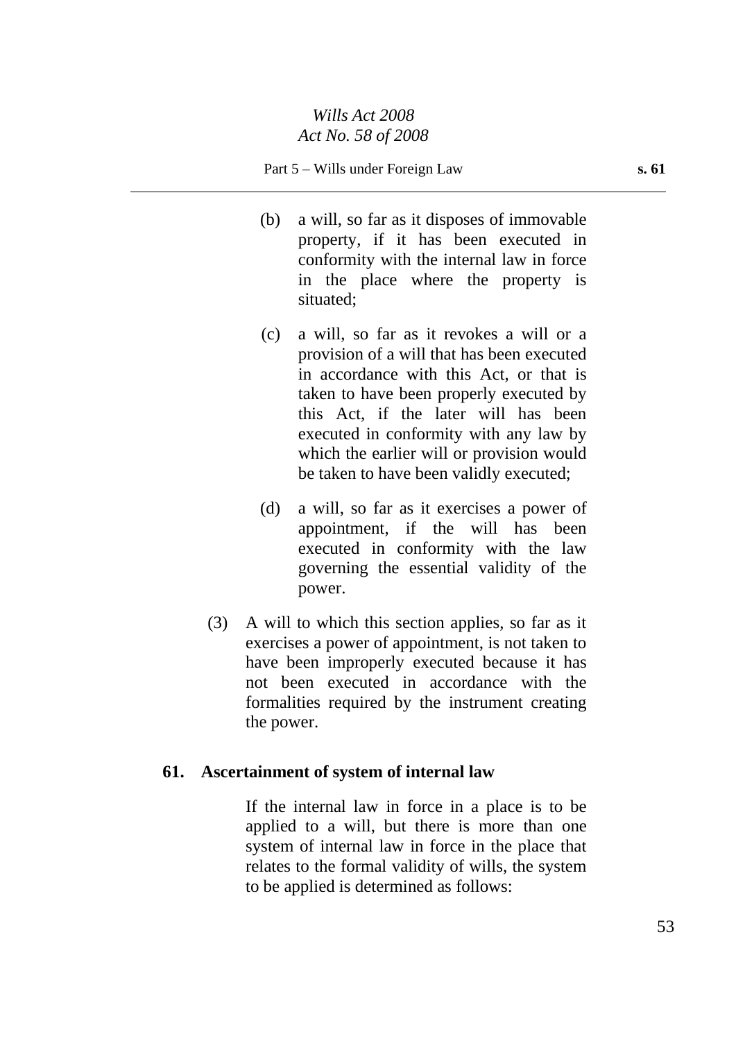(b) a will, so far as it disposes of immovable property, if it has been executed in conformity with the internal law in force in the place where the property is situated;

(c) a will, so far as it revokes a will or a provision of a will that has been executed in accordance with this Act, or that is taken to have been properly executed by this Act, if the later will has been executed in conformity with any law by which the earlier will or provision would be taken to have been validly executed;

(d) a will, so far as it exercises a power of appointment, if the will has been executed in conformity with the law governing the essential validity of the power.

(3) A will to which this section applies, so far as it exercises a power of appointment, is not taken to have been improperly executed because it has not been executed in accordance with the formalities required by the instrument creating the power.

### 61. Ascertainment of system of internal law

If the internal law in force in a place is to be applied to a will, but there is more than one system of internal law in force in the place that relates to the formal validity of wills, the system to be applied is determined as follows: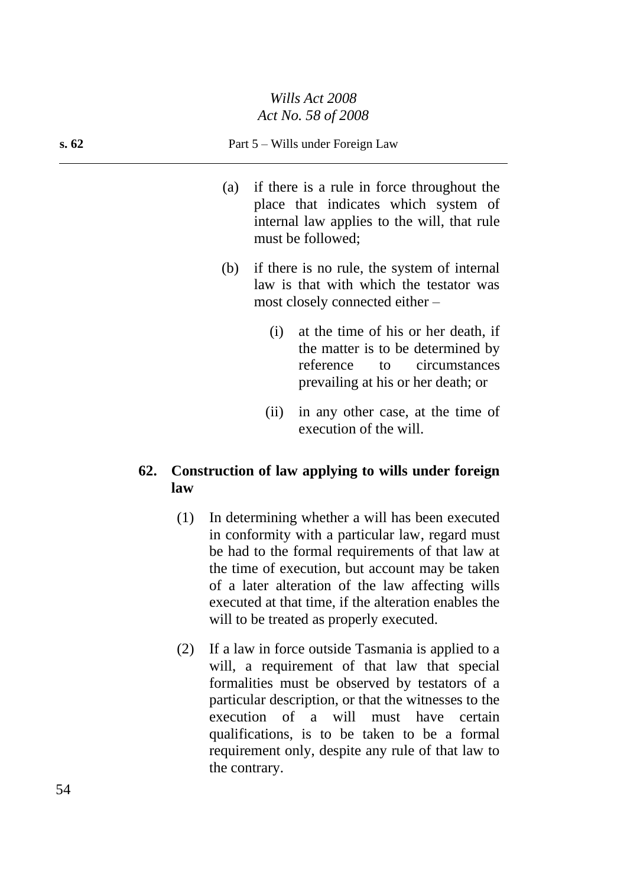(a) if there is a rule in force throughout the place that indicates which system of internal law applies to the will, that rule must be followed;

(b) if there is no rule, the system of internal law is that with which the testator was most closely connected either –

   (i) at the time of his or her death, if the matter is to be determined by reference to circumstances prevailing at his or her death; or

   (ii) in any other case, at the time of execution of the will.

**62. Construction of law applying to wills under foreign law**

(1) In determining whether a will has been executed in conformity with a particular law, regard must be had to the formal requirements of that law at the time of execution, but account may be taken of a later alteration of the law affecting wills executed at that time, if the alteration enables the will to be treated as properly executed.

(2) If a law in force outside Tasmania is applied to a will, a requirement of that law that special formalities must be observed by testators of a particular description, or that the witnesses to the execution of a will must have certain qualifications, is to be taken to be a formal requirement only, despite any rule of that law to the contrary.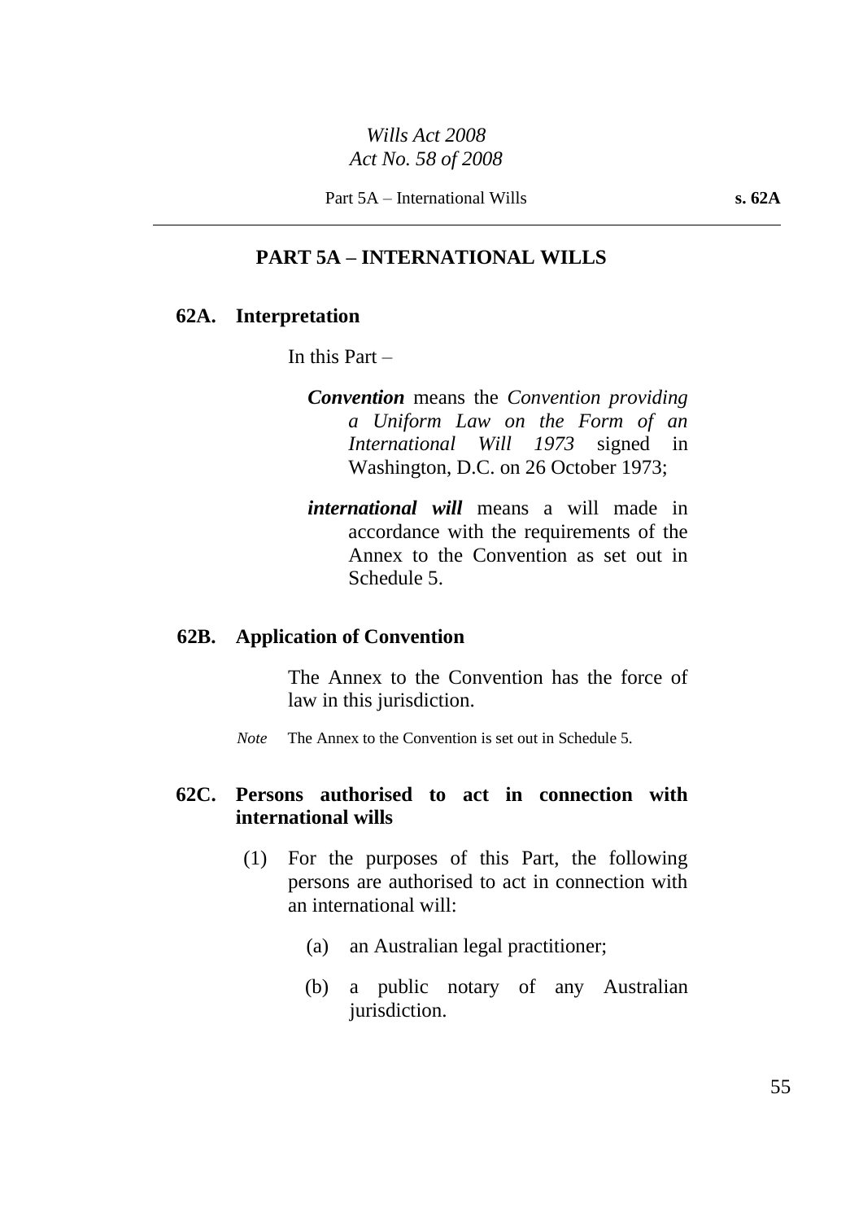## PART 5A – INTERNATIONAL WILLS

### 62A. Interpretation

In this Part –

***Convention*** means the *Convention providing a Uniform Law on the Form of an International Will 1973* signed in Washington, D.C. on 26 October 1973;

***international will*** means a will made in accordance with the requirements of the Annex to the Convention as set out in Schedule 5.

### 62B. Application of Convention

The Annex to the Convention has the force of law in this jurisdiction.

*Note* The Annex to the Convention is set out in Schedule 5.

### 62C. Persons authorised to act in connection with international wills

(1) For the purposes of this Part, the following persons are authorised to act in connection with an international will:

(a) an Australian legal practitioner;

(b) a public notary of any Australian jurisdiction.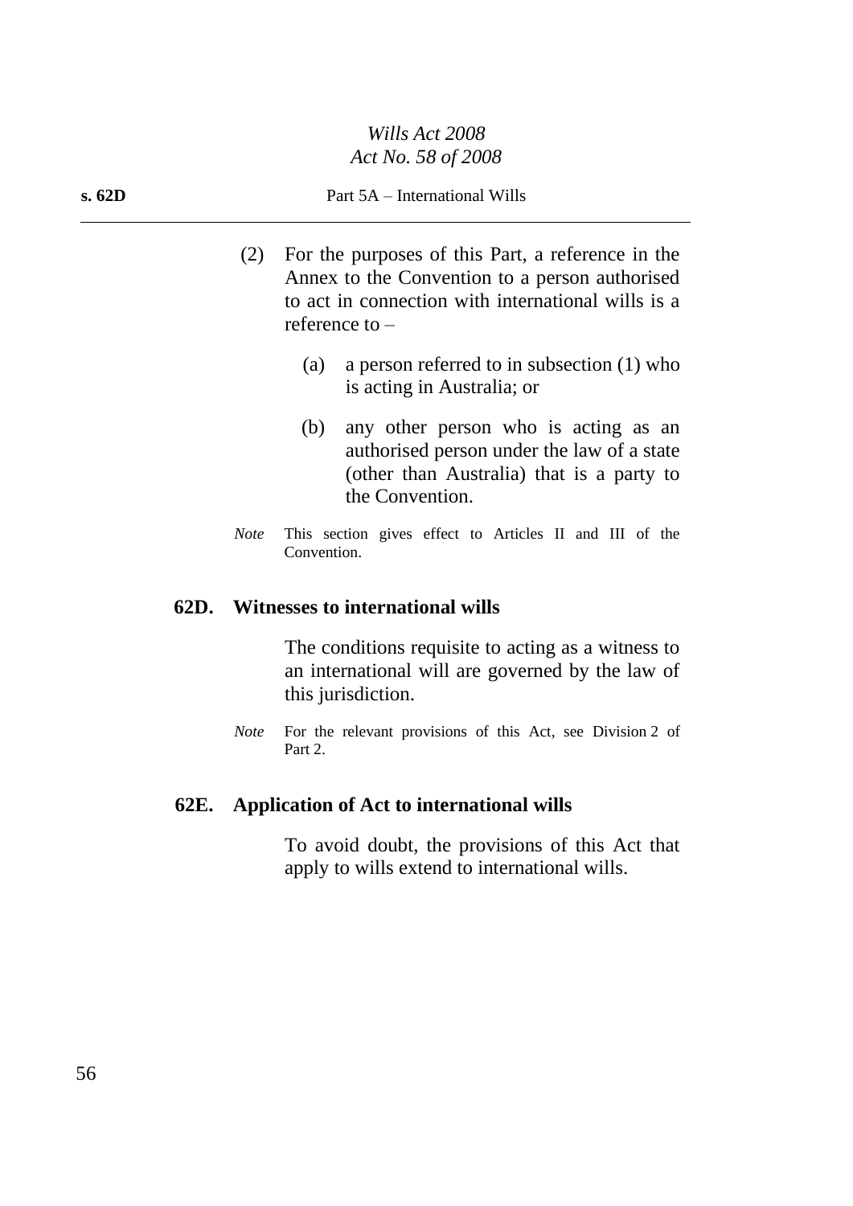(2) For the purposes of this Part, a reference in the Annex to the Convention to a person authorised to act in connection with international wills is a reference to –

(a) a person referred to in subsection (1) who is acting in Australia; or

(b) any other person who is acting as an authorised person under the law of a state (other than Australia) that is a party to the Convention.

*Note* This section gives effect to Articles II and III of the Convention.

### 62D. Witnesses to international wills

The conditions requisite to acting as a witness to an international will are governed by the law of this jurisdiction.

*Note* For the relevant provisions of this Act, see Division 2 of Part 2.

### 62E. Application of Act to international wills

To avoid doubt, the provisions of this Act that apply to wills extend to international wills.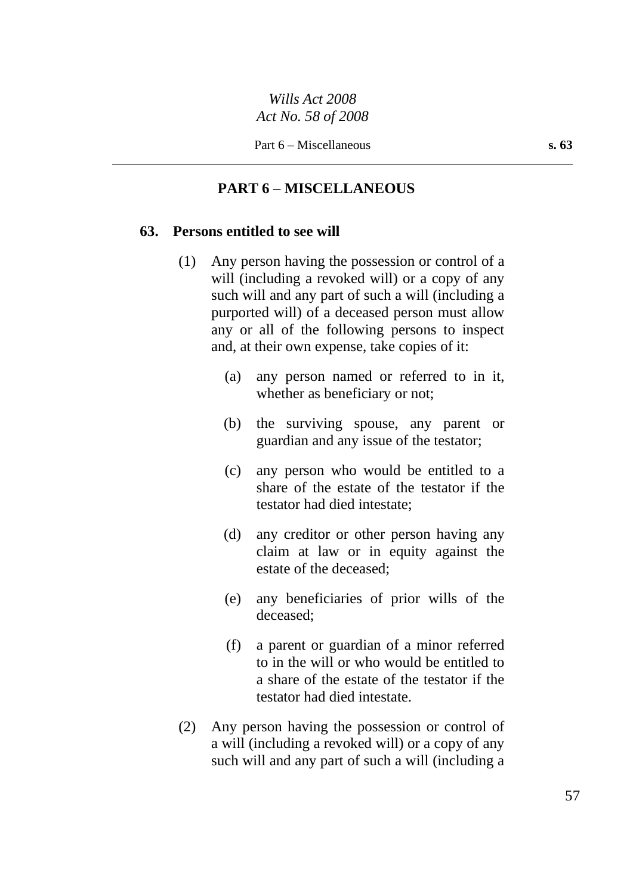## PART 6 – MISCELLANEOUS

### 63. Persons entitled to see will

(1) Any person having the possession or control of a will (including a revoked will) or a copy of any such will and any part of such a will (including a purported will) of a deceased person must allow any or all of the following persons to inspect and, at their own expense, take copies of it:

- (a) any person named or referred to in it, whether as beneficiary or not;
- (b) the surviving spouse, any parent or guardian and any issue of the testator;
- (c) any person who would be entitled to a share of the estate of the testator if the testator had died intestate;
- (d) any creditor or other person having any claim at law or in equity against the estate of the deceased;
- (e) any beneficiaries of prior wills of the deceased;
- (f) a parent or guardian of a minor referred to in the will or who would be entitled to a share of the estate of the testator if the testator had died intestate.

(2) Any person having the possession or control of a will (including a revoked will) or a copy of any such will and any part of such a will (including a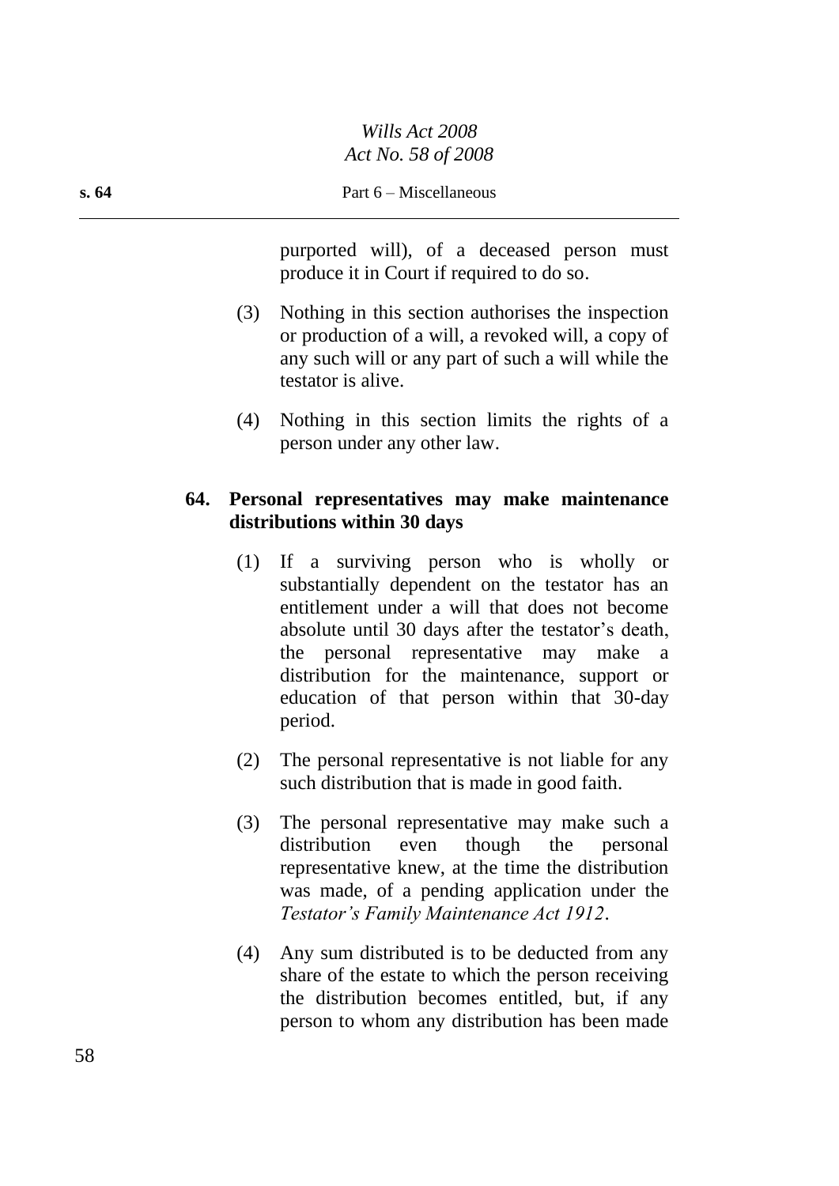purported will), of a deceased person must produce it in Court if required to do so.

(3) Nothing in this section authorises the inspection or production of a will, a revoked will, a copy of any such will or any part of such a will while the testator is alive.

(4) Nothing in this section limits the rights of a person under any other law.

### 64. Personal representatives may make maintenance distributions within 30 days

(1) If a surviving person who is wholly or substantially dependent on the testator has an entitlement under a will that does not become absolute until 30 days after the testator's death, the personal representative may make a distribution for the maintenance, support or education of that person within that 30-day period.

(2) The personal representative is not liable for any such distribution that is made in good faith.

(3) The personal representative may make such a distribution even though the personal representative knew, at the time the distribution was made, of a pending application under the *Testator's Family Maintenance Act 1912*.

(4) Any sum distributed is to be deducted from any share of the estate to which the person receiving the distribution becomes entitled, but, if any person to whom any distribution has been made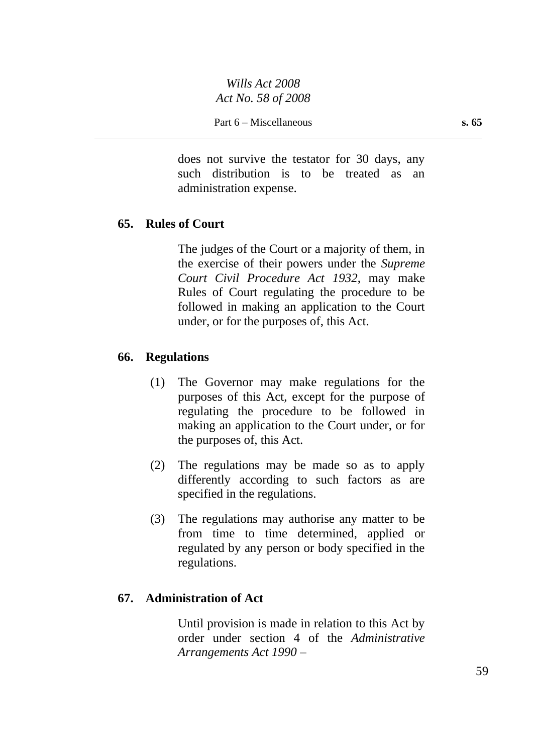does not survive the testator for 30 days, any such distribution is to be treated as an administration expense.

## 65. Rules of Court

The judges of the Court or a majority of them, in the exercise of their powers under the *Supreme Court Civil Procedure Act 1932*, may make Rules of Court regulating the procedure to be followed in making an application to the Court under, or for the purposes of, this Act.

## 66. Regulations

(1) The Governor may make regulations for the purposes of this Act, except for the purpose of regulating the procedure to be followed in making an application to the Court under, or for the purposes of, this Act.

(2) The regulations may be made so as to apply differently according to such factors as are specified in the regulations.

(3) The regulations may authorise any matter to be from time to time determined, applied or regulated by any person or body specified in the regulations.

## 67. Administration of Act

Until provision is made in relation to this Act by order under section 4 of the *Administrative Arrangements Act 1990* –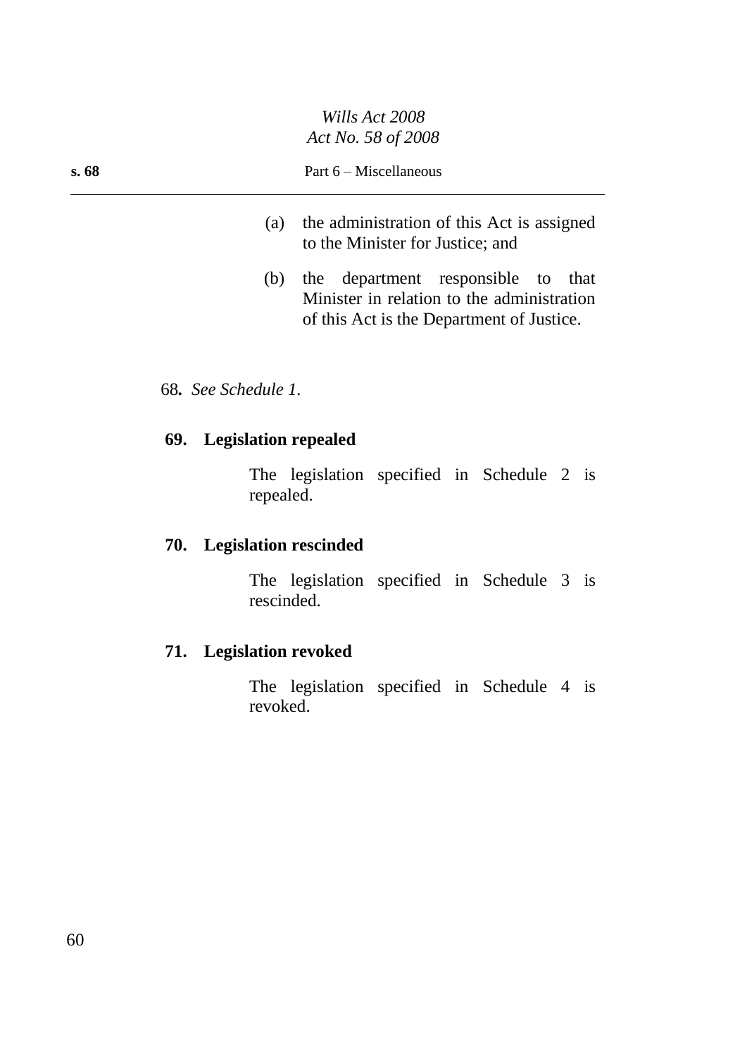(a) the administration of this Act is assigned to the Minister for Justice; and

(b) the department responsible to that Minister in relation to the administration of this Act is the Department of Justice.

68. *See Schedule 1.*

**69. Legislation repealed**

The legislation specified in Schedule 2 is repealed.

**70. Legislation rescinded**

The legislation specified in Schedule 3 is rescinded.

**71. Legislation revoked**

The legislation specified in Schedule 4 is revoked.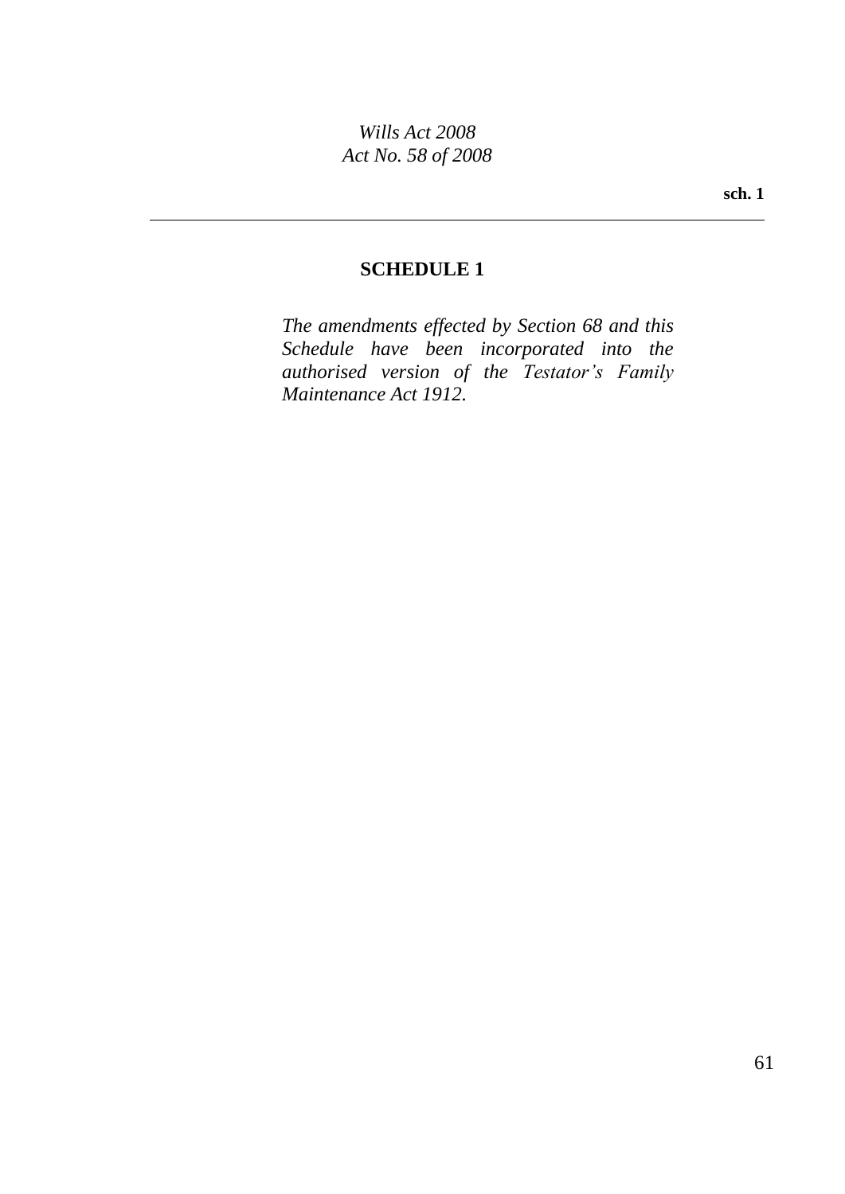## SCHEDULE 1

*The amendments effected by Section 68 and this Schedule have been incorporated into the authorised version of the Testator's Family Maintenance Act 1912.*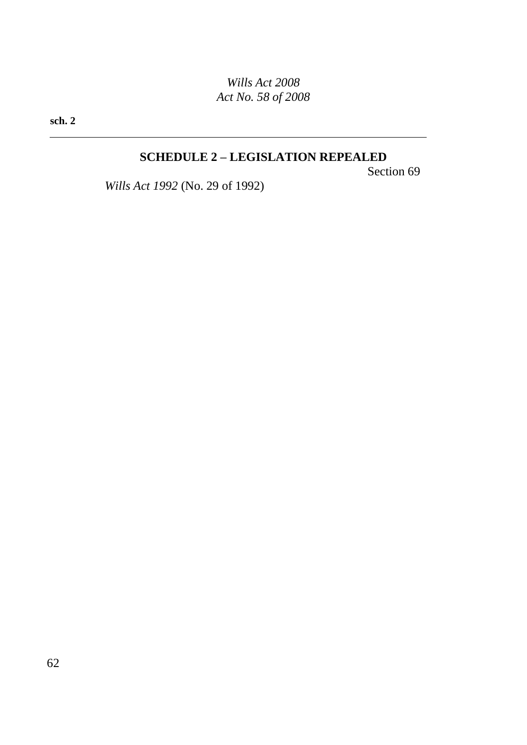## SCHEDULE 2 – LEGISLATION REPEALED

Section 69

*Wills Act 1992* (No. 29 of 1992)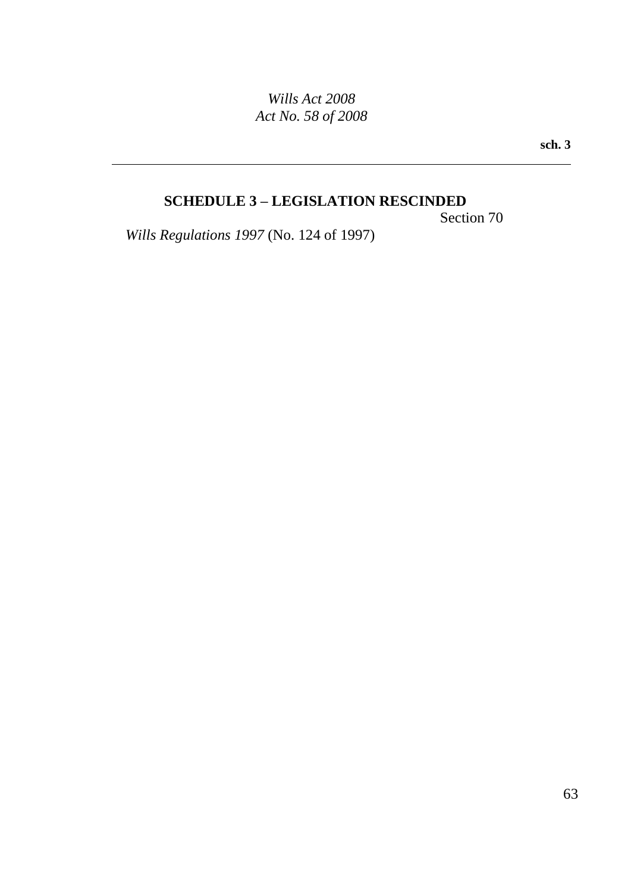## SCHEDULE 3 – LEGISLATION RESCINDED

Section 70

*Wills Regulations 1997* (No. 124 of 1997)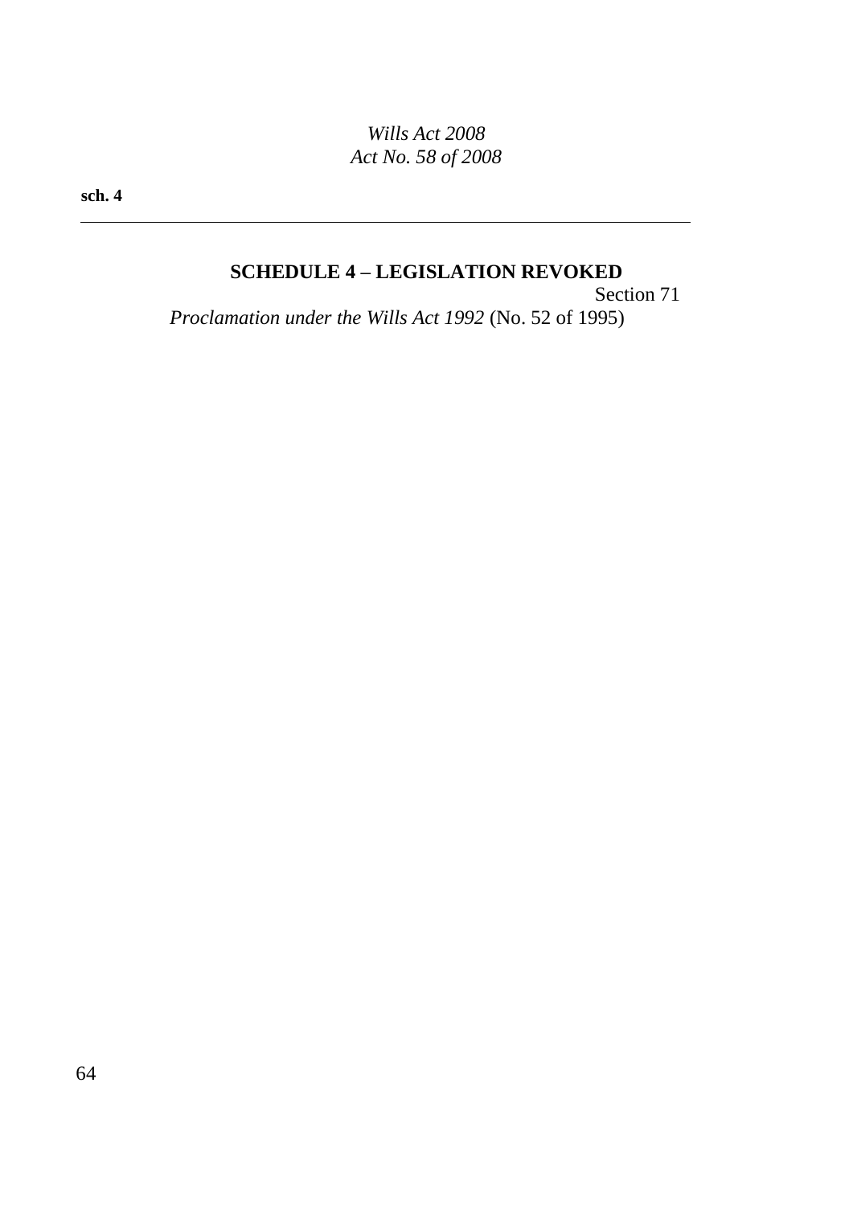## SCHEDULE 4 – LEGISLATION REVOKED

Section 71

*Proclamation under the Wills Act 1992* (No. 52 of 1995)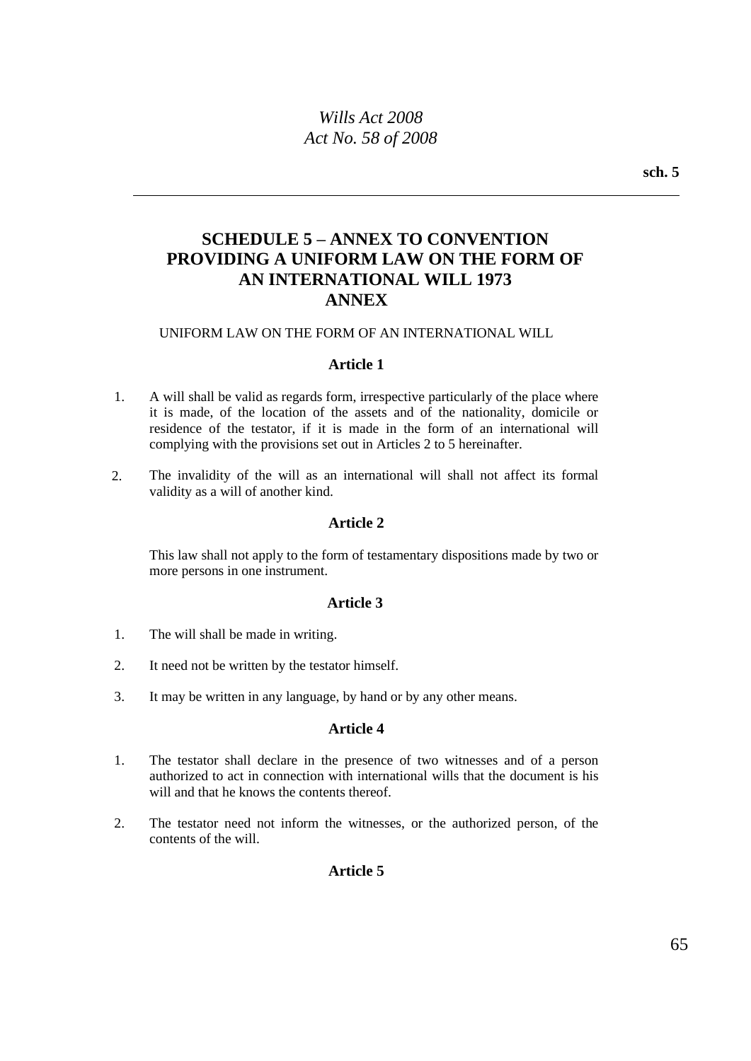# SCHEDULE 5 – ANNEX TO CONVENTION PROVIDING A UNIFORM LAW ON THE FORM OF AN INTERNATIONAL WILL 1973

## ANNEX

UNIFORM LAW ON THE FORM OF AN INTERNATIONAL WILL

### Article 1

1. A will shall be valid as regards form, irrespective particularly of the place where it is made, of the location of the assets and of the nationality, domicile or residence of the testator, if it is made in the form of an international will complying with the provisions set out in Articles 2 to 5 hereinafter.

2. The invalidity of the will as an international will shall not affect its formal validity as a will of another kind.

### Article 2

This law shall not apply to the form of testamentary dispositions made by two or more persons in one instrument.

### Article 3

1. The will shall be made in writing.

2. It need not be written by the testator himself.

3. It may be written in any language, by hand or by any other means.

### Article 4

1. The testator shall declare in the presence of two witnesses and of a person authorized to act in connection with international wills that the document is his will and that he knows the contents thereof.

2. The testator need not inform the witnesses, or the authorized person, of the contents of the will.

### Article 5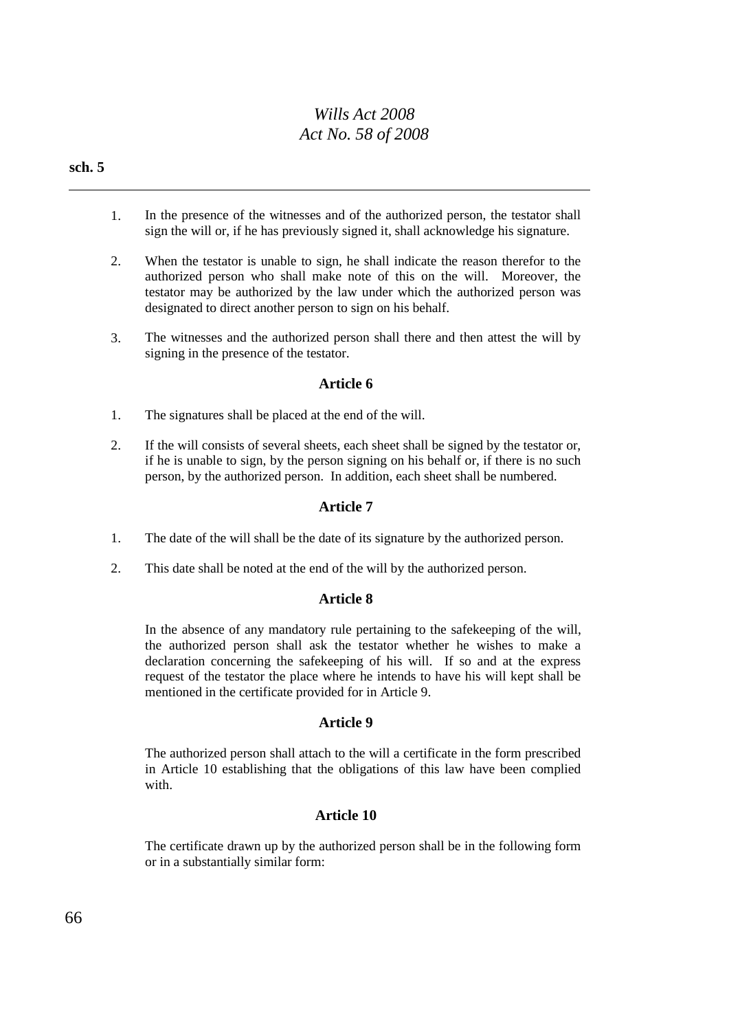1. In the presence of the witnesses and of the authorized person, the testator shall sign the will or, if he has previously signed it, shall acknowledge his signature.

2. When the testator is unable to sign, he shall indicate the reason therefor to the authorized person who shall make note of this on the will. Moreover, the testator may be authorized by the law under which the authorized person was designated to direct another person to sign on his behalf.

3. The witnesses and the authorized person shall there and then attest the will by signing in the presence of the testator.

### Article 6

1. The signatures shall be placed at the end of the will.

2. If the will consists of several sheets, each sheet shall be signed by the testator or, if he is unable to sign, by the person signing on his behalf or, if there is no such person, by the authorized person. In addition, each sheet shall be numbered.

### Article 7

1. The date of the will shall be the date of its signature by the authorized person.

2. This date shall be noted at the end of the will by the authorized person.

### Article 8

In the absence of any mandatory rule pertaining to the safekeeping of the will, the authorized person shall ask the testator whether he wishes to make a declaration concerning the safekeeping of his will. If so and at the express request of the testator the place where he intends to have his will kept shall be mentioned in the certificate provided for in Article 9.

### Article 9

The authorized person shall attach to the will a certificate in the form prescribed in Article 10 establishing that the obligations of this law have been complied with.

### Article 10

The certificate drawn up by the authorized person shall be in the following form or in a substantially similar form: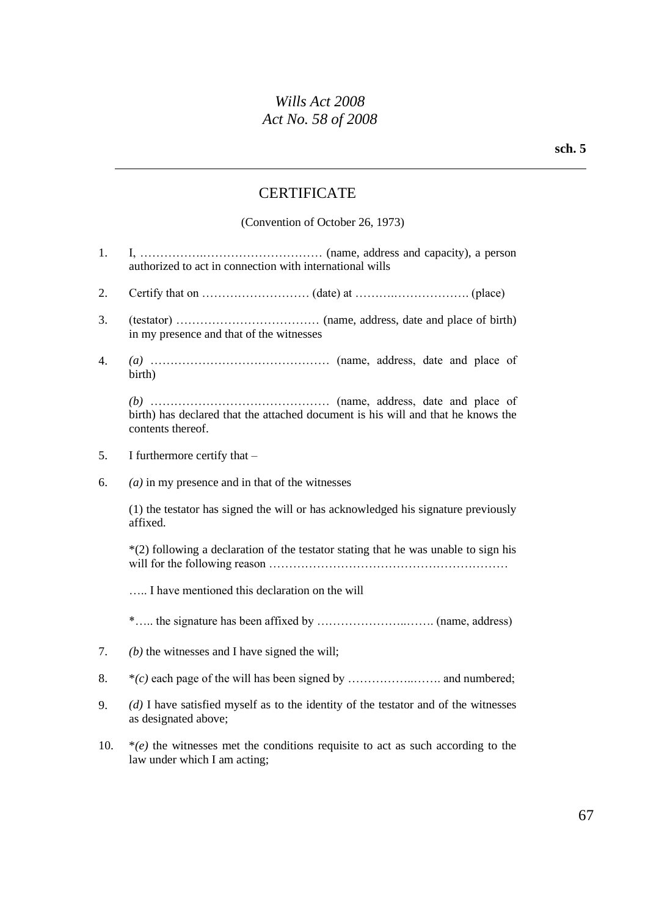## CERTIFICATE

(Convention of October 26, 1973)

1. I, ……………………………………… (name, address and capacity), a person authorized to act in connection with international wills

2. Certify that on ……………………… (date) at ………………………. (place)

3. (testator) ……………………………… (name, address, date and place of birth) in my presence and that of the witnesses

4. *(a)* ……………………………………… (name, address, date and place of birth)

   *(b)* ……………………………………… (name, address, date and place of birth) has declared that the attached document is his will and that he knows the contents thereof.

5. I furthermore certify that –

6. *(a)* in my presence and in that of the witnesses

   (1) the testator has signed the will or has acknowledged his signature previously affixed.

   *(2) following a declaration of the testator stating that he was unable to sign his will for the following reason ……………………………………………………

   ….. I have mentioned this declaration on the will

   *….. the signature has been affixed by ……………………..……. (name, address)

7. *(b)* the witnesses and I have signed the will;

8. **(c)* each page of the will has been signed by ……………..……. and numbered;

9. *(d)* I have satisfied myself as to the identity of the testator and of the witnesses as designated above;

10. **(e)* the witnesses met the conditions requisite to act as such according to the law under which I am acting;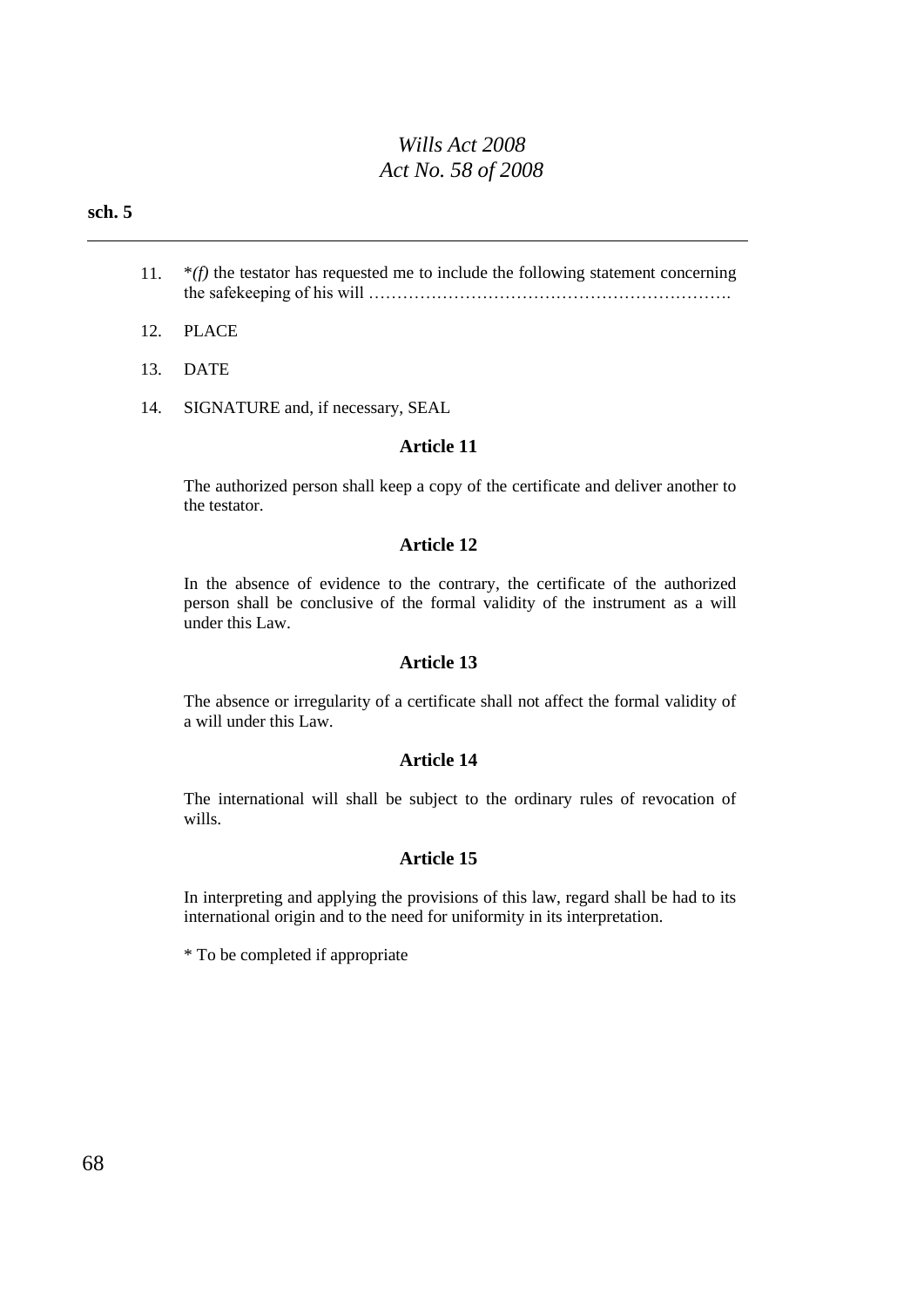11. *(f) the testator has requested me to include the following statement concerning the safekeeping of his will ……………………………………………………….

12. PLACE

13. DATE

14. SIGNATURE and, if necessary, SEAL

### Article 11

The authorized person shall keep a copy of the certificate and deliver another to the testator.

### Article 12

In the absence of evidence to the contrary, the certificate of the authorized person shall be conclusive of the formal validity of the instrument as a will under this Law.

### Article 13

The absence or irregularity of a certificate shall not affect the formal validity of a will under this Law.

### Article 14

The international will shall be subject to the ordinary rules of revocation of wills.

### Article 15

In interpreting and applying the provisions of this law, regard shall be had to its international origin and to the need for uniformity in its interpretation.

* To be completed if appropriate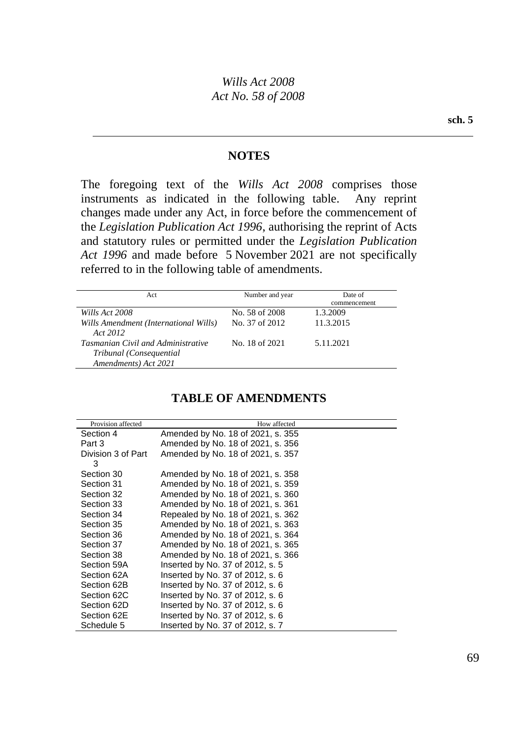## NOTES

The foregoing text of the *Wills Act 2008* comprises those instruments as indicated in the following table. Any reprint changes made under any Act, in force before the commencement of the *Legislation Publication Act 1996*, authorising the reprint of Acts and statutory rules or permitted under the *Legislation Publication Act 1996* and made before 5 November 2021 are not specifically referred to in the following table of amendments.

| Act | Number and year | Date of commencement |
|---|---|---|
| *Wills Act 2008* | No. 58 of 2008 | 1.3.2009 |
| *Wills Amendment (International Wills) Act 2012* | No. 37 of 2012 | 11.3.2015 |
| *Tasmanian Civil and Administrative Tribunal (Consequential Amendments) Act 2021* | No. 18 of 2021 | 5.11.2021 |

## TABLE OF AMENDMENTS

| Provision affected | How affected |
|---|---|
| Section 4 | Amended by No. 18 of 2021, s. 355 |
| Part 3 | Amended by No. 18 of 2021, s. 356 |
| Division 3 of Part 3 | Amended by No. 18 of 2021, s. 357 |
| Section 30 | Amended by No. 18 of 2021, s. 358 |
| Section 31 | Amended by No. 18 of 2021, s. 359 |
| Section 32 | Amended by No. 18 of 2021, s. 360 |
| Section 33 | Amended by No. 18 of 2021, s. 361 |
| Section 34 | Repealed by No. 18 of 2021, s. 362 |
| Section 35 | Amended by No. 18 of 2021, s. 363 |
| Section 36 | Amended by No. 18 of 2021, s. 364 |
| Section 37 | Amended by No. 18 of 2021, s. 365 |
| Section 38 | Amended by No. 18 of 2021, s. 366 |
| Section 59A | Inserted by No. 37 of 2012, s. 5 |
| Section 62A | Inserted by No. 37 of 2012, s. 6 |
| Section 62B | Inserted by No. 37 of 2012, s. 6 |
| Section 62C | Inserted by No. 37 of 2012, s. 6 |
| Section 62D | Inserted by No. 37 of 2012, s. 6 |
| Section 62E | Inserted by No. 37 of 2012, s. 6 |
| Schedule 5 | Inserted by No. 37 of 2012, s. 7 |